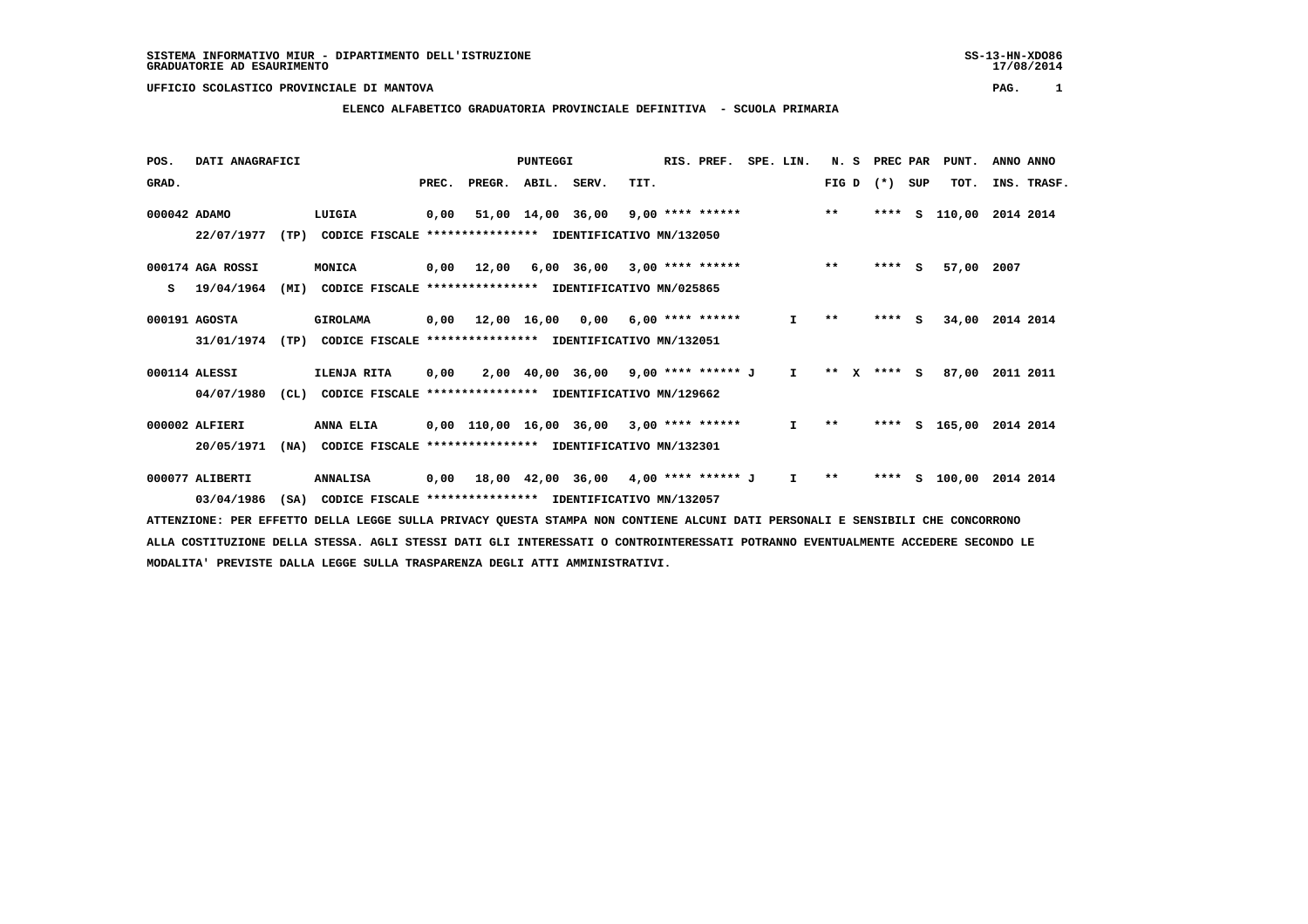SISTEMA INFORMATIVO MIUR - DIPARTIMENTO DELL'ISTRUZIONE
GRADUATORIE AD ESAURIMENTO

UFFICIO SCOLASTICO PROVINCIALE DI MANTOVA

**ELENCO ALFABETICO GRADUATORIA PROVINCIALE DEFINITIVA - SCUOLA PRIMARIA**

| POS. GRAD. | DATI ANAGRAFICI | | PREC. | PREGR. | ABIL. | SERV. | TIT. | RIS. PREF. | SPE. LIN. | N. S FIG D | PREC PAR (*) SUP | PUNT. TOT. | ANNO INS. | ANNO TRASF. |
|---|---|---|---|---|---|---|---|---|---|---|---|---|---|---|
| 000042 | ADAMO | LUIGIA | 0,00 | 51,00 | 14,00 | 36,00 | 9,00 | **** ****** | | ** | **** S | 110,00 | 2014 | 2014 |
| | 22/07/1977 (TP) | CODICE FISCALE **************** IDENTIFICATIVO MN/132050 | | | | | | | | | | | | |
| 000174 | AGA ROSSI | MONICA | 0,00 | 12,00 | 6,00 | 36,00 | 3,00 | **** ****** | | ** | **** S | 57,00 | 2007 | |
| S | 19/04/1964 (MI) | CODICE FISCALE **************** IDENTIFICATIVO MN/025865 | | | | | | | | | | | | |
| 000191 | AGOSTA | GIROLAMA | 0,00 | 12,00 | 16,00 | 0,00 | 6,00 | **** ****** | I | ** | **** S | 34,00 | 2014 | 2014 |
| | 31/01/1974 (TP) | CODICE FISCALE **************** IDENTIFICATIVO MN/132051 | | | | | | | | | | | | |
| 000114 | ALESSI | ILENJA RITA | 0,00 | 2,00 | 40,00 | 36,00 | 9,00 | **** ****** J | I | ** X | **** S | 87,00 | 2011 | 2011 |
| | 04/07/1980 (CL) | CODICE FISCALE **************** IDENTIFICATIVO MN/129662 | | | | | | | | | | | | |
| 000002 | ALFIERI | ANNA ELIA | 0,00 | 110,00 | 16,00 | 36,00 | 3,00 | **** ****** | I | ** | **** S | 165,00 | 2014 | 2014 |
| | 20/05/1971 (NA) | CODICE FISCALE **************** IDENTIFICATIVO MN/132301 | | | | | | | | | | | | |
| 000077 | ALIBERTI | ANNALISA | 0,00 | 18,00 | 42,00 | 36,00 | 4,00 | **** ****** J | I | ** | **** S | 100,00 | 2014 | 2014 |
| | 03/04/1986 (SA) | CODICE FISCALE **************** IDENTIFICATIVO MN/132057 | | | | | | | | | | | | |

ATTENZIONE: PER EFFETTO DELLA LEGGE SULLA PRIVACY QUESTA STAMPA NON CONTIENE ALCUNI DATI PERSONALI E SENSIBILI CHE CONCORRONO ALLA COSTITUZIONE DELLA STESSA. AGLI STESSI DATI GLI INTERESSATI O CONTROINTERESSATI POTRANNO EVENTUALMENTE ACCEDERE SECONDO LE MODALITA' PREVISTE DALLA LEGGE SULLA TRASPARENZA DEGLI ATTI AMMINISTRATIVI.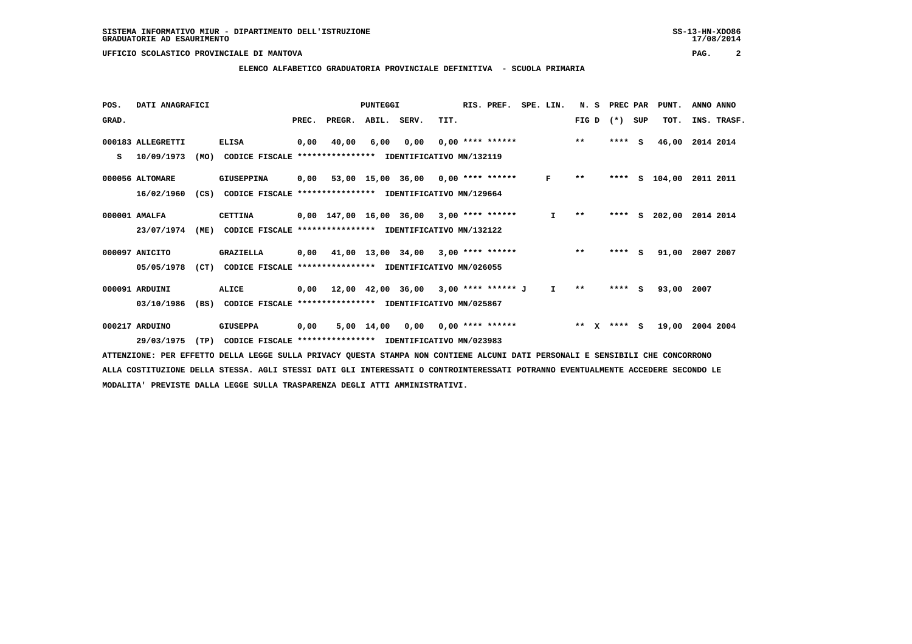SISTEMA INFORMATIVO MIUR - DIPARTIMENTO DELL'ISTRUZIONE
GRADUATORIE AD ESAURIMENTO

UFFICIO SCOLASTICO PROVINCIALE DI MANTOVA

## ELENCO ALFABETICO GRADUATORIA PROVINCIALE DEFINITIVA - SCUOLA PRIMARIA

| POS. GRAD. | DATI ANAGRAFICI | | | PREC. | PREGR. | ABIL. | SERV. | TIT. | RIS. PREF. | SPE. LIN. | N. S FIG D | PREC PAR (*) SUP | PUNT. TOT. | ANNO INS. | ANNO TRASF. |
|---|---|---|---|---|---|---|---|---|---|---|---|---|---|---|---|
| 000183 | ALLEGRETTI | ELISA | | 0,00 | 40,00 | 6,00 | 0,00 | 0,00 | **** ****** | | ** | **** S | 46,00 | 2014 | 2014 |
| S | 10/09/1973 (MO) | CODICE FISCALE **************** | IDENTIFICATIVO MN/132119 | | | | | | | | | | | | |
| 000056 | ALTOMARE | GIUSEPPINA | | 0,00 | 53,00 | 15,00 | 36,00 | 0,00 | **** ****** | F | ** | **** S | 104,00 | 2011 | 2011 |
| | 16/02/1960 (CS) | CODICE FISCALE **************** | IDENTIFICATIVO MN/129664 | | | | | | | | | | | | |
| 000001 | AMALFA | CETTINA | | 0,00 | 147,00 | 16,00 | 36,00 | 3,00 | **** ****** | I | ** | **** S | 202,00 | 2014 | 2014 |
| | 23/07/1974 (ME) | CODICE FISCALE **************** | IDENTIFICATIVO MN/132122 | | | | | | | | | | | | |
| 000097 | ANICITO | GRAZIELLA | | 0,00 | 41,00 | 13,00 | 34,00 | 3,00 | **** ****** | | ** | **** S | 91,00 | 2007 | 2007 |
| | 05/05/1978 (CT) | CODICE FISCALE **************** | IDENTIFICATIVO MN/026055 | | | | | | | | | | | | |
| 000091 | ARDUINI | ALICE | | 0,00 | 12,00 | 42,00 | 36,00 | 3,00 | **** ****** J | I | ** | **** S | 93,00 | 2007 | |
| | 03/10/1986 (BS) | CODICE FISCALE **************** | IDENTIFICATIVO MN/025867 | | | | | | | | | | | | |
| 000217 | ARDUINO | GIUSEPPA | | 0,00 | 5,00 | 14,00 | 0,00 | 0,00 | **** ****** | | ** X | **** S | 19,00 | 2004 | 2004 |
| | 29/03/1975 (TP) | CODICE FISCALE **************** | IDENTIFICATIVO MN/023983 | | | | | | | | | | | | |

ATTENZIONE: PER EFFETTO DELLA LEGGE SULLA PRIVACY QUESTA STAMPA NON CONTIENE ALCUNI DATI PERSONALI E SENSIBILI CHE CONCORRONO ALLA COSTITUZIONE DELLA STESSA. AGLI STESSI DATI GLI INTERESSATI O CONTROINTERESSATI POTRANNO EVENTUALMENTE ACCEDERE SECONDO LE MODALITA' PREVISTE DALLA LEGGE SULLA TRASPARENZA DEGLI ATTI AMMINISTRATIVI.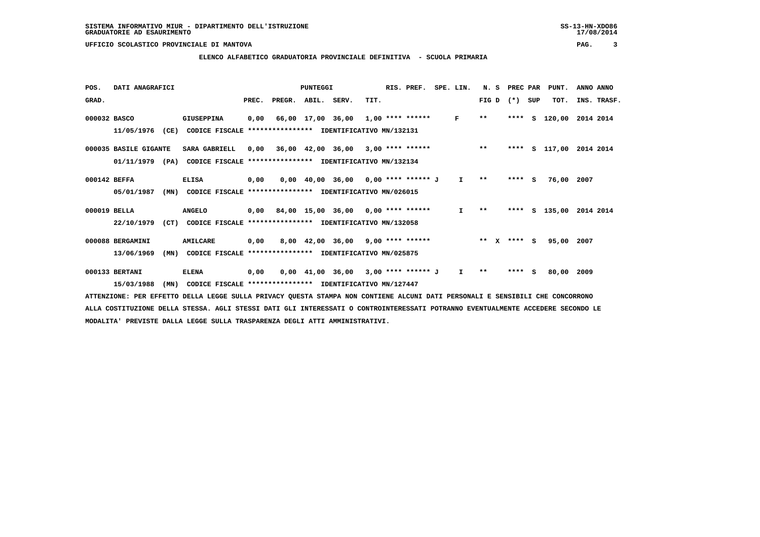SISTEMA INFORMATIVO MIUR - DIPARTIMENTO DELL'ISTRUZIONE
GRADUATORIE AD ESAURIMENTO

UFFICIO SCOLASTICO PROVINCIALE DI MANTOVA

**ELENCO ALFABETICO GRADUATORIA PROVINCIALE DEFINITIVA - SCUOLA PRIMARIA**

| POS. GRAD. | DATI ANAGRAFICI | | PREC. | PREGR. | ABIL. | SERV. | TIT. | RIS. PREF. | SPE. LIN. | N. S FIG D | PREC PAR (*) SUP | PUNT. TOT. | ANNO INS. | ANNO TRASF. |
|---|---|---|---|---|---|---|---|---|---|---|---|---|---|---|
| 000032 | BASCO | GIUSEPPINA | 0,00 | 66,00 | 17,00 | 36,00 | 1,00 | **** ****** | F | ** | **** S | 120,00 | 2014 | 2014 |
| | 11/05/1976 (CE) | CODICE FISCALE **************** IDENTIFICATIVO MN/132131 | | | | | | | | | | | | |
| 000035 | BASILE GIGANTE | SARA GABRIELL | 0,00 | 36,00 | 42,00 | 36,00 | 3,00 | **** ****** | | ** | **** S | 117,00 | 2014 | 2014 |
| | 01/11/1979 (PA) | CODICE FISCALE **************** IDENTIFICATIVO MN/132134 | | | | | | | | | | | | |
| 000142 | BEFFA | ELISA | 0,00 | 0,00 | 40,00 | 36,00 | 0,00 | **** ****** J | I | ** | **** S | 76,00 | 2007 | |
| | 05/01/1987 (MN) | CODICE FISCALE **************** IDENTIFICATIVO MN/026015 | | | | | | | | | | | | |
| 000019 | BELLA | ANGELO | 0,00 | 84,00 | 15,00 | 36,00 | 0,00 | **** ****** | I | ** | **** S | 135,00 | 2014 | 2014 |
| | 22/10/1979 (CT) | CODICE FISCALE **************** IDENTIFICATIVO MN/132058 | | | | | | | | | | | | |
| 000088 | BERGAMINI | AMILCARE | 0,00 | 8,00 | 42,00 | 36,00 | 9,00 | **** ****** | | ** X | **** S | 95,00 | 2007 | |
| | 13/06/1969 (MN) | CODICE FISCALE **************** IDENTIFICATIVO MN/025875 | | | | | | | | | | | | |
| 000133 | BERTANI | ELENA | 0,00 | 0,00 | 41,00 | 36,00 | 3,00 | **** ****** J | I | ** | **** S | 80,00 | 2009 | |
| | 15/03/1988 (MN) | CODICE FISCALE **************** IDENTIFICATIVO MN/127447 | | | | | | | | | | | | |

ATTENZIONE: PER EFFETTO DELLA LEGGE SULLA PRIVACY QUESTA STAMPA NON CONTIENE ALCUNI DATI PERSONALI E SENSIBILI CHE CONCORRONO ALLA COSTITUZIONE DELLA STESSA. AGLI STESSI DATI GLI INTERESSATI O CONTROINTERESSATI POTRANNO EVENTUALMENTE ACCEDERE SECONDO LE MODALITA' PREVISTE DALLA LEGGE SULLA TRASPARENZA DEGLI ATTI AMMINISTRATIVI.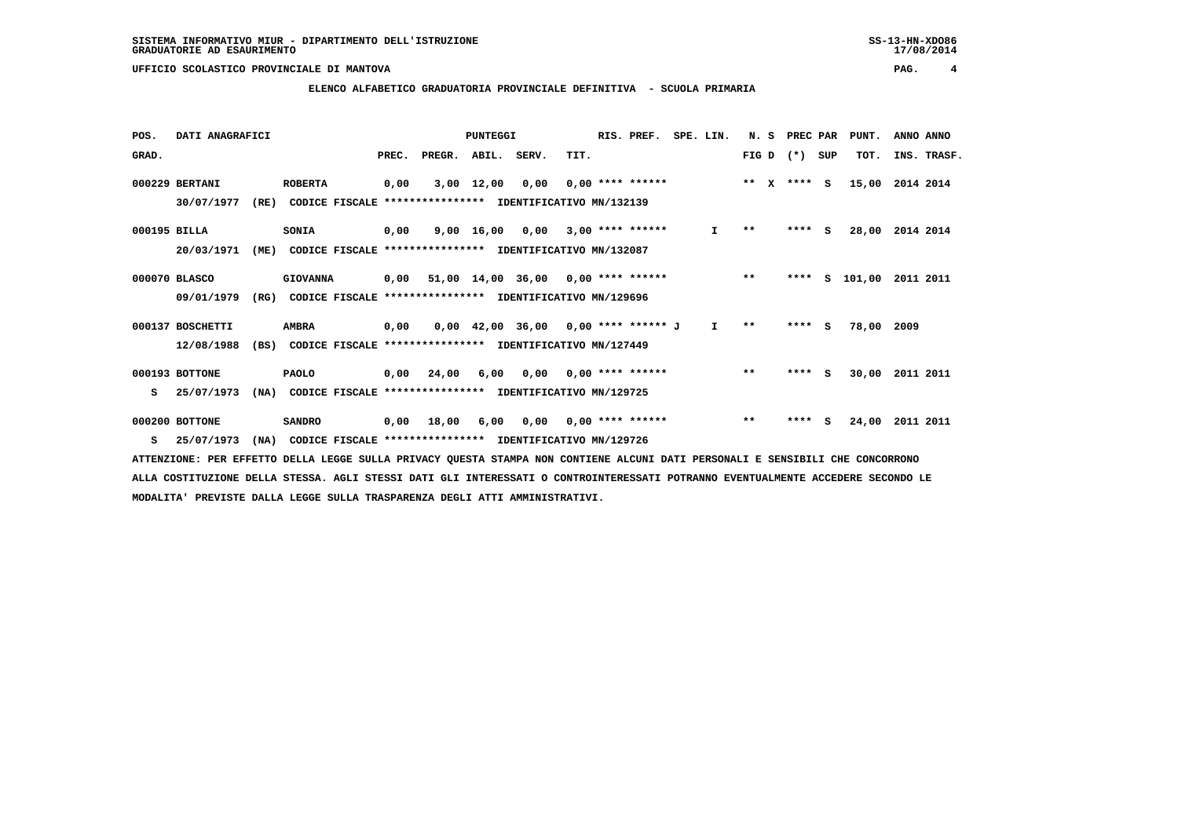SISTEMA INFORMATIVO MIUR - DIPARTIMENTO DELL'ISTRUZIONE

GRADUATORIE AD ESAURIMENTO

UFFICIO SCOLASTICO PROVINCIALE DI MANTOVA

## ELENCO ALFABETICO GRADUATORIA PROVINCIALE DEFINITIVA - SCUOLA PRIMARIA

| POS. GRAD. | DATI ANAGRAFICI | | PUNTEGGI PREC. | PREGR. | ABIL. | SERV. | TIT. | RIS. PREF. | SPE. LIN. | N. S FIG D | PREC PAR (*) SUP | PUNT. TOT. | ANNO INS. | ANNO TRASF. |
|---|---|---|---|---|---|---|---|---|---|---|---|---|---|---|
| 000229 | BERTANI ROBERTA 30/07/1977 (RE) | CODICE FISCALE **************** IDENTIFICATIVO MN/132139 | 0,00 | 3,00 | 12,00 | 0,00 | 0,00 | **** ****** | | ** X | **** S | 15,00 | 2014 | 2014 |
| 000195 | BILLA SONIA 20/03/1971 (ME) | CODICE FISCALE **************** IDENTIFICATIVO MN/132087 | 0,00 | 9,00 | 16,00 | 0,00 | 3,00 | **** ****** | I | ** | **** S | 28,00 | 2014 | 2014 |
| 000070 | BLASCO GIOVANNA 09/01/1979 (RG) | CODICE FISCALE **************** IDENTIFICATIVO MN/129696 | 0,00 | 51,00 | 14,00 | 36,00 | 0,00 | **** ****** | | ** | **** S | 101,00 | 2011 | 2011 |
| 000137 | BOSCHETTI AMBRA 12/08/1988 (BS) | CODICE FISCALE **************** IDENTIFICATIVO MN/127449 | 0,00 | 0,00 | 42,00 | 36,00 | 0,00 | **** ****** J | I | ** | **** S | 78,00 | 2009 | |
| 000193 S | BOTTONE PAOLO 25/07/1973 (NA) | CODICE FISCALE **************** IDENTIFICATIVO MN/129725 | 0,00 | 24,00 | 6,00 | 0,00 | 0,00 | **** ****** | | ** | **** S | 30,00 | 2011 | 2011 |
| 000200 S | BOTTONE SANDRO 25/07/1973 (NA) | CODICE FISCALE **************** IDENTIFICATIVO MN/129726 | 0,00 | 18,00 | 6,00 | 0,00 | 0,00 | **** ****** | | ** | **** S | 24,00 | 2011 | 2011 |

ATTENZIONE: PER EFFETTO DELLA LEGGE SULLA PRIVACY QUESTA STAMPA NON CONTIENE ALCUNI DATI PERSONALI E SENSIBILI CHE CONCORRONO ALLA COSTITUZIONE DELLA STESSA. AGLI STESSI DATI GLI INTERESSATI O CONTROINTERESSATI POTRANNO EVENTUALMENTE ACCEDERE SECONDO LE MODALITA' PREVISTE DALLA LEGGE SULLA TRASPARENZA DEGLI ATTI AMMINISTRATIVI.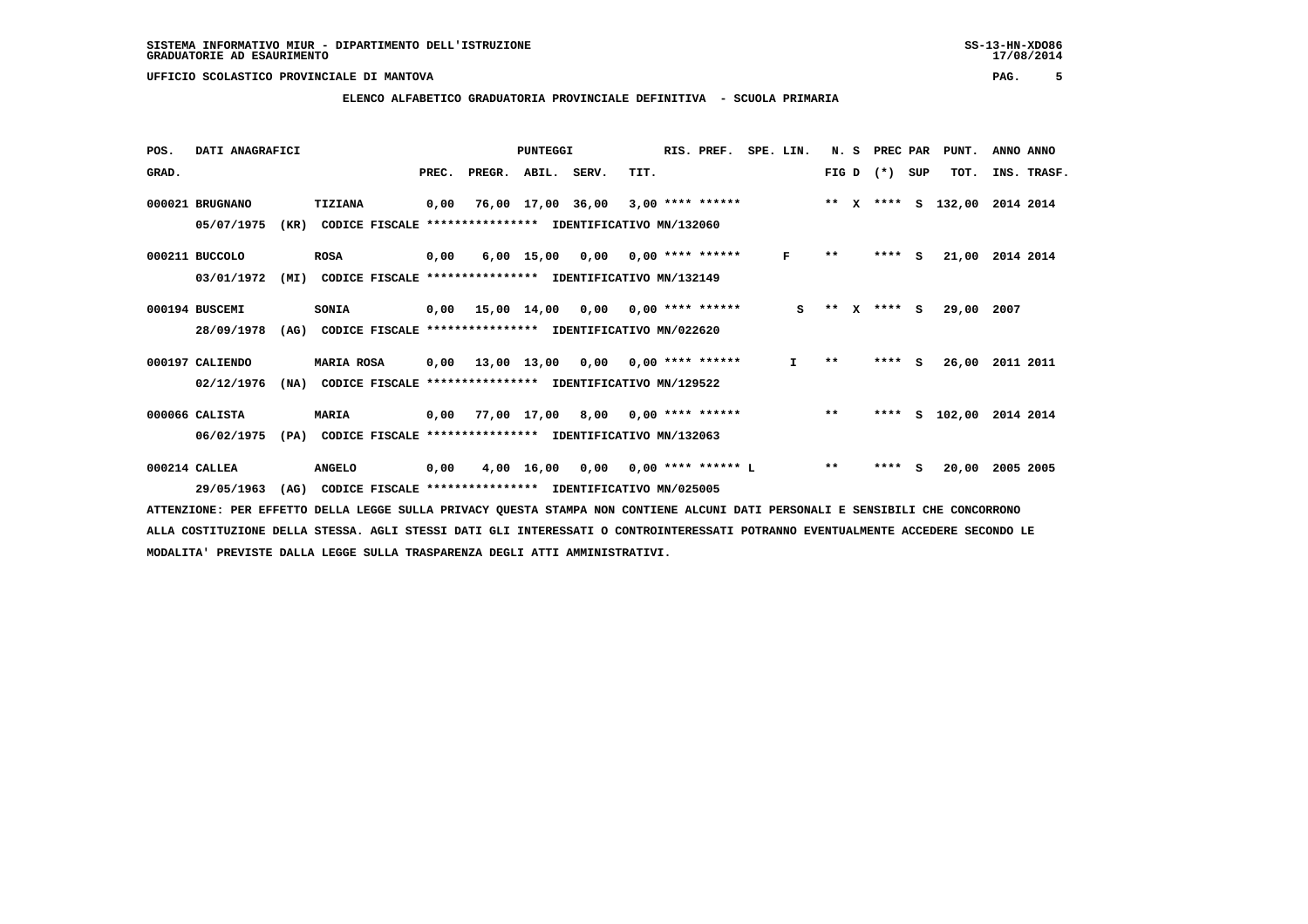SISTEMA INFORMATIVO MIUR - DIPARTIMENTO DELL'ISTRUZIONE
GRADUATORIE AD ESAURIMENTO

UFFICIO SCOLASTICO PROVINCIALE DI MANTOVA

## ELENCO ALFABETICO GRADUATORIA PROVINCIALE DEFINITIVA - SCUOLA PRIMARIA

| POS. GRAD. | DATI ANAGRAFICI | | PREC. | PREGR. | ABIL. | SERV. | TIT. | RIS. PREF. | SPE. LIN. | N. S FIG D | PREC (*) | PAR SUP | PUNT. TOT. | ANNO INS. | ANNO TRASF. |
|---|---|---|---|---|---|---|---|---|---|---|---|---|---|---|---|
| 000021 | BRUGNANO 05/07/1975 (KR) CODICE FISCALE **************** IDENTIFICATIVO MN/132060 | TIZIANA | 0,00 | 76,00 | 17,00 | 36,00 | 3,00 | **** ****** | | ** X | **** | S | 132,00 | 2014 | 2014 |
| 000211 | BUCCOLO 03/01/1972 (MI) CODICE FISCALE **************** IDENTIFICATIVO MN/132149 | ROSA | 0,00 | 6,00 | 15,00 | 0,00 | 0,00 | **** ****** | F | ** | **** | S | 21,00 | 2014 | 2014 |
| 000194 | BUSCEMI 28/09/1978 (AG) CODICE FISCALE **************** IDENTIFICATIVO MN/022620 | SONIA | 0,00 | 15,00 | 14,00 | 0,00 | 0,00 | **** ****** | S | ** X | **** | S | 29,00 | 2007 | |
| 000197 | CALIENDO 02/12/1976 (NA) CODICE FISCALE **************** IDENTIFICATIVO MN/129522 | MARIA ROSA | 0,00 | 13,00 | 13,00 | 0,00 | 0,00 | **** ****** | I | ** | **** | S | 26,00 | 2011 | 2011 |
| 000066 | CALISTA 06/02/1975 (PA) CODICE FISCALE **************** IDENTIFICATIVO MN/132063 | MARIA | 0,00 | 77,00 | 17,00 | 8,00 | 0,00 | **** ****** | | ** | **** | S | 102,00 | 2014 | 2014 |
| 000214 | CALLEA 29/05/1963 (AG) CODICE FISCALE **************** IDENTIFICATIVO MN/025005 | ANGELO | 0,00 | 4,00 | 16,00 | 0,00 | 0,00 | **** ****** L | | ** | **** | S | 20,00 | 2005 | 2005 |

ATTENZIONE: PER EFFETTO DELLA LEGGE SULLA PRIVACY QUESTA STAMPA NON CONTIENE ALCUNI DATI PERSONALI E SENSIBILI CHE CONCORRONO ALLA COSTITUZIONE DELLA STESSA. AGLI STESSI DATI GLI INTERESSATI O CONTROINTERESSATI POTRANNO EVENTUALMENTE ACCEDERE SECONDO LE MODALITA' PREVISTE DALLA LEGGE SULLA TRASPARENZA DEGLI ATTI AMMINISTRATIVI.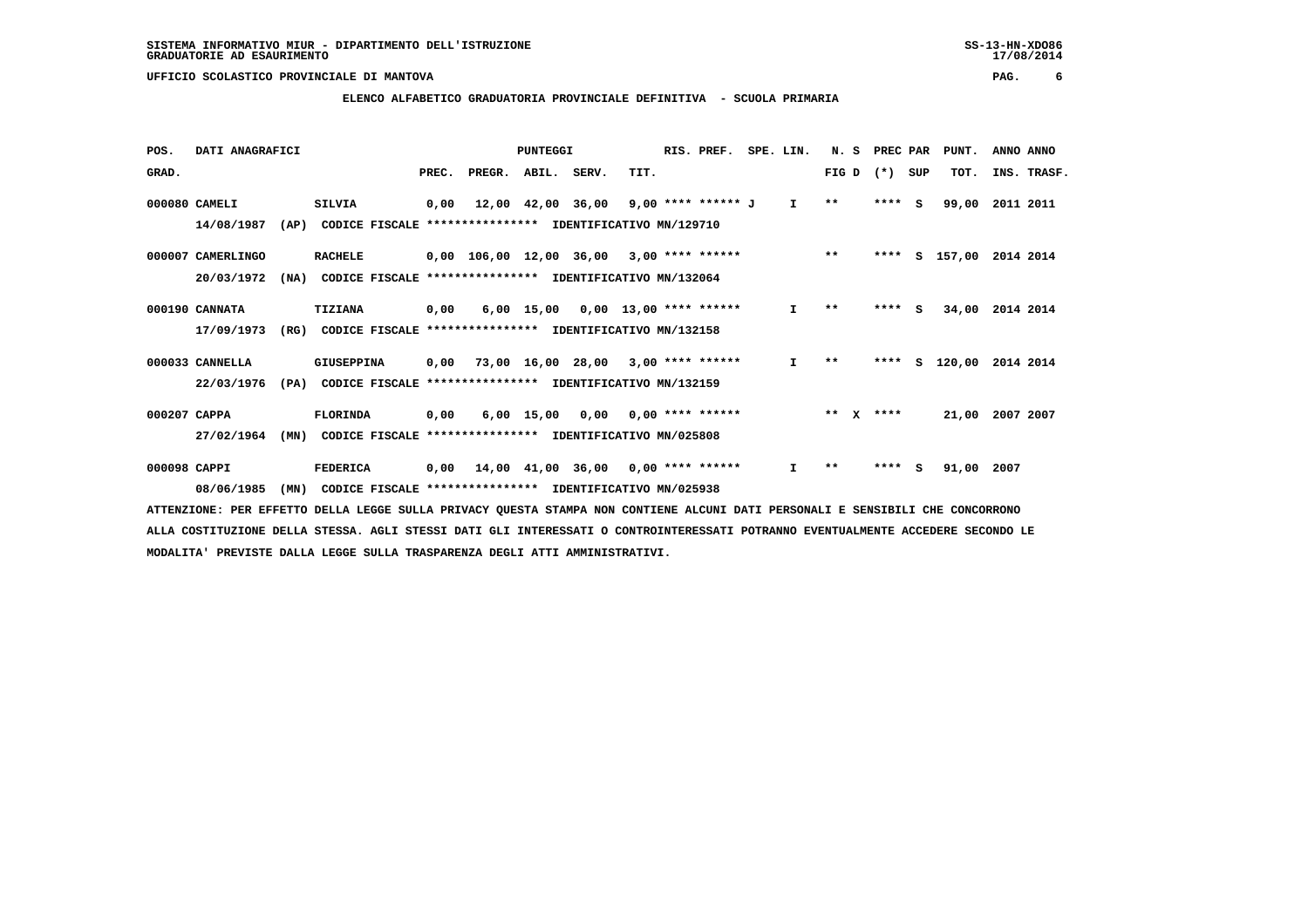SISTEMA INFORMATIVO MIUR - DIPARTIMENTO DELL'ISTRUZIONE
GRADUATORIE AD ESAURIMENTO

UFFICIO SCOLASTICO PROVINCIALE DI MANTOVA

**ELENCO ALFABETICO GRADUATORIA PROVINCIALE DEFINITIVA - SCUOLA PRIMARIA**

| POS. GRAD. | DATI ANAGRAFICI | | PREC. | PREGR. | ABIL. | SERV. | TIT. | RIS. PREF. | SPE. LIN. | N. S FIG D | PREC PAR (*) SUP | PUNT. TOT. | ANNO INS. | ANNO TRASF. |
|---|---|---|---|---|---|---|---|---|---|---|---|---|---|---|
| 000080 | CAMELI SILVIA | 14/08/1987 (AP) CODICE FISCALE **************** IDENTIFICATIVO MN/129710 | 0,00 | 12,00 | 42,00 | 36,00 | 9,00 | **** ****** J | I | ** | **** S | 99,00 | 2011 | 2011 |
| 000007 | CAMERLINGO RACHELE | 20/03/1972 (NA) CODICE FISCALE **************** IDENTIFICATIVO MN/132064 | 0,00 | 106,00 | 12,00 | 36,00 | 3,00 | **** ****** | | ** | **** S | 157,00 | 2014 | 2014 |
| 000190 | CANNATA TIZIANA | 17/09/1973 (RG) CODICE FISCALE **************** IDENTIFICATIVO MN/132158 | 0,00 | 6,00 | 15,00 | 0,00 | 13,00 | **** ****** | I | ** | **** S | 34,00 | 2014 | 2014 |
| 000033 | CANNELLA GIUSEPPINA | 22/03/1976 (PA) CODICE FISCALE **************** IDENTIFICATIVO MN/132159 | 0,00 | 73,00 | 16,00 | 28,00 | 3,00 | **** ****** | I | ** | **** S | 120,00 | 2014 | 2014 |
| 000207 | CAPPA FLORINDA | 27/02/1964 (MN) CODICE FISCALE **************** IDENTIFICATIVO MN/025808 | 0,00 | 6,00 | 15,00 | 0,00 | 0,00 | **** ****** | | ** X | **** | 21,00 | 2007 | 2007 |
| 000098 | CAPPI FEDERICA | 08/06/1985 (MN) CODICE FISCALE **************** IDENTIFICATIVO MN/025938 | 0,00 | 14,00 | 41,00 | 36,00 | 0,00 | **** ****** | I | ** | **** S | 91,00 | 2007 | |

ATTENZIONE: PER EFFETTO DELLA LEGGE SULLA PRIVACY QUESTA STAMPA NON CONTIENE ALCUNI DATI PERSONALI E SENSIBILI CHE CONCORRONO ALLA COSTITUZIONE DELLA STESSA. AGLI STESSI DATI GLI INTERESSATI O CONTROINTERESSATI POTRANNO EVENTUALMENTE ACCEDERE SECONDO LE MODALITA' PREVISTE DALLA LEGGE SULLA TRASPARENZA DEGLI ATTI AMMINISTRATIVI.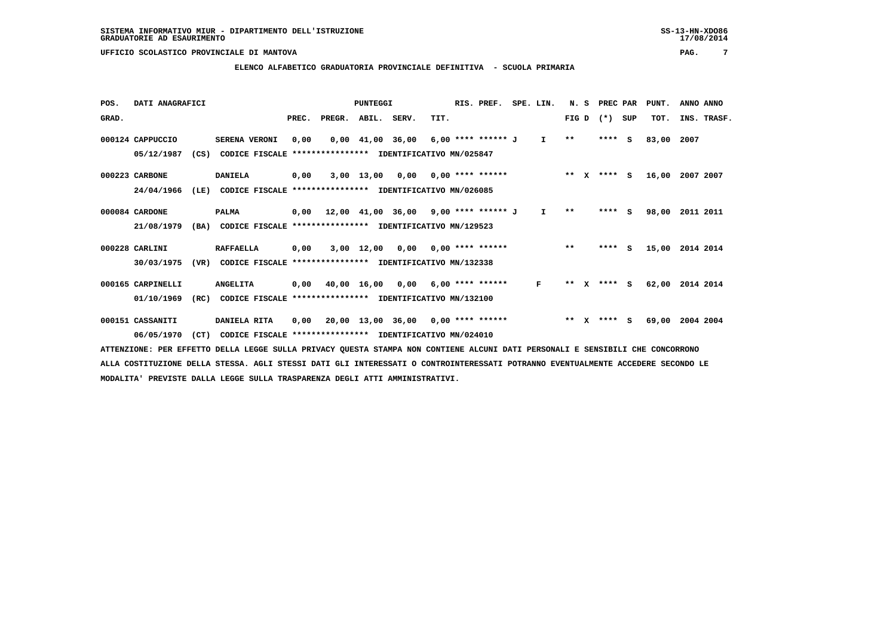SISTEMA INFORMATIVO MIUR - DIPARTIMENTO DELL'ISTRUZIONE
GRADUATORIE AD ESAURIMENTO

UFFICIO SCOLASTICO PROVINCIALE DI MANTOVA

ELENCO ALFABETICO GRADUATORIA PROVINCIALE DEFINITIVA - SCUOLA PRIMARIA

| POS. GRAD. | DATI ANAGRAFICI | | PREC. | PREGR. | ABIL. | SERV. | TIT. | RIS. PREF. | SPE. LIN. | N. S FIG D | PREC PAR (*) SUP | PUNT. TOT. | ANNO INS. | ANNO TRASF. |
|---|---|---|---|---|---|---|---|---|---|---|---|---|---|---|
| 000124 | CAPPUCCIO 05/12/1987 (CS) | SERENA VERONI CODICE FISCALE **************** IDENTIFICATIVO MN/025847 | 0,00 | 0,00 | 41,00 | 36,00 | 6,00 | **** ****** J | I | ** | **** S | 83,00 | 2007 | |
| 000223 | CARBONE 24/04/1966 (LE) | DANIELA CODICE FISCALE **************** IDENTIFICATIVO MN/026085 | 0,00 | 3,00 | 13,00 | 0,00 | 0,00 | **** ****** | | ** X | **** S | 16,00 | 2007 | 2007 |
| 000084 | CARDONE 21/08/1979 (BA) | PALMA CODICE FISCALE **************** IDENTIFICATIVO MN/129523 | 0,00 | 12,00 | 41,00 | 36,00 | 9,00 | **** ****** J | I | ** | **** S | 98,00 | 2011 | 2011 |
| 000228 | CARLINI 30/03/1975 (VR) | RAFFAELLA CODICE FISCALE **************** IDENTIFICATIVO MN/132338 | 0,00 | 3,00 | 12,00 | 0,00 | 0,00 | **** ****** | | ** | **** S | 15,00 | 2014 | 2014 |
| 000165 | CARPINELLI 01/10/1969 (RC) | ANGELITA CODICE FISCALE **************** IDENTIFICATIVO MN/132100 | 0,00 | 40,00 | 16,00 | 0,00 | 6,00 | **** ****** | F | ** X | **** S | 62,00 | 2014 | 2014 |
| 000151 | CASSANITI 06/05/1970 (CT) | DANIELA RITA CODICE FISCALE **************** IDENTIFICATIVO MN/024010 | 0,00 | 20,00 | 13,00 | 36,00 | 0,00 | **** ****** | | ** X | **** S | 69,00 | 2004 | 2004 |

ATTENZIONE: PER EFFETTO DELLA LEGGE SULLA PRIVACY QUESTA STAMPA NON CONTIENE ALCUNI DATI PERSONALI E SENSIBILI CHE CONCORRONO ALLA COSTITUZIONE DELLA STESSA. AGLI STESSI DATI GLI INTERESSATI O CONTROINTERESSATI POTRANNO EVENTUALMENTE ACCEDERE SECONDO LE MODALITA' PREVISTE DALLA LEGGE SULLA TRASPARENZA DEGLI ATTI AMMINISTRATIVI.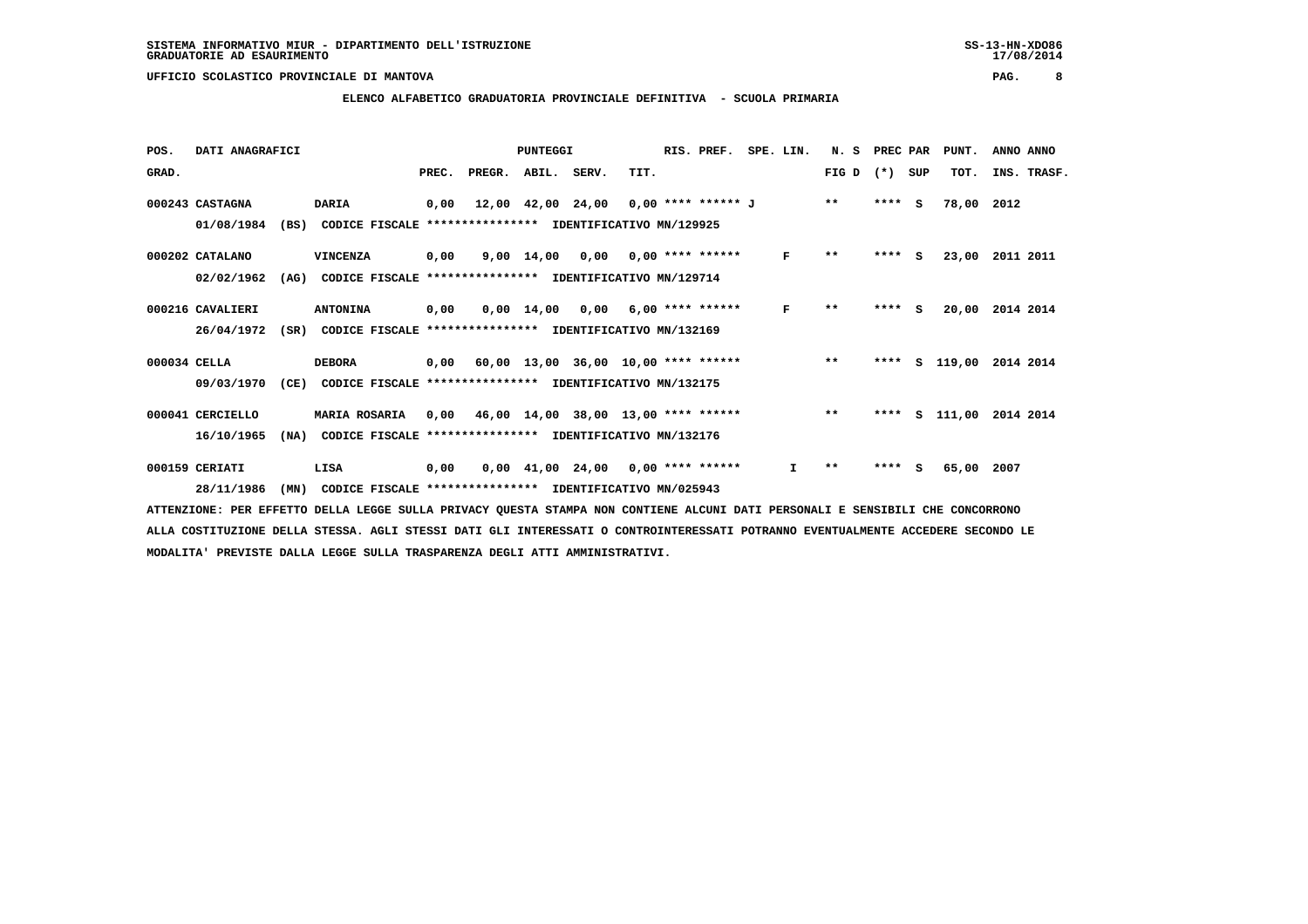SISTEMA INFORMATIVO MIUR - DIPARTIMENTO DELL'ISTRUZIONE
GRADUATORIE AD ESAURIMENTO

UFFICIO SCOLASTICO PROVINCIALE DI MANTOVA

**ELENCO ALFABETICO GRADUATORIA PROVINCIALE DEFINITIVA - SCUOLA PRIMARIA**

| POS. GRAD. | DATI ANAGRAFICI | | | PREC. | PREGR. | ABIL. | SERV. | TIT. | RIS. PREF. | SPE. LIN. | N. S FIG D | PREC PAR (*) | SUP | PUNT. TOT. | ANNO INS. | ANNO TRASF. |
|---|---|---|---|---|---|---|---|---|---|---|---|---|---|---|---|---|
| 000243 | CASTAGNA | DARIA | | 0,00 | 12,00 | 42,00 | 24,00 | 0,00 | **** ****** J | | ** | **** | S | 78,00 | 2012 | |
| | 01/08/1984 (BS) | CODICE FISCALE **************** | IDENTIFICATIVO MN/129925 | | | | | | | | | | | | | |
| 000202 | CATALANO | VINCENZA | | 0,00 | 9,00 | 14,00 | 0,00 | 0,00 | **** ****** | F | ** | **** | S | 23,00 | 2011 | 2011 |
| | 02/02/1962 (AG) | CODICE FISCALE **************** | IDENTIFICATIVO MN/129714 | | | | | | | | | | | | | |
| 000216 | CAVALIERI | ANTONINA | | 0,00 | 0,00 | 14,00 | 0,00 | 6,00 | **** ****** | F | ** | **** | S | 20,00 | 2014 | 2014 |
| | 26/04/1972 (SR) | CODICE FISCALE **************** | IDENTIFICATIVO MN/132169 | | | | | | | | | | | | | |
| 000034 | CELLA | DEBORA | | 0,00 | 60,00 | 13,00 | 36,00 | 10,00 | **** ****** | | ** | **** | S | 119,00 | 2014 | 2014 |
| | 09/03/1970 (CE) | CODICE FISCALE **************** | IDENTIFICATIVO MN/132175 | | | | | | | | | | | | | |
| 000041 | CERCIELLO | MARIA ROSARIA | | 0,00 | 46,00 | 14,00 | 38,00 | 13,00 | **** ****** | | ** | **** | S | 111,00 | 2014 | 2014 |
| | 16/10/1965 (NA) | CODICE FISCALE **************** | IDENTIFICATIVO MN/132176 | | | | | | | | | | | | | |
| 000159 | CERIATI | LISA | | 0,00 | 0,00 | 41,00 | 24,00 | 0,00 | **** ****** | I | ** | **** | S | 65,00 | 2007 | |
| | 28/11/1986 (MN) | CODICE FISCALE **************** | IDENTIFICATIVO MN/025943 | | | | | | | | | | | | | |

ATTENZIONE: PER EFFETTO DELLA LEGGE SULLA PRIVACY QUESTA STAMPA NON CONTIENE ALCUNI DATI PERSONALI E SENSIBILI CHE CONCORRONO ALLA COSTITUZIONE DELLA STESSA. AGLI STESSI DATI GLI INTERESSATI O CONTROINTERESSATI POTRANNO EVENTUALMENTE ACCEDERE SECONDO LE MODALITA' PREVISTE DALLA LEGGE SULLA TRASPARENZA DEGLI ATTI AMMINISTRATIVI.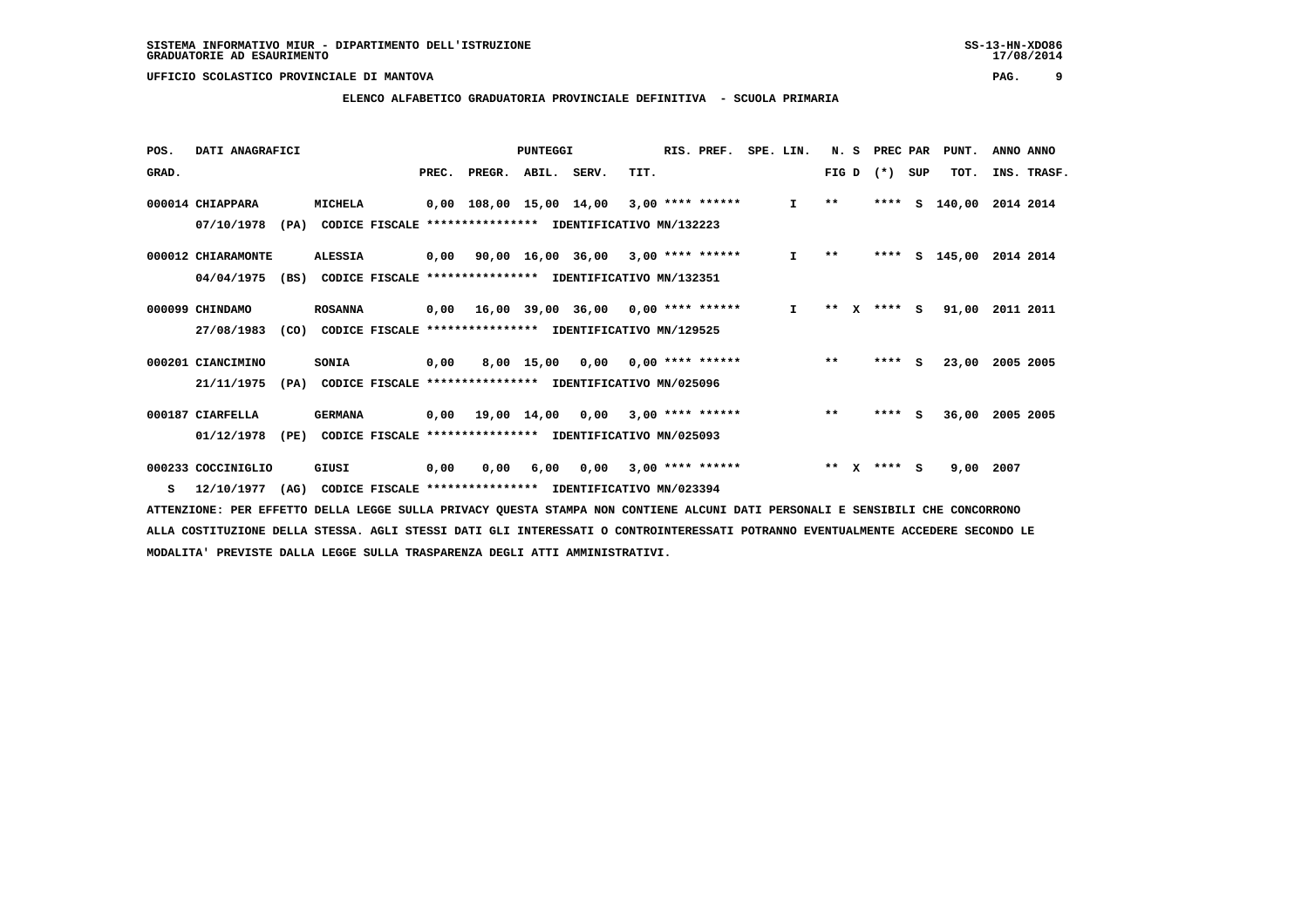SISTEMA INFORMATIVO MIUR - DIPARTIMENTO DELL'ISTRUZIONE
GRADUATORIE AD ESAURIMENTO

UFFICIO SCOLASTICO PROVINCIALE DI MANTOVA

**ELENCO ALFABETICO GRADUATORIA PROVINCIALE DEFINITIVA - SCUOLA PRIMARIA**

| POS. GRAD. | DATI ANAGRAFICI | | PREC. | PREGR. | ABIL. | SERV. | TIT. | RIS. PREF. | SPE. LIN. | N. S FIG D | PREC PAR (*) SUP | | PUNT. TOT. | ANNO INS. | ANNO TRASF. |
|---|---|---|---|---|---|---|---|---|---|---|---|---|---|---|---|
| 000014 | CHIAPPARA | MICHELA | 0,00 | 108,00 | 15,00 | 14,00 | 3,00 | **** ****** | I | ** | **** | S | 140,00 | 2014 | 2014 |
| | 07/10/1978 (PA) | CODICE FISCALE **************** IDENTIFICATIVO MN/132223 | | | | | | | | | | | | | |
| 000012 | CHIARAMONTE | ALESSIA | 0,00 | 90,00 | 16,00 | 36,00 | 3,00 | **** ****** | I | ** | **** | S | 145,00 | 2014 | 2014 |
| | 04/04/1975 (BS) | CODICE FISCALE **************** IDENTIFICATIVO MN/132351 | | | | | | | | | | | | | |
| 000099 | CHINDAMO | ROSANNA | 0,00 | 16,00 | 39,00 | 36,00 | 0,00 | **** ****** | I | ** X | **** | S | 91,00 | 2011 | 2011 |
| | 27/08/1983 (CO) | CODICE FISCALE **************** IDENTIFICATIVO MN/129525 | | | | | | | | | | | | | |
| 000201 | CIANCIMINO | SONIA | 0,00 | 8,00 | 15,00 | 0,00 | 0,00 | **** ****** | | ** | **** | S | 23,00 | 2005 | 2005 |
| | 21/11/1975 (PA) | CODICE FISCALE **************** IDENTIFICATIVO MN/025096 | | | | | | | | | | | | | |
| 000187 | CIARFELLA | GERMANA | 0,00 | 19,00 | 14,00 | 0,00 | 3,00 | **** ****** | | ** | **** | S | 36,00 | 2005 | 2005 |
| | 01/12/1978 (PE) | CODICE FISCALE **************** IDENTIFICATIVO MN/025093 | | | | | | | | | | | | | |
| 000233 | COCCINIGLIO | GIUSI | 0,00 | 0,00 | 6,00 | 0,00 | 3,00 | **** ****** | | ** X | **** | S | 9,00 | 2007 | |
| S | 12/10/1977 (AG) | CODICE FISCALE **************** IDENTIFICATIVO MN/023394 | | | | | | | | | | | | | |

ATTENZIONE: PER EFFETTO DELLA LEGGE SULLA PRIVACY QUESTA STAMPA NON CONTIENE ALCUNI DATI PERSONALI E SENSIBILI CHE CONCORRONO ALLA COSTITUZIONE DELLA STESSA. AGLI STESSI DATI GLI INTERESSATI O CONTROINTERESSATI POTRANNO EVENTUALMENTE ACCEDERE SECONDO LE MODALITA' PREVISTE DALLA LEGGE SULLA TRASPARENZA DEGLI ATTI AMMINISTRATIVI.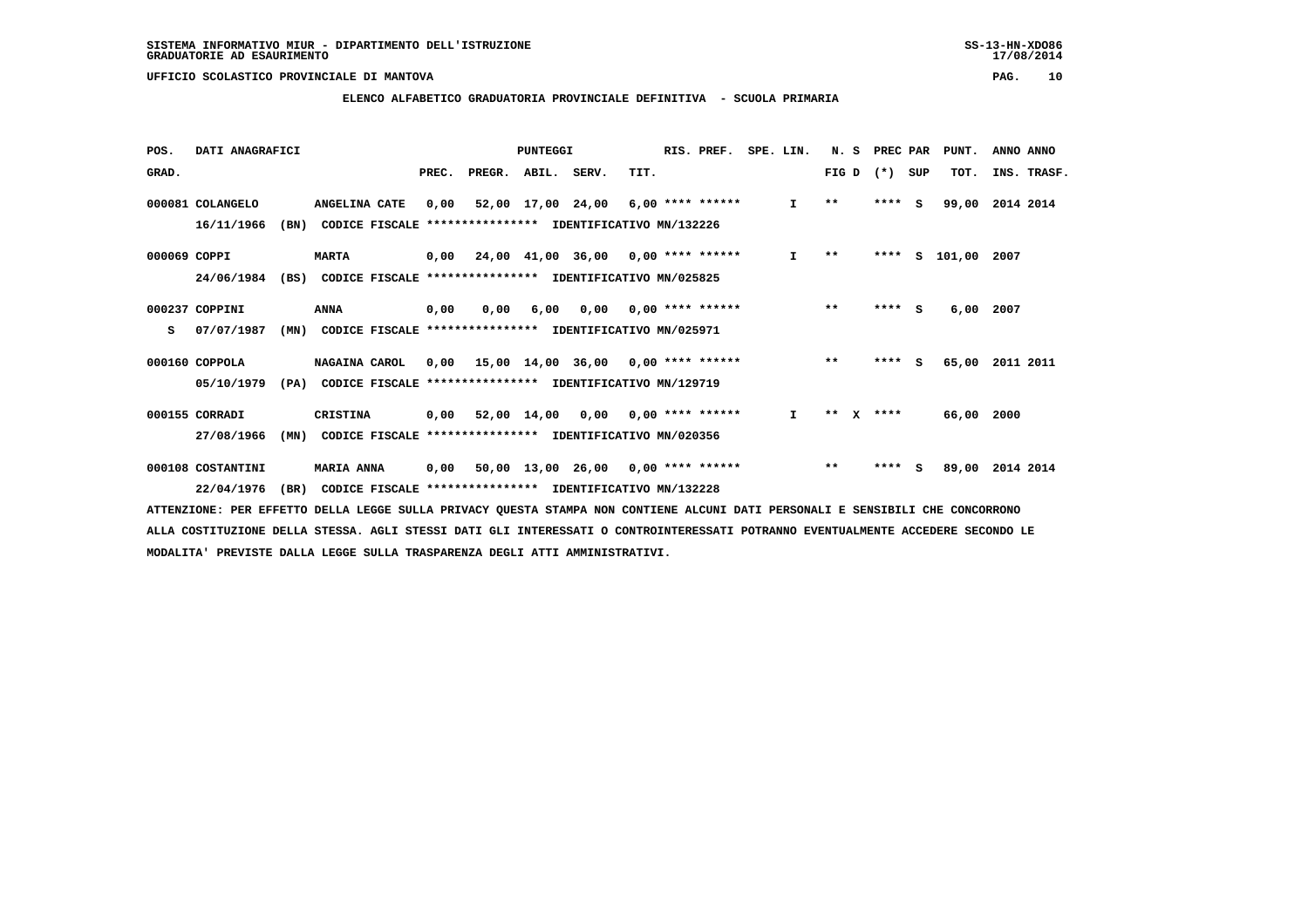SISTEMA INFORMATIVO MIUR - DIPARTIMENTO DELL'ISTRUZIONE
GRADUATORIE AD ESAURIMENTO

UFFICIO SCOLASTICO PROVINCIALE DI MANTOVA

## ELENCO ALFABETICO GRADUATORIA PROVINCIALE DEFINITIVA - SCUOLA PRIMARIA

| POS. GRAD. | DATI ANAGRAFICI | | PUNTEGGI PREC. | PREGR. | ABIL. | SERV. | TIT. | RIS. PREF. | SPE. LIN. | N. S FIG D | PREC PAR (*) SUP | PUNT. TOT. | ANNO INS. | ANNO TRASF. |
|---|---|---|---|---|---|---|---|---|---|---|---|---|---|---|
| 000081 | COLANGELO 16/11/1966 (BN) | ANGELINA CATE CODICE FISCALE **************** IDENTIFICATIVO MN/132226 | 0,00 | 52,00 | 17,00 | 24,00 | 6,00 | **** ****** | I | ** | **** S | 99,00 | 2014 | 2014 |
| 000069 | COPPI 24/06/1984 (BS) | MARTA CODICE FISCALE **************** IDENTIFICATIVO MN/025825 | 0,00 | 24,00 | 41,00 | 36,00 | 0,00 | **** ****** | I | ** | **** S | 101,00 | 2007 | |
| 000237 S | COPPINI 07/07/1987 (MN) | ANNA CODICE FISCALE **************** IDENTIFICATIVO MN/025971 | 0,00 | 0,00 | 6,00 | 0,00 | 0,00 | **** ****** | | ** | **** S | 6,00 | 2007 | |
| 000160 | COPPOLA 05/10/1979 (PA) | NAGAINA CAROL CODICE FISCALE **************** IDENTIFICATIVO MN/129719 | 0,00 | 15,00 | 14,00 | 36,00 | 0,00 | **** ****** | | ** | **** S | 65,00 | 2011 | 2011 |
| 000155 | CORRADI 27/08/1966 (MN) | CRISTINA CODICE FISCALE **************** IDENTIFICATIVO MN/020356 | 0,00 | 52,00 | 14,00 | 0,00 | 0,00 | **** ****** | I | ** X | **** | 66,00 | 2000 | |
| 000108 | COSTANTINI 22/04/1976 (BR) | MARIA ANNA CODICE FISCALE **************** IDENTIFICATIVO MN/132228 | 0,00 | 50,00 | 13,00 | 26,00 | 0,00 | **** ****** | | ** | **** S | 89,00 | 2014 | 2014 |

ATTENZIONE: PER EFFETTO DELLA LEGGE SULLA PRIVACY QUESTA STAMPA NON CONTIENE ALCUNI DATI PERSONALI E SENSIBILI CHE CONCORRONO ALLA COSTITUZIONE DELLA STESSA. AGLI STESSI DATI GLI INTERESSATI O CONTROINTERESSATI POTRANNO EVENTUALMENTE ACCEDERE SECONDO LE MODALITA' PREVISTE DALLA LEGGE SULLA TRASPARENZA DEGLI ATTI AMMINISTRATIVI.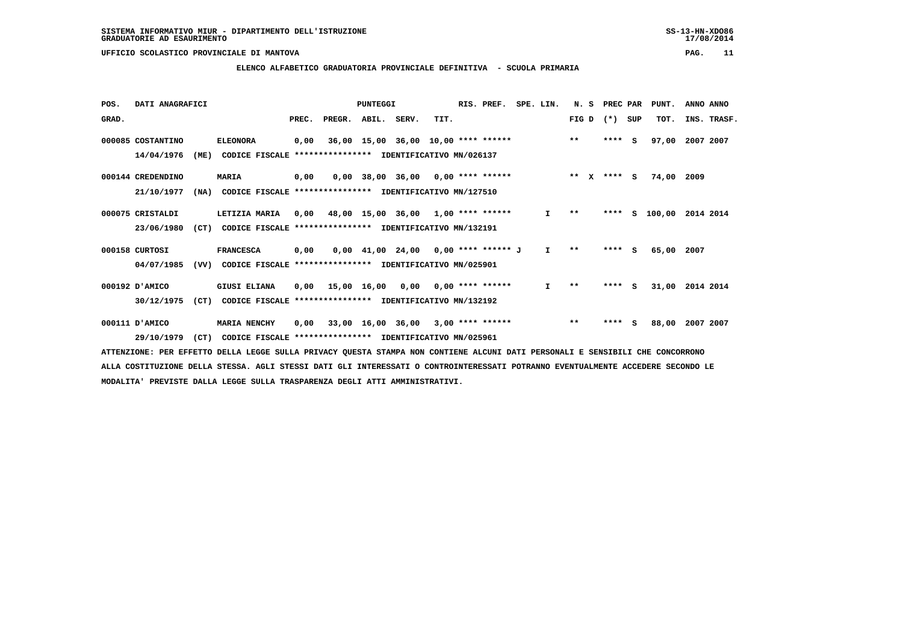SISTEMA INFORMATIVO MIUR - DIPARTIMENTO DELL'ISTRUZIONE
GRADUATORIE AD ESAURIMENTO

UFFICIO SCOLASTICO PROVINCIALE DI MANTOVA

**ELENCO ALFABETICO GRADUATORIA PROVINCIALE DEFINITIVA - SCUOLA PRIMARIA**

| POS. GRAD. | DATI ANAGRAFICI | | PREC. | PUNTEGGI PREGR. | ABIL. | SERV. | TIT. | RIS. PREF. | SPE. LIN. | N. S FIG D | PREC PAR (*) SUP | PUNT. TOT. | ANNO INS. | ANNO TRASF. |
|---|---|---|---|---|---|---|---|---|---|---|---|---|---|---|
| 000085 | COSTANTINO | ELEONORA | 0,00 | 36,00 | 15,00 | 36,00 | 10,00 | **** ****** | | ** | **** S | 97,00 | 2007 | 2007 |
| | 14/04/1976 (ME) | CODICE FISCALE **************** IDENTIFICATIVO MN/026137 | | | | | | | | | | | | |
| 000144 | CREDENDINO | MARIA | 0,00 | 0,00 | 38,00 | 36,00 | 0,00 | **** ****** | | ** X | **** S | 74,00 | 2009 | |
| | 21/10/1977 (NA) | CODICE FISCALE **************** IDENTIFICATIVO MN/127510 | | | | | | | | | | | | |
| 000075 | CRISTALDI | LETIZIA MARIA | 0,00 | 48,00 | 15,00 | 36,00 | 1,00 | **** ****** | I | ** | **** S | 100,00 | 2014 | 2014 |
| | 23/06/1980 (CT) | CODICE FISCALE **************** IDENTIFICATIVO MN/132191 | | | | | | | | | | | | |
| 000158 | CURTOSI | FRANCESCA | 0,00 | 0,00 | 41,00 | 24,00 | 0,00 | **** ****** J | I | ** | **** S | 65,00 | 2007 | |
| | 04/07/1985 (VV) | CODICE FISCALE **************** IDENTIFICATIVO MN/025901 | | | | | | | | | | | | |
| 000192 | D'AMICO | GIUSI ELIANA | 0,00 | 15,00 | 16,00 | 0,00 | 0,00 | **** ****** | I | ** | **** S | 31,00 | 2014 | 2014 |
| | 30/12/1975 (CT) | CODICE FISCALE **************** IDENTIFICATIVO MN/132192 | | | | | | | | | | | | |
| 000111 | D'AMICO | MARIA NENCHY | 0,00 | 33,00 | 16,00 | 36,00 | 3,00 | **** ****** | | ** | **** S | 88,00 | 2007 | 2007 |
| | 29/10/1979 (CT) | CODICE FISCALE **************** IDENTIFICATIVO MN/025961 | | | | | | | | | | | | |

ATTENZIONE: PER EFFETTO DELLA LEGGE SULLA PRIVACY QUESTA STAMPA NON CONTIENE ALCUNI DATI PERSONALI E SENSIBILI CHE CONCORRONO ALLA COSTITUZIONE DELLA STESSA. AGLI STESSI DATI GLI INTERESSATI O CONTROINTERESSATI POTRANNO EVENTUALMENTE ACCEDERE SECONDO LE MODALITA' PREVISTE DALLA LEGGE SULLA TRASPARENZA DEGLI ATTI AMMINISTRATIVI.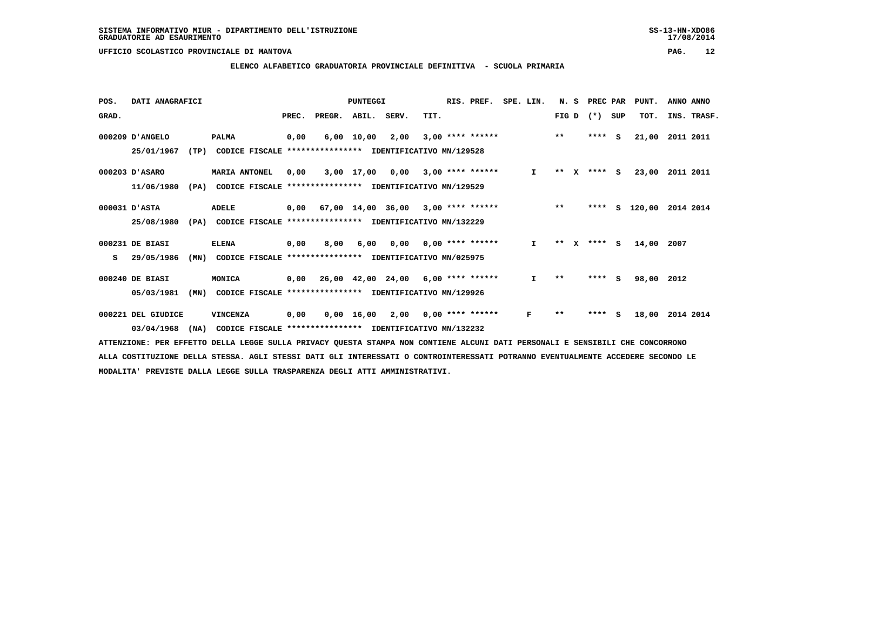SISTEMA INFORMATIVO MIUR - DIPARTIMENTO DELL'ISTRUZIONE
GRADUATORIE AD ESAURIMENTO

UFFICIO SCOLASTICO PROVINCIALE DI MANTOVA

**ELENCO ALFABETICO GRADUATORIA PROVINCIALE DEFINITIVA - SCUOLA PRIMARIA**

| POS. GRAD. | DATI ANAGRAFICI | | PREC. | PREGR. | ABIL. | SERV. | TIT. | RIS. PREF. | SPE. LIN. | N. S FIG D | PREC PAR (*) SUP | PUNT. TOT. | ANNO INS. | ANNO TRASF. |
|---|---|---|---|---|---|---|---|---|---|---|---|---|---|---|
| 000209 | D'ANGELO | PALMA | 0,00 | 6,00 | 10,00 | 2,00 | 3,00 | **** ****** | | ** | **** S | 21,00 | 2011 | 2011 |
| | 25/01/1967 (TP) | CODICE FISCALE **************** IDENTIFICATIVO MN/129528 | | | | | | | | | | | | |
| 000203 | D'ASARO | MARIA ANTONEL | 0,00 | 3,00 | 17,00 | 0,00 | 3,00 | **** ****** | I | ** X | **** S | 23,00 | 2011 | 2011 |
| | 11/06/1980 (PA) | CODICE FISCALE **************** IDENTIFICATIVO MN/129529 | | | | | | | | | | | | |
| 000031 | D'ASTA | ADELE | 0,00 | 67,00 | 14,00 | 36,00 | 3,00 | **** ****** | | ** | **** S | 120,00 | 2014 | 2014 |
| | 25/08/1980 (PA) | CODICE FISCALE **************** IDENTIFICATIVO MN/132229 | | | | | | | | | | | | |
| 000231 | DE BIASI | ELENA | 0,00 | 8,00 | 6,00 | 0,00 | 0,00 | **** ****** | I | ** X | **** S | 14,00 | 2007 | |
| S | 29/05/1986 (MN) | CODICE FISCALE **************** IDENTIFICATIVO MN/025975 | | | | | | | | | | | | |
| 000240 | DE BIASI | MONICA | 0,00 | 26,00 | 42,00 | 24,00 | 6,00 | **** ****** | I | ** | **** S | 98,00 | 2012 | |
| | 05/03/1981 (MN) | CODICE FISCALE **************** IDENTIFICATIVO MN/129926 | | | | | | | | | | | | |
| 000221 | DEL GIUDICE | VINCENZA | 0,00 | 0,00 | 16,00 | 2,00 | 0,00 | **** ****** | F | ** | **** S | 18,00 | 2014 | 2014 |
| | 03/04/1968 (NA) | CODICE FISCALE **************** IDENTIFICATIVO MN/132232 | | | | | | | | | | | | |

ATTENZIONE: PER EFFETTO DELLA LEGGE SULLA PRIVACY QUESTA STAMPA NON CONTIENE ALCUNI DATI PERSONALI E SENSIBILI CHE CONCORRONO ALLA COSTITUZIONE DELLA STESSA. AGLI STESSI DATI GLI INTERESSATI O CONTROINTERESSATI POTRANNO EVENTUALMENTE ACCEDERE SECONDO LE MODALITA' PREVISTE DALLA LEGGE SULLA TRASPARENZA DEGLI ATTI AMMINISTRATIVI.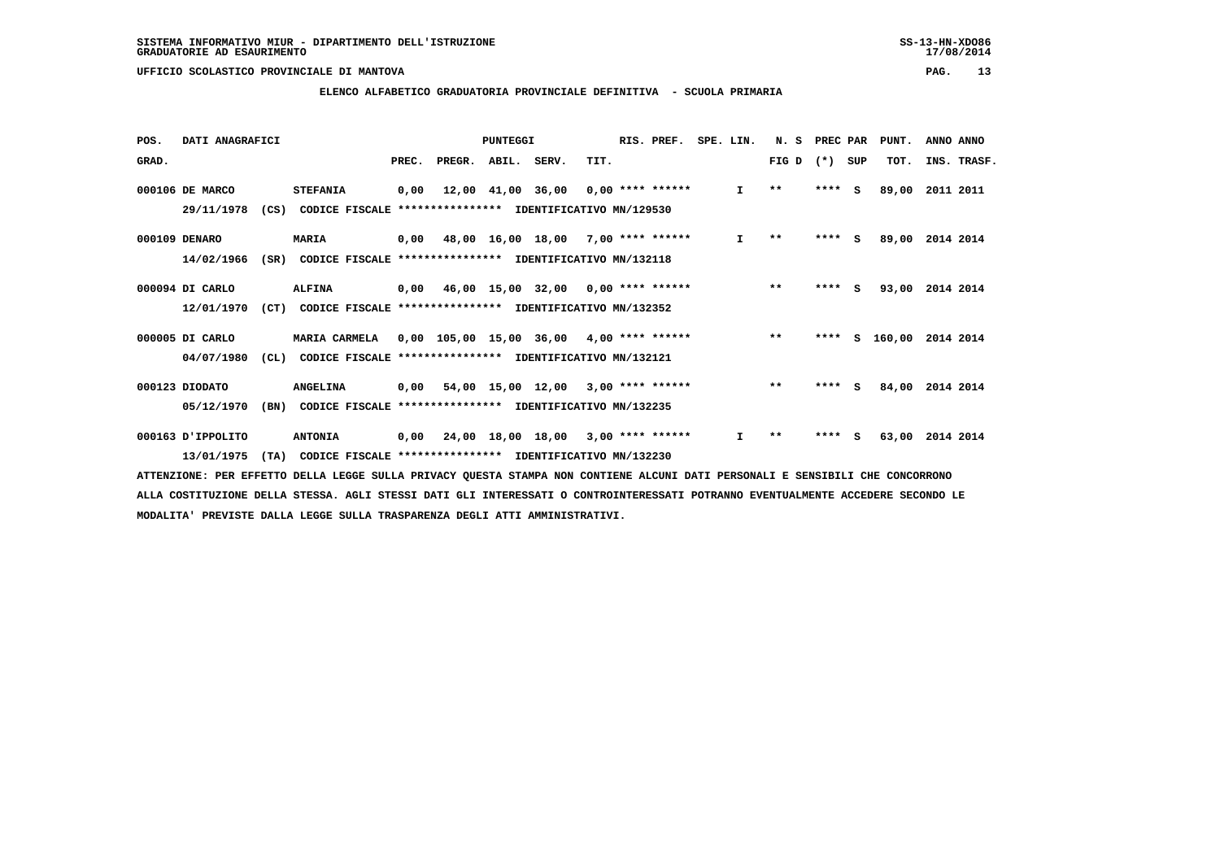SISTEMA INFORMATIVO MIUR - DIPARTIMENTO DELL'ISTRUZIONE
GRADUATORIE AD ESAURIMENTO

UFFICIO SCOLASTICO PROVINCIALE DI MANTOVA

**ELENCO ALFABETICO GRADUATORIA PROVINCIALE DEFINITIVA - SCUOLA PRIMARIA**

| POS. GRAD. | DATI ANAGRAFICI | | | PREC. | PREGR. | ABIL. | SERV. | TIT. | RIS. PREF. | SPE. LIN. | N. S FIG D | PREC PAR (*) | SUP | PUNT. TOT. | ANNO INS. | ANNO TRASF. |
|---|---|---|---|---|---|---|---|---|---|---|---|---|---|---|---|---|
| 000106 | DE MARCO | | STEFANIA | 0,00 | 12,00 | 41,00 | 36,00 | 0,00 | **** ****** | I | ** | **** | S | 89,00 | 2011 | 2011 |
| | 29/11/1978 | (CS) | CODICE FISCALE **************** IDENTIFICATIVO MN/129530 | | | | | | | | | | | | | |
| 000109 | DENARO | | MARIA | 0,00 | 48,00 | 16,00 | 18,00 | 7,00 | **** ****** | I | ** | **** | S | 89,00 | 2014 | 2014 |
| | 14/02/1966 | (SR) | CODICE FISCALE **************** IDENTIFICATIVO MN/132118 | | | | | | | | | | | | | |
| 000094 | DI CARLO | | ALFINA | 0,00 | 46,00 | 15,00 | 32,00 | 0,00 | **** ****** | | ** | **** | S | 93,00 | 2014 | 2014 |
| | 12/01/1970 | (CT) | CODICE FISCALE **************** IDENTIFICATIVO MN/132352 | | | | | | | | | | | | | |
| 000005 | DI CARLO | | MARIA CARMELA | 0,00 | 105,00 | 15,00 | 36,00 | 4,00 | **** ****** | | ** | **** | S | 160,00 | 2014 | 2014 |
| | 04/07/1980 | (CL) | CODICE FISCALE **************** IDENTIFICATIVO MN/132121 | | | | | | | | | | | | | |
| 000123 | DIODATO | | ANGELINA | 0,00 | 54,00 | 15,00 | 12,00 | 3,00 | **** ****** | | ** | **** | S | 84,00 | 2014 | 2014 |
| | 05/12/1970 | (BN) | CODICE FISCALE **************** IDENTIFICATIVO MN/132235 | | | | | | | | | | | | | |
| 000163 | D'IPPOLITO | | ANTONIA | 0,00 | 24,00 | 18,00 | 18,00 | 3,00 | **** ****** | I | ** | **** | S | 63,00 | 2014 | 2014 |
| | 13/01/1975 | (TA) | CODICE FISCALE **************** IDENTIFICATIVO MN/132230 | | | | | | | | | | | | | |

ATTENZIONE: PER EFFETTO DELLA LEGGE SULLA PRIVACY QUESTA STAMPA NON CONTIENE ALCUNI DATI PERSONALI E SENSIBILI CHE CONCORRONO ALLA COSTITUZIONE DELLA STESSA. AGLI STESSI DATI GLI INTERESSATI O CONTROINTERESSATI POTRANNO EVENTUALMENTE ACCEDERE SECONDO LE MODALITA' PREVISTE DALLA LEGGE SULLA TRASPARENZA DEGLI ATTI AMMINISTRATIVI.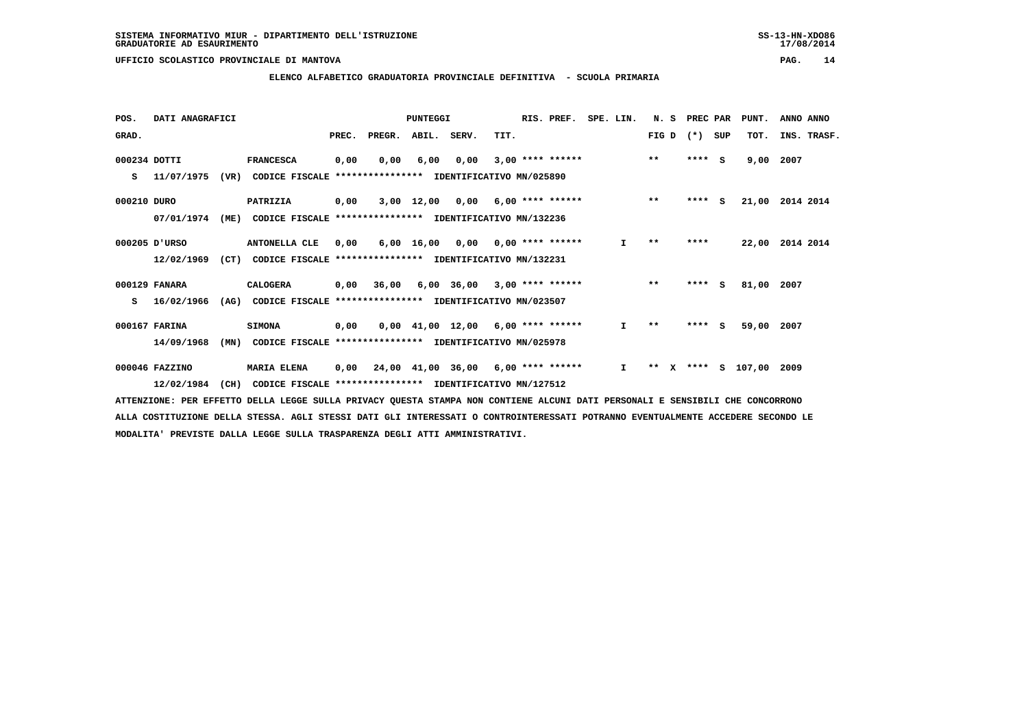UFFICIO SCOLASTICO PROVINCIALE DI MANTOVA

ELENCO ALFABETICO GRADUATORIA PROVINCIALE DEFINITIVA - SCUOLA PRIMARIA

| POS. GRAD. | DATI ANAGRAFICI | | PREC. | PREGR. | ABIL. | SERV. | TIT. | RIS. PREF. | SPE. LIN. | N. S FIG D | PREC (*) | PAR SUP | PUNT. TOT. | ANNO INS. | ANNO TRASF. |
|---|---|---|---|---|---|---|---|---|---|---|---|---|---|---|---|
| 000234 | DOTTI | FRANCESCA | 0,00 | 0,00 | 6,00 | 0,00 | 3,00 | **** ****** | | ** | **** | S | 9,00 | 2007 | |
| S | 11/07/1975 (VR) | CODICE FISCALE **************** IDENTIFICATIVO MN/025890 | | | | | | | | | | | | | |
| 000210 | DURO | PATRIZIA | 0,00 | 3,00 | 12,00 | 0,00 | 6,00 | **** ****** | | ** | **** | S | 21,00 | 2014 | 2014 |
| | 07/01/1974 (ME) | CODICE FISCALE **************** IDENTIFICATIVO MN/132236 | | | | | | | | | | | | | |
| 000205 | D'URSO | ANTONELLA CLE | 0,00 | 6,00 | 16,00 | 0,00 | 0,00 | **** ****** | I | ** | **** | | 22,00 | 2014 | 2014 |
| | 12/02/1969 (CT) | CODICE FISCALE **************** IDENTIFICATIVO MN/132231 | | | | | | | | | | | | | |
| 000129 | FANARA | CALOGERA | 0,00 | 36,00 | 6,00 | 36,00 | 3,00 | **** ****** | | ** | **** | S | 81,00 | 2007 | |
| S | 16/02/1966 (AG) | CODICE FISCALE **************** IDENTIFICATIVO MN/023507 | | | | | | | | | | | | | |
| 000167 | FARINA | SIMONA | 0,00 | 0,00 | 41,00 | 12,00 | 6,00 | **** ****** | I | ** | **** | S | 59,00 | 2007 | |
| | 14/09/1968 (MN) | CODICE FISCALE **************** IDENTIFICATIVO MN/025978 | | | | | | | | | | | | | |
| 000046 | FAZZINO | MARIA ELENA | 0,00 | 24,00 | 41,00 | 36,00 | 6,00 | **** ****** | I | ** X | **** | S | 107,00 | 2009 | |
| | 12/02/1984 (CH) | CODICE FISCALE **************** IDENTIFICATIVO MN/127512 | | | | | | | | | | | | | |

ATTENZIONE: PER EFFETTO DELLA LEGGE SULLA PRIVACY QUESTA STAMPA NON CONTIENE ALCUNI DATI PERSONALI E SENSIBILI CHE CONCORRONO ALLA COSTITUZIONE DELLA STESSA. AGLI STESSI DATI GLI INTERESSATI O CONTROINTERESSATI POTRANNO EVENTUALMENTE ACCEDERE SECONDO LE MODALITA' PREVISTE DALLA LEGGE SULLA TRASPARENZA DEGLI ATTI AMMINISTRATIVI.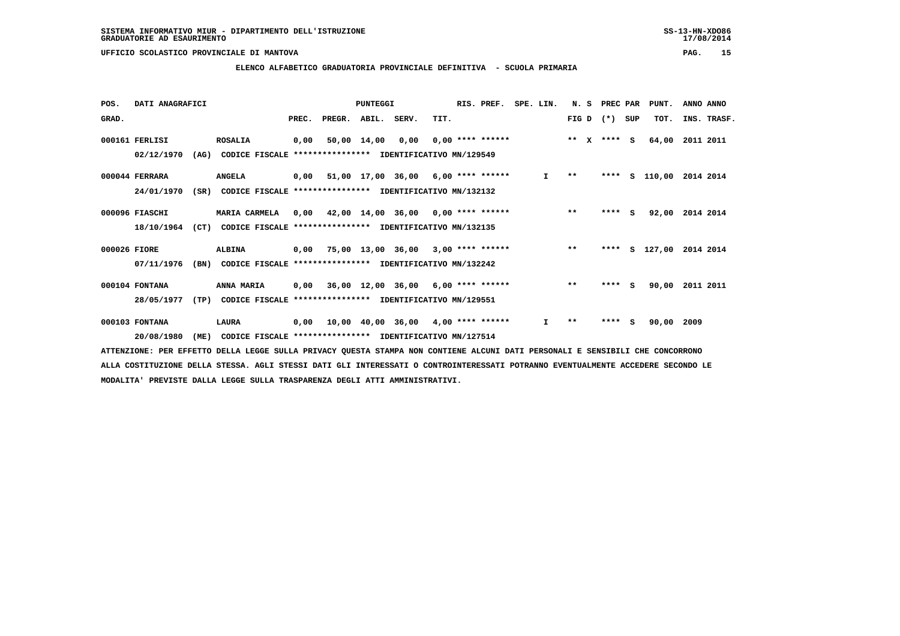SISTEMA INFORMATIVO MIUR - DIPARTIMENTO DELL'ISTRUZIONE
GRADUATORIE AD ESAURIMENTO

UFFICIO SCOLASTICO PROVINCIALE DI MANTOVA

ELENCO ALFABETICO GRADUATORIA PROVINCIALE DEFINITIVA - SCUOLA PRIMARIA

| POS. GRAD. | DATI ANAGRAFICI | | PREC. | PREGR. | ABIL. | SERV. | TIT. | RIS. PREF. | SPE. LIN. | N. S FIG D | PREC PAR (*) | SUP | PUNT. TOT. | ANNO INS. | ANNO TRASF. |
|---|---|---|---|---|---|---|---|---|---|---|---|---|---|---|---|
| 000161 | FERLISI 02/12/1970 (AG) | ROSALIA CODICE FISCALE **************** IDENTIFICATIVO MN/129549 | 0,00 | 50,00 | 14,00 | 0,00 | 0,00 | **** ****** | | ** X | **** | S | 64,00 | 2011 | 2011 |
| 000044 | FERRARA 24/01/1970 (SR) | ANGELA CODICE FISCALE **************** IDENTIFICATIVO MN/132132 | 0,00 | 51,00 | 17,00 | 36,00 | 6,00 | **** ****** | I | ** | **** | S | 110,00 | 2014 | 2014 |
| 000096 | FIASCHI 18/10/1964 (CT) | MARIA CARMELA CODICE FISCALE **************** IDENTIFICATIVO MN/132135 | 0,00 | 42,00 | 14,00 | 36,00 | 0,00 | **** ****** | | ** | **** | S | 92,00 | 2014 | 2014 |
| 000026 | FIORE 07/11/1976 (BN) | ALBINA CODICE FISCALE **************** IDENTIFICATIVO MN/132242 | 0,00 | 75,00 | 13,00 | 36,00 | 3,00 | **** ****** | | ** | **** | S | 127,00 | 2014 | 2014 |
| 000104 | FONTANA 28/05/1977 (TP) | ANNA MARIA CODICE FISCALE **************** IDENTIFICATIVO MN/129551 | 0,00 | 36,00 | 12,00 | 36,00 | 6,00 | **** ****** | | ** | **** | S | 90,00 | 2011 | 2011 |
| 000103 | FONTANA 20/08/1980 (ME) | LAURA CODICE FISCALE **************** IDENTIFICATIVO MN/127514 | 0,00 | 10,00 | 40,00 | 36,00 | 4,00 | **** ****** | I | ** | **** | S | 90,00 | 2009 | |

ATTENZIONE: PER EFFETTO DELLA LEGGE SULLA PRIVACY QUESTA STAMPA NON CONTIENE ALCUNI DATI PERSONALI E SENSIBILI CHE CONCORRONO ALLA COSTITUZIONE DELLA STESSA. AGLI STESSI DATI GLI INTERESSATI O CONTROINTERESSATI POTRANNO EVENTUALMENTE ACCEDERE SECONDO LE MODALITA' PREVISTE DALLA LEGGE SULLA TRASPARENZA DEGLI ATTI AMMINISTRATIVI.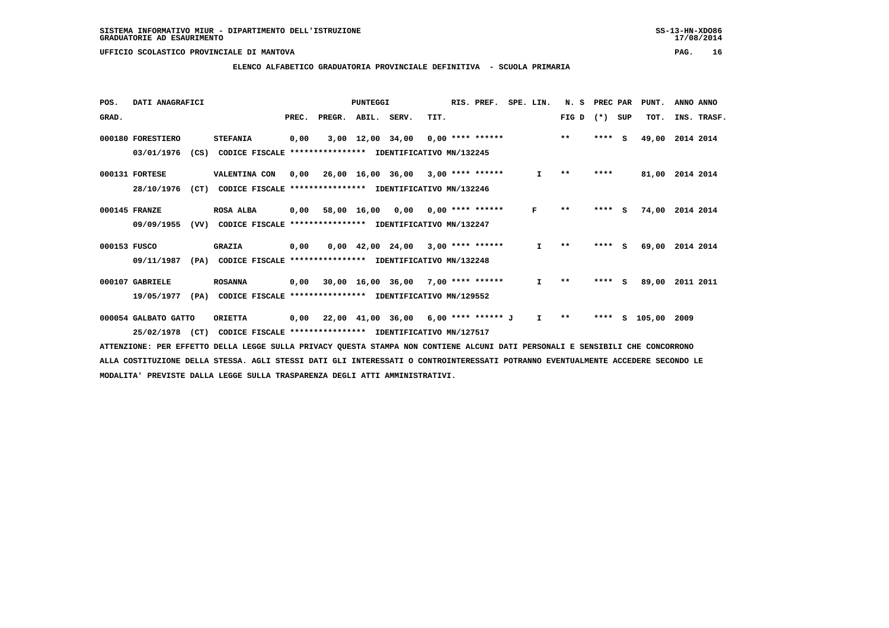SISTEMA INFORMATIVO MIUR - DIPARTIMENTO DELL'ISTRUZIONE
GRADUATORIE AD ESAURIMENTO

UFFICIO SCOLASTICO PROVINCIALE DI MANTOVA

**ELENCO ALFABETICO GRADUATORIA PROVINCIALE DEFINITIVA - SCUOLA PRIMARIA**

| POS. GRAD. | DATI ANAGRAFICI | | PREC. | PREGR. | ABIL. | SERV. | TIT. | RIS. PREF. | SPE. LIN. | N. S FIG D | PREC PAR (*) SUP | PUNT. TOT. | ANNO INS. | ANNO TRASF. |
|---|---|---|---|---|---|---|---|---|---|---|---|---|---|---|
| 000180 | FORESTIERO 03/01/1976 (CS) CODICE FISCALE **************** IDENTIFICATIVO MN/132245 | STEFANIA | 0,00 | 3,00 | 12,00 | 34,00 | 0,00 | **** ****** | | ** | **** S | 49,00 | 2014 | 2014 |
| 000131 | FORTESE 28/10/1976 (CT) CODICE FISCALE **************** IDENTIFICATIVO MN/132246 | VALENTINA CON | 0,00 | 26,00 | 16,00 | 36,00 | 3,00 | **** ****** | I | ** | **** | 81,00 | 2014 | 2014 |
| 000145 | FRANZE 09/09/1955 (VV) CODICE FISCALE **************** IDENTIFICATIVO MN/132247 | ROSA ALBA | 0,00 | 58,00 | 16,00 | 0,00 | 0,00 | **** ****** | F | ** | **** S | 74,00 | 2014 | 2014 |
| 000153 | FUSCO 09/11/1987 (PA) CODICE FISCALE **************** IDENTIFICATIVO MN/132248 | GRAZIA | 0,00 | 0,00 | 42,00 | 24,00 | 3,00 | **** ****** | I | ** | **** S | 69,00 | 2014 | 2014 |
| 000107 | GABRIELE 19/05/1977 (PA) CODICE FISCALE **************** IDENTIFICATIVO MN/129552 | ROSANNA | 0,00 | 30,00 | 16,00 | 36,00 | 7,00 | **** ****** | I | ** | **** S | 89,00 | 2011 | 2011 |
| 000054 | GALBATO GATTO 25/02/1978 (CT) CODICE FISCALE **************** IDENTIFICATIVO MN/127517 | ORIETTA | 0,00 | 22,00 | 41,00 | 36,00 | 6,00 | **** ****** J | I | ** | **** S | 105,00 | 2009 | |

ATTENZIONE: PER EFFETTO DELLA LEGGE SULLA PRIVACY QUESTA STAMPA NON CONTIENE ALCUNI DATI PERSONALI E SENSIBILI CHE CONCORRONO ALLA COSTITUZIONE DELLA STESSA. AGLI STESSI DATI GLI INTERESSATI O CONTROINTERESSATI POTRANNO EVENTUALMENTE ACCEDERE SECONDO LE MODALITA' PREVISTE DALLA LEGGE SULLA TRASPARENZA DEGLI ATTI AMMINISTRATIVI.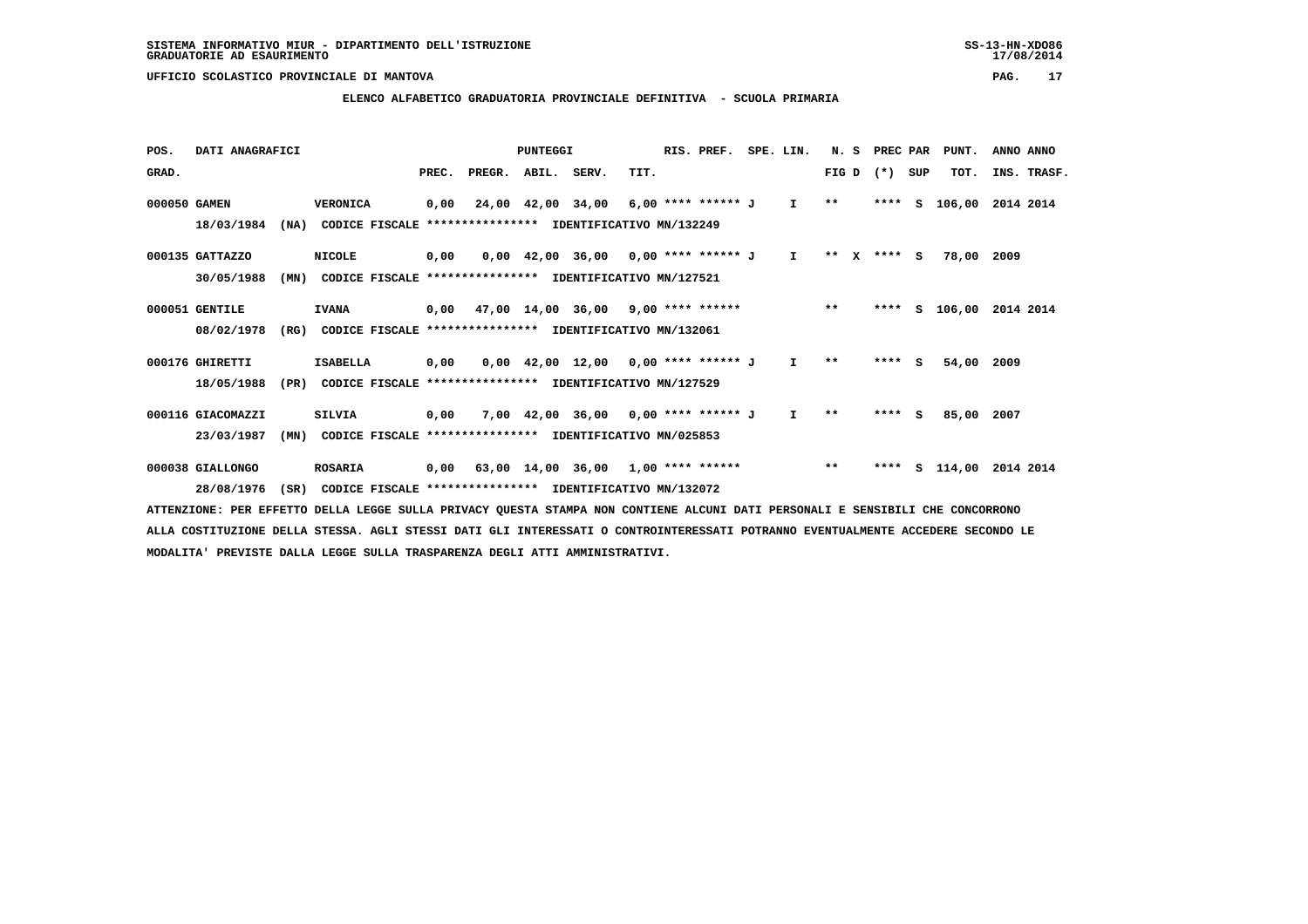SISTEMA INFORMATIVO MIUR - DIPARTIMENTO DELL'ISTRUZIONE
GRADUATORIE AD ESAURIMENTO

UFFICIO SCOLASTICO PROVINCIALE DI MANTOVA

**ELENCO ALFABETICO GRADUATORIA PROVINCIALE DEFINITIVA - SCUOLA PRIMARIA**

| POS. GRAD. | DATI ANAGRAFICI | | PREC. | PREGR. | ABIL. | SERV. | TIT. | RIS. PREF. | SPE. LIN. | N. S FIG D | PREC PAR (*) SUP | PUNT. TOT. | ANNO INS. | ANNO TRASF. |
|---|---|---|---|---|---|---|---|---|---|---|---|---|---|---|
| 000050 | GAMEN | VERONICA | 0,00 | 24,00 | 42,00 | 34,00 | 6,00 | **** ****** J | I | ** | **** S | 106,00 | 2014 | 2014 |
| | 18/03/1984 (NA) | CODICE FISCALE **************** IDENTIFICATIVO MN/132249 | | | | | | | | | | | | |
| 000135 | GATTAZZO | NICOLE | 0,00 | 0,00 | 42,00 | 36,00 | 0,00 | **** ****** J | I | ** X | **** S | 78,00 | 2009 | |
| | 30/05/1988 (MN) | CODICE FISCALE **************** IDENTIFICATIVO MN/127521 | | | | | | | | | | | | |
| 000051 | GENTILE | IVANA | 0,00 | 47,00 | 14,00 | 36,00 | 9,00 | **** ****** | | ** | **** S | 106,00 | 2014 | 2014 |
| | 08/02/1978 (RG) | CODICE FISCALE **************** IDENTIFICATIVO MN/132061 | | | | | | | | | | | | |
| 000176 | GHIRETTI | ISABELLA | 0,00 | 0,00 | 42,00 | 12,00 | 0,00 | **** ****** J | I | ** | **** S | 54,00 | 2009 | |
| | 18/05/1988 (PR) | CODICE FISCALE **************** IDENTIFICATIVO MN/127529 | | | | | | | | | | | | |
| 000116 | GIACOMAZZI | SILVIA | 0,00 | 7,00 | 42,00 | 36,00 | 0,00 | **** ****** J | I | ** | **** S | 85,00 | 2007 | |
| | 23/03/1987 (MN) | CODICE FISCALE **************** IDENTIFICATIVO MN/025853 | | | | | | | | | | | | |
| 000038 | GIALLONGO | ROSARIA | 0,00 | 63,00 | 14,00 | 36,00 | 1,00 | **** ****** | | ** | **** S | 114,00 | 2014 | 2014 |
| | 28/08/1976 (SR) | CODICE FISCALE **************** IDENTIFICATIVO MN/132072 | | | | | | | | | | | | |

ATTENZIONE: PER EFFETTO DELLA LEGGE SULLA PRIVACY QUESTA STAMPA NON CONTIENE ALCUNI DATI PERSONALI E SENSIBILI CHE CONCORRONO ALLA COSTITUZIONE DELLA STESSA. AGLI STESSI DATI GLI INTERESSATI O CONTROINTERESSATI POTRANNO EVENTUALMENTE ACCEDERE SECONDO LE MODALITA' PREVISTE DALLA LEGGE SULLA TRASPARENZA DEGLI ATTI AMMINISTRATIVI.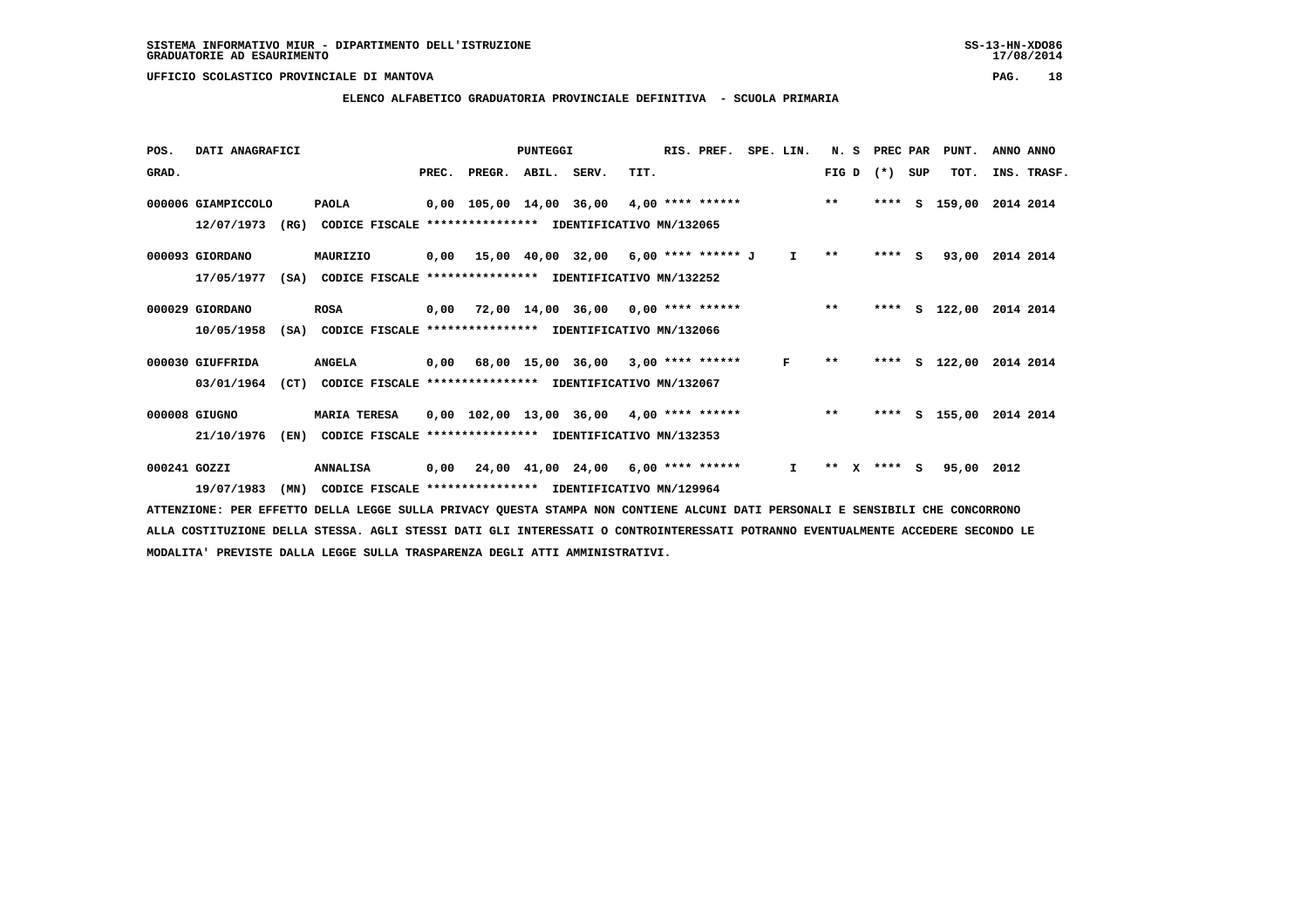SISTEMA INFORMATIVO MIUR - DIPARTIMENTO DELL'ISTRUZIONE
GRADUATORIE AD ESAURIMENTO

UFFICIO SCOLASTICO PROVINCIALE DI MANTOVA

**ELENCO ALFABETICO GRADUATORIA PROVINCIALE DEFINITIVA - SCUOLA PRIMARIA**

| POS. GRAD. | DATI ANAGRAFICI | | PREC. | PREGR. | ABIL. | SERV. | TIT. | RIS. PREF. | SPE. LIN. | N. S FIG D | PREC PAR (*) SUP | PUNT. TOT. | ANNO INS. | ANNO TRASF. |
|---|---|---|---|---|---|---|---|---|---|---|---|---|---|---|
| 000006 | GIAMPICCOLO | PAOLA | 0,00 | 105,00 | 14,00 | 36,00 | 4,00 | **** ****** | | ** | **** S | 159,00 | 2014 | 2014 |
| | 12/07/1973 (RG) | CODICE FISCALE **************** IDENTIFICATIVO MN/132065 | | | | | | | | | | | | |
| 000093 | GIORDANO | MAURIZIO | 0,00 | 15,00 | 40,00 | 32,00 | 6,00 | **** ****** J | I | ** | **** S | 93,00 | 2014 | 2014 |
| | 17/05/1977 (SA) | CODICE FISCALE **************** IDENTIFICATIVO MN/132252 | | | | | | | | | | | | |
| 000029 | GIORDANO | ROSA | 0,00 | 72,00 | 14,00 | 36,00 | 0,00 | **** ****** | | ** | **** S | 122,00 | 2014 | 2014 |
| | 10/05/1958 (SA) | CODICE FISCALE **************** IDENTIFICATIVO MN/132066 | | | | | | | | | | | | |
| 000030 | GIUFFRIDA | ANGELA | 0,00 | 68,00 | 15,00 | 36,00 | 3,00 | **** ****** | F | ** | **** S | 122,00 | 2014 | 2014 |
| | 03/01/1964 (CT) | CODICE FISCALE **************** IDENTIFICATIVO MN/132067 | | | | | | | | | | | | |
| 000008 | GIUGNO | MARIA TERESA | 0,00 | 102,00 | 13,00 | 36,00 | 4,00 | **** ****** | | ** | **** S | 155,00 | 2014 | 2014 |
| | 21/10/1976 (EN) | CODICE FISCALE **************** IDENTIFICATIVO MN/132353 | | | | | | | | | | | | |
| 000241 | GOZZI | ANNALISA | 0,00 | 24,00 | 41,00 | 24,00 | 6,00 | **** ****** | I | ** X | **** S | 95,00 | 2012 | |
| | 19/07/1983 (MN) | CODICE FISCALE **************** IDENTIFICATIVO MN/129964 | | | | | | | | | | | | |

ATTENZIONE: PER EFFETTO DELLA LEGGE SULLA PRIVACY QUESTA STAMPA NON CONTIENE ALCUNI DATI PERSONALI E SENSIBILI CHE CONCORRONO ALLA COSTITUZIONE DELLA STESSA. AGLI STESSI DATI GLI INTERESSATI O CONTROINTERESSATI POTRANNO EVENTUALMENTE ACCEDERE SECONDO LE MODALITA' PREVISTE DALLA LEGGE SULLA TRASPARENZA DEGLI ATTI AMMINISTRATIVI.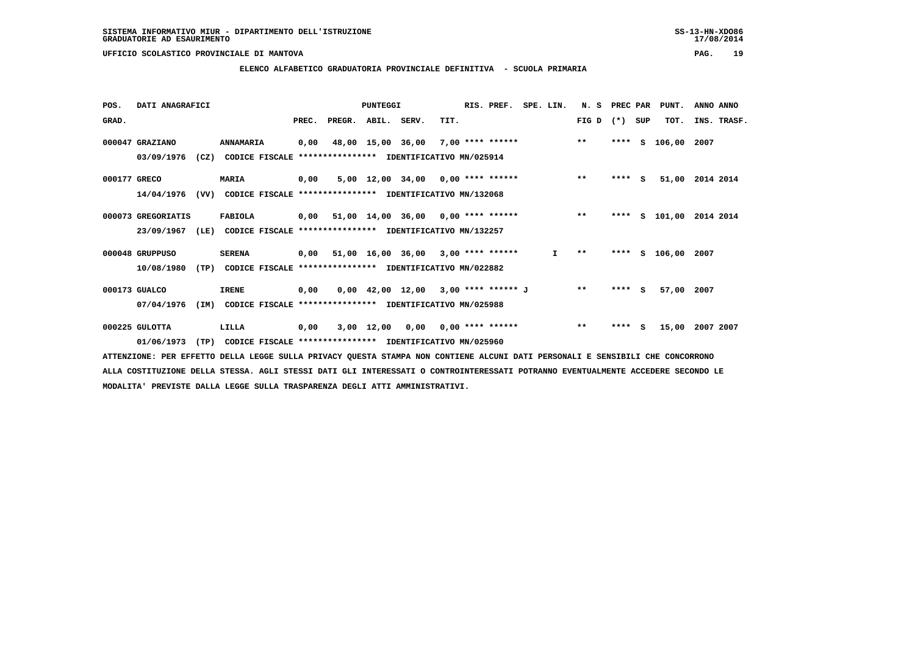SISTEMA INFORMATIVO MIUR - DIPARTIMENTO DELL'ISTRUZIONE
GRADUATORIE AD ESAURIMENTO

UFFICIO SCOLASTICO PROVINCIALE DI MANTOVA

ELENCO ALFABETICO GRADUATORIA PROVINCIALE DEFINITIVA - SCUOLA PRIMARIA

| POS. GRAD. | DATI ANAGRAFICI | | PREC. | PREGR. | ABIL. | SERV. | TIT. | RIS. PREF. | SPE. LIN. | N. S FIG D | PREC PAR (*) | SUP | PUNT. TOT. | ANNO INS. | ANNO TRASF. |
|---|---|---|---|---|---|---|---|---|---|---|---|---|---|---|---|
| 000047 | GRAZIANO 03/09/1976 (CZ) CODICE FISCALE **************** IDENTIFICATIVO MN/025914 | ANNAMARIA | 0,00 | 48,00 | 15,00 | 36,00 | 7,00 | **** ****** | | ** | **** | S | 106,00 | 2007 | |
| 000177 | GRECO 14/04/1976 (VV) CODICE FISCALE **************** IDENTIFICATIVO MN/132068 | MARIA | 0,00 | 5,00 | 12,00 | 34,00 | 0,00 | **** ****** | | ** | **** | S | 51,00 | 2014 | 2014 |
| 000073 | GREGORIATIS 23/09/1967 (LE) CODICE FISCALE **************** IDENTIFICATIVO MN/132257 | FABIOLA | 0,00 | 51,00 | 14,00 | 36,00 | 0,00 | **** ****** | | ** | **** | S | 101,00 | 2014 | 2014 |
| 000048 | GRUPPUSO 10/08/1980 (TP) CODICE FISCALE **************** IDENTIFICATIVO MN/022882 | SERENA | 0,00 | 51,00 | 16,00 | 36,00 | 3,00 | **** ****** | I | ** | **** | S | 106,00 | 2007 | |
| 000173 | GUALCO 07/04/1976 (IM) CODICE FISCALE **************** IDENTIFICATIVO MN/025988 | IRENE | 0,00 | 0,00 | 42,00 | 12,00 | 3,00 | **** ****** J | | ** | **** | S | 57,00 | 2007 | |
| 000225 | GULOTTA 01/06/1973 (TP) CODICE FISCALE **************** IDENTIFICATIVO MN/025960 | LILLA | 0,00 | 3,00 | 12,00 | 0,00 | 0,00 | **** ****** | | ** | **** | S | 15,00 | 2007 | 2007 |

ATTENZIONE: PER EFFETTO DELLA LEGGE SULLA PRIVACY QUESTA STAMPA NON CONTIENE ALCUNI DATI PERSONALI E SENSIBILI CHE CONCORRONO ALLA COSTITUZIONE DELLA STESSA. AGLI STESSI DATI GLI INTERESSATI O CONTROINTERESSATI POTRANNO EVENTUALMENTE ACCEDERE SECONDO LE MODALITA' PREVISTE DALLA LEGGE SULLA TRASPARENZA DEGLI ATTI AMMINISTRATIVI.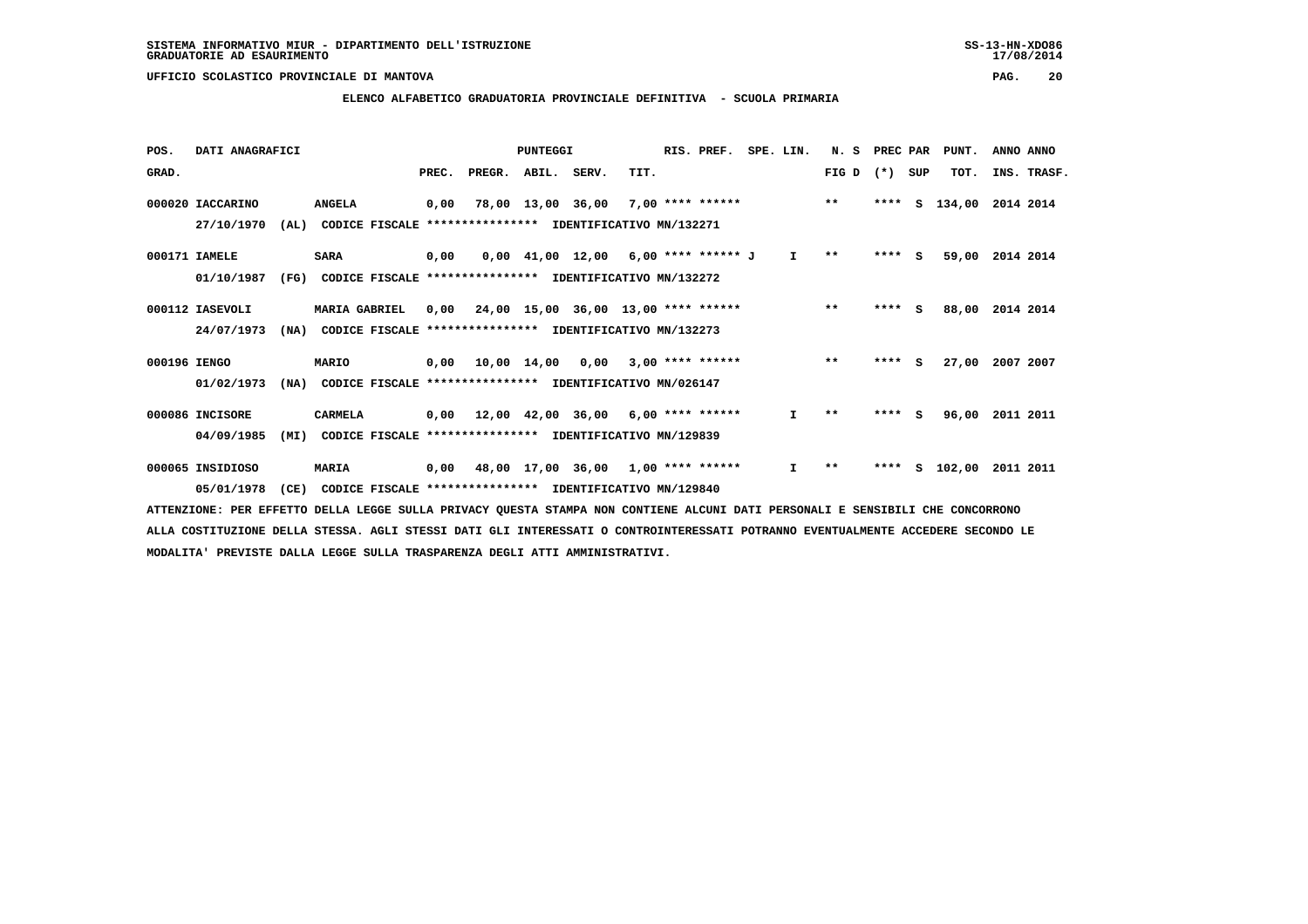SISTEMA INFORMATIVO MIUR - DIPARTIMENTO DELL'ISTRUZIONE
GRADUATORIE AD ESAURIMENTO

UFFICIO SCOLASTICO PROVINCIALE DI MANTOVA

**ELENCO ALFABETICO GRADUATORIA PROVINCIALE DEFINITIVA - SCUOLA PRIMARIA**

| POS. GRAD. | DATI ANAGRAFICI | | | PREC. | PREGR. | ABIL. | SERV. | TIT. | RIS. PREF. | SPE. LIN. | N. S FIG D | PREC PAR (*) | SUP | PUNT. TOT. | ANNO INS. | ANNO TRASF. |
|---|---|---|---|---|---|---|---|---|---|---|---|---|---|---|---|---|
| 000020 | IACCARINO | ANGELA | | 0,00 | 78,00 | 13,00 | 36,00 | 7,00 | **** ****** | | ** | **** | S | 134,00 | 2014 | 2014 |
| | 27/10/1970 (AL) | CODICE FISCALE **************** | IDENTIFICATIVO MN/132271 | | | | | | | | | | | | | |
| 000171 | IAMELE | SARA | | 0,00 | 0,00 | 41,00 | 12,00 | 6,00 | **** ****** J | I | ** | **** | S | 59,00 | 2014 | 2014 |
| | 01/10/1987 (FG) | CODICE FISCALE **************** | IDENTIFICATIVO MN/132272 | | | | | | | | | | | | | |
| 000112 | IASEVOLI | MARIA GABRIEL | | 0,00 | 24,00 | 15,00 | 36,00 | 13,00 | **** ****** | | ** | **** | S | 88,00 | 2014 | 2014 |
| | 24/07/1973 (NA) | CODICE FISCALE **************** | IDENTIFICATIVO MN/132273 | | | | | | | | | | | | | |
| 000196 | IENGO | MARIO | | 0,00 | 10,00 | 14,00 | 0,00 | 3,00 | **** ****** | | ** | **** | S | 27,00 | 2007 | 2007 |
| | 01/02/1973 (NA) | CODICE FISCALE **************** | IDENTIFICATIVO MN/026147 | | | | | | | | | | | | | |
| 000086 | INCISORE | CARMELA | | 0,00 | 12,00 | 42,00 | 36,00 | 6,00 | **** ****** | I | ** | **** | S | 96,00 | 2011 | 2011 |
| | 04/09/1985 (MI) | CODICE FISCALE **************** | IDENTIFICATIVO MN/129839 | | | | | | | | | | | | | |
| 000065 | INSIDIOSO | MARIA | | 0,00 | 48,00 | 17,00 | 36,00 | 1,00 | **** ****** | I | ** | **** | S | 102,00 | 2011 | 2011 |
| | 05/01/1978 (CE) | CODICE FISCALE **************** | IDENTIFICATIVO MN/129840 | | | | | | | | | | | | | |

ATTENZIONE: PER EFFETTO DELLA LEGGE SULLA PRIVACY QUESTA STAMPA NON CONTIENE ALCUNI DATI PERSONALI E SENSIBILI CHE CONCORRONO ALLA COSTITUZIONE DELLA STESSA. AGLI STESSI DATI GLI INTERESSATI O CONTROINTERESSATI POTRANNO EVENTUALMENTE ACCEDERE SECONDO LE MODALITA' PREVISTE DALLA LEGGE SULLA TRASPARENZA DEGLI ATTI AMMINISTRATIVI.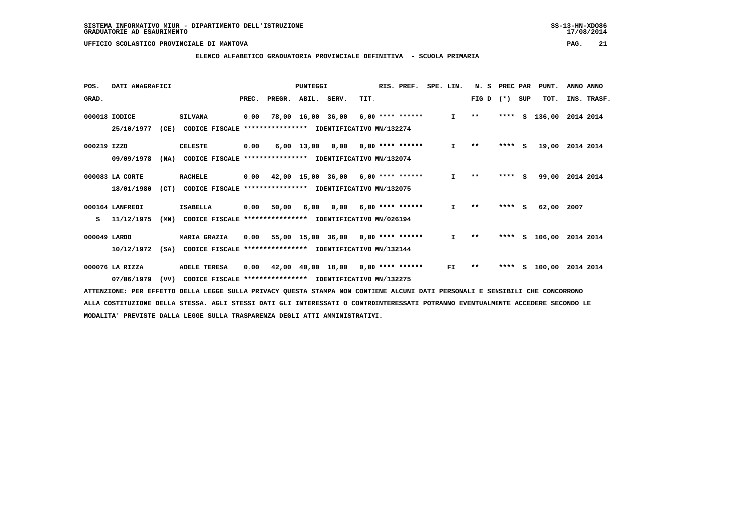SISTEMA INFORMATIVO MIUR - DIPARTIMENTO DELL'ISTRUZIONE
GRADUATORIE AD ESAURIMENTO

UFFICIO SCOLASTICO PROVINCIALE DI MANTOVA

## ELENCO ALFABETICO GRADUATORIA PROVINCIALE DEFINITIVA - SCUOLA PRIMARIA

| POS. GRAD. | DATI ANAGRAFICI | | PREC. | PREGR. | ABIL. | SERV. | TIT. | RIS. PREF. | SPE. LIN. | N. S FIG D | PREC PAR (*) | SUP | PUNT. TOT. | ANNO INS. | ANNO TRASF. |
|---|---|---|---|---|---|---|---|---|---|---|---|---|---|---|---|
| 000018 | IODICE | SILVANA | 0,00 | 78,00 | 16,00 | 36,00 | 6,00 | **** ****** | I | ** | **** | S | 136,00 | 2014 | 2014 |
| | 25/10/1977 (CE) | CODICE FISCALE **************** IDENTIFICATIVO MN/132274 | | | | | | | | | | | | | |
| 000219 | IZZO | CELESTE | 0,00 | 6,00 | 13,00 | 0,00 | 0,00 | **** ****** | I | ** | **** | S | 19,00 | 2014 | 2014 |
| | 09/09/1978 (NA) | CODICE FISCALE **************** IDENTIFICATIVO MN/132074 | | | | | | | | | | | | | |
| 000083 | LA CORTE | RACHELE | 0,00 | 42,00 | 15,00 | 36,00 | 6,00 | **** ****** | I | ** | **** | S | 99,00 | 2014 | 2014 |
| | 18/01/1980 (CT) | CODICE FISCALE **************** IDENTIFICATIVO MN/132075 | | | | | | | | | | | | | |
| 000164 | LANFREDI | ISABELLA | 0,00 | 50,00 | 6,00 | 0,00 | 6,00 | **** ****** | I | ** | **** | S | 62,00 | 2007 | |
| S | 11/12/1975 (MN) | CODICE FISCALE **************** IDENTIFICATIVO MN/026194 | | | | | | | | | | | | | |
| 000049 | LARDO | MARIA GRAZIA | 0,00 | 55,00 | 15,00 | 36,00 | 0,00 | **** ****** | I | ** | **** | S | 106,00 | 2014 | 2014 |
| | 10/12/1972 (SA) | CODICE FISCALE **************** IDENTIFICATIVO MN/132144 | | | | | | | | | | | | | |
| 000076 | LA RIZZA | ADELE TERESA | 0,00 | 42,00 | 40,00 | 18,00 | 0,00 | **** ****** | FI | ** | **** | S | 100,00 | 2014 | 2014 |
| | 07/06/1979 (VV) | CODICE FISCALE **************** IDENTIFICATIVO MN/132275 | | | | | | | | | | | | | |

ATTENZIONE: PER EFFETTO DELLA LEGGE SULLA PRIVACY QUESTA STAMPA NON CONTIENE ALCUNI DATI PERSONALI E SENSIBILI CHE CONCORRONO ALLA COSTITUZIONE DELLA STESSA. AGLI STESSI DATI GLI INTERESSATI O CONTROINTERESSATI POTRANNO EVENTUALMENTE ACCEDERE SECONDO LE MODALITA' PREVISTE DALLA LEGGE SULLA TRASPARENZA DEGLI ATTI AMMINISTRATIVI.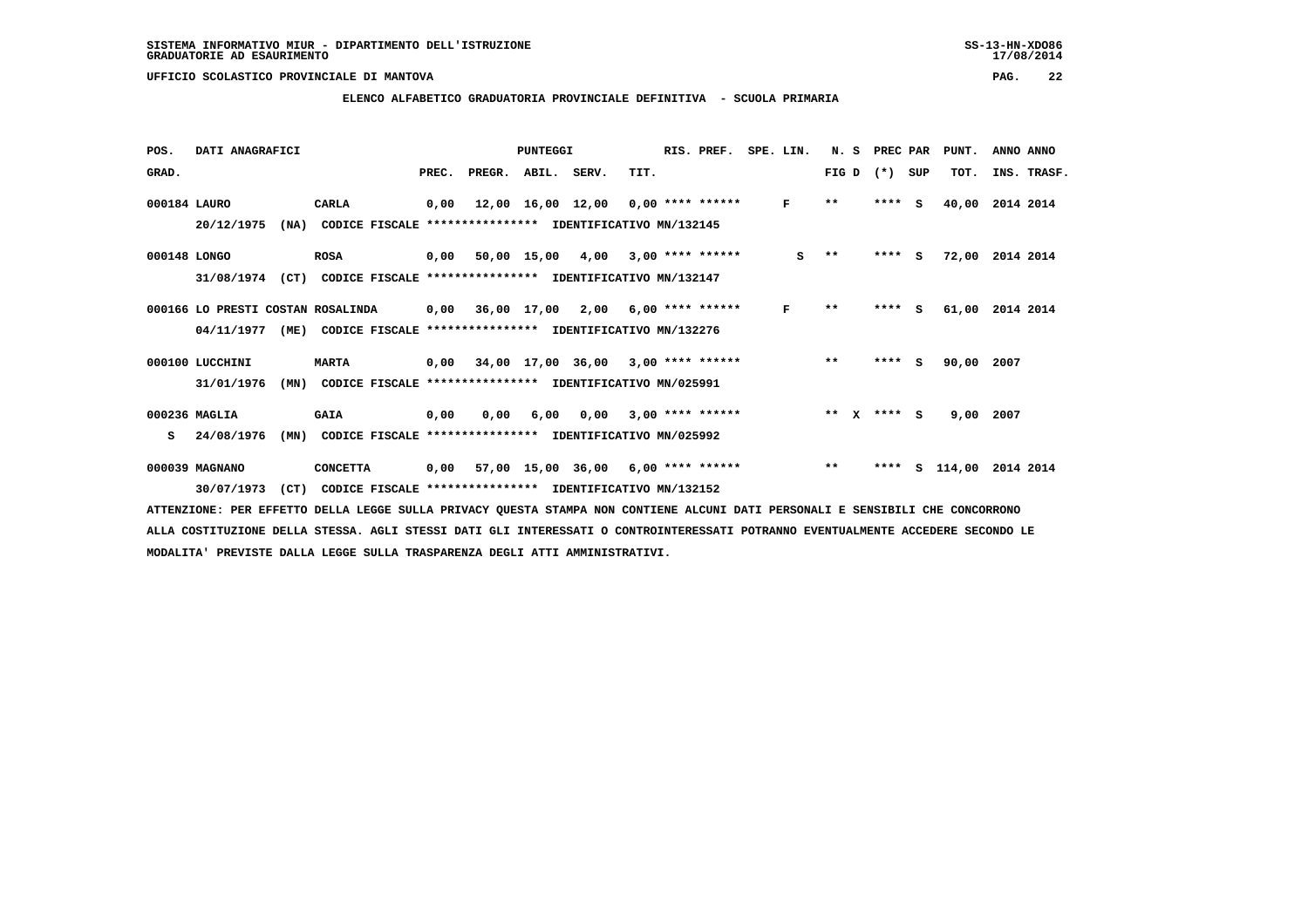SISTEMA INFORMATIVO MIUR - DIPARTIMENTO DELL'ISTRUZIONE
GRADUATORIE AD ESAURIMENTO

UFFICIO SCOLASTICO PROVINCIALE DI MANTOVA

## ELENCO ALFABETICO GRADUATORIA PROVINCIALE DEFINITIVA - SCUOLA PRIMARIA

| POS. GRAD. | DATI ANAGRAFICI | | PREC. | PREGR. | ABIL. | SERV. | TIT. | RIS. PREF. | SPE. LIN. | N. S FIG D | PREC PAR (*) SUP | PUNT. TOT. | ANNO INS. | ANNO TRASF. |
|---|---|---|---|---|---|---|---|---|---|---|---|---|---|---|
| 000184 | LAURO | CARLA | 0,00 | 12,00 | 16,00 | 12,00 | 0,00 | **** ****** | F | ** | **** S | 40,00 | 2014 | 2014 |
| | 20/12/1975 (NA) | CODICE FISCALE **************** IDENTIFICATIVO MN/132145 | | | | | | | | | | | | |
| 000148 | LONGO | ROSA | 0,00 | 50,00 | 15,00 | 4,00 | 3,00 | **** ****** | S | ** | **** S | 72,00 | 2014 | 2014 |
| | 31/08/1974 (CT) | CODICE FISCALE **************** IDENTIFICATIVO MN/132147 | | | | | | | | | | | | |
| 000166 | LO PRESTI COSTAN | ROSALINDA | 0,00 | 36,00 | 17,00 | 2,00 | 6,00 | **** ****** | F | ** | **** S | 61,00 | 2014 | 2014 |
| | 04/11/1977 (ME) | CODICE FISCALE **************** IDENTIFICATIVO MN/132276 | | | | | | | | | | | | |
| 000100 | LUCCHINI | MARTA | 0,00 | 34,00 | 17,00 | 36,00 | 3,00 | **** ****** | | ** | **** S | 90,00 | 2007 | |
| | 31/01/1976 (MN) | CODICE FISCALE **************** IDENTIFICATIVO MN/025991 | | | | | | | | | | | | |
| 000236 | MAGLIA | GAIA | 0,00 | 0,00 | 6,00 | 0,00 | 3,00 | **** ****** | | ** X | **** S | 9,00 | 2007 | |
| S | 24/08/1976 (MN) | CODICE FISCALE **************** IDENTIFICATIVO MN/025992 | | | | | | | | | | | | |
| 000039 | MAGNANO | CONCETTA | 0,00 | 57,00 | 15,00 | 36,00 | 6,00 | **** ****** | | ** | **** S | 114,00 | 2014 | 2014 |
| | 30/07/1973 (CT) | CODICE FISCALE **************** IDENTIFICATIVO MN/132152 | | | | | | | | | | | | |

ATTENZIONE: PER EFFETTO DELLA LEGGE SULLA PRIVACY QUESTA STAMPA NON CONTIENE ALCUNI DATI PERSONALI E SENSIBILI CHE CONCORRONO ALLA COSTITUZIONE DELLA STESSA. AGLI STESSI DATI GLI INTERESSATI O CONTROINTERESSATI POTRANNO EVENTUALMENTE ACCEDERE SECONDO LE MODALITA' PREVISTE DALLA LEGGE SULLA TRASPARENZA DEGLI ATTI AMMINISTRATIVI.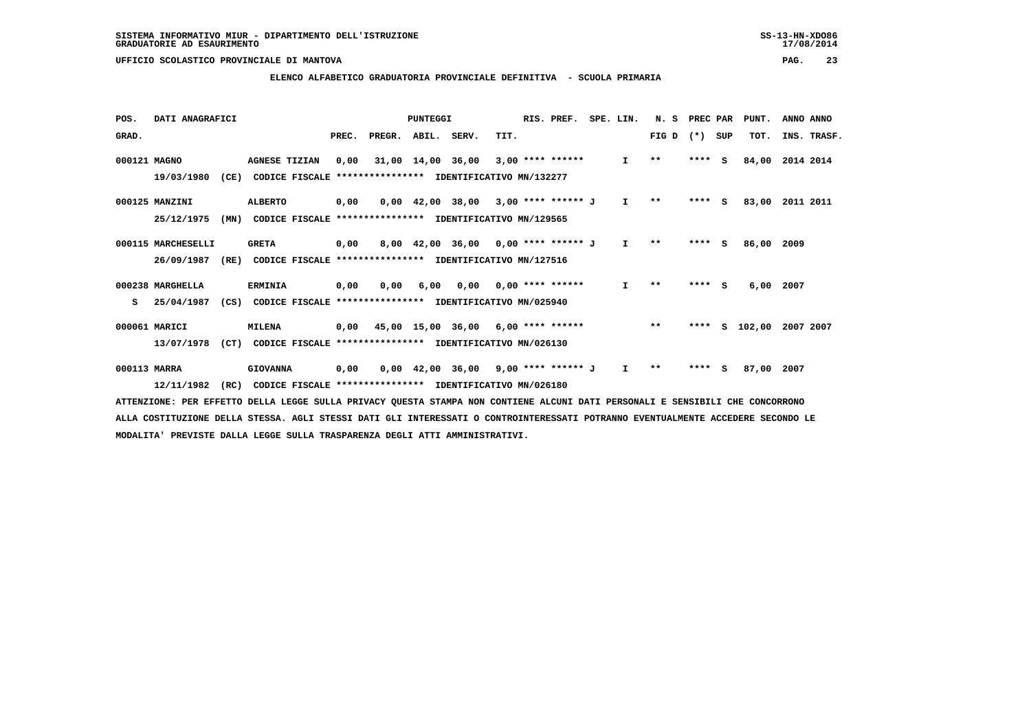SISTEMA INFORMATIVO MIUR - DIPARTIMENTO DELL'ISTRUZIONE
GRADUATORIE AD ESAURIMENTO

UFFICIO SCOLASTICO PROVINCIALE DI MANTOVA

## ELENCO ALFABETICO GRADUATORIA PROVINCIALE DEFINITIVA - SCUOLA PRIMARIA

| POS. GRAD. | DATI ANAGRAFICI | | PREC. | PREGR. | ABIL. | SERV. | TIT. | RIS. PREF. | SPE. LIN. | N. S FIG D | PREC PAR (*) | SUP | PUNT. TOT. | ANNO INS. | ANNO TRASF. |
|---|---|---|---|---|---|---|---|---|---|---|---|---|---|---|---|
| 000121 | MAGNO | AGNESE TIZIAN | 0,00 | 31,00 | 14,00 | 36,00 | 3,00 | **** ****** | I | ** | **** | S | 84,00 | 2014 | 2014 |
| | 19/03/1980 (CE) | CODICE FISCALE **************** IDENTIFICATIVO MN/132277 | | | | | | | | | | | | | |
| 000125 | MANZINI | ALBERTO | 0,00 | 0,00 | 42,00 | 38,00 | 3,00 | **** ****** J | I | ** | **** | S | 83,00 | 2011 | 2011 |
| | 25/12/1975 (MN) | CODICE FISCALE **************** IDENTIFICATIVO MN/129565 | | | | | | | | | | | | | |
| 000115 | MARCHESELLI | GRETA | 0,00 | 8,00 | 42,00 | 36,00 | 0,00 | **** ****** J | I | ** | **** | S | 86,00 | 2009 | |
| | 26/09/1987 (RE) | CODICE FISCALE **************** IDENTIFICATIVO MN/127516 | | | | | | | | | | | | | |
| 000238 | MARGHELLA | ERMINIA | 0,00 | 0,00 | 6,00 | 0,00 | 0,00 | **** ****** | I | ** | **** | S | 6,00 | 2007 | |
| S | 25/04/1987 (CS) | CODICE FISCALE **************** IDENTIFICATIVO MN/025940 | | | | | | | | | | | | | |
| 000061 | MARICI | MILENA | 0,00 | 45,00 | 15,00 | 36,00 | 6,00 | **** ****** | | ** | **** | S | 102,00 | 2007 | 2007 |
| | 13/07/1978 (CT) | CODICE FISCALE **************** IDENTIFICATIVO MN/026130 | | | | | | | | | | | | | |
| 000113 | MARRA | GIOVANNA | 0,00 | 0,00 | 42,00 | 36,00 | 9,00 | **** ****** J | I | ** | **** | S | 87,00 | 2007 | |
| | 12/11/1982 (RC) | CODICE FISCALE **************** IDENTIFICATIVO MN/026180 | | | | | | | | | | | | | |

ATTENZIONE: PER EFFETTO DELLA LEGGE SULLA PRIVACY QUESTA STAMPA NON CONTIENE ALCUNI DATI PERSONALI E SENSIBILI CHE CONCORRONO ALLA COSTITUZIONE DELLA STESSA. AGLI STESSI DATI GLI INTERESSATI O CONTROINTERESSATI POTRANNO EVENTUALMENTE ACCEDERE SECONDO LE MODALITA' PREVISTE DALLA LEGGE SULLA TRASPARENZA DEGLI ATTI AMMINISTRATIVI.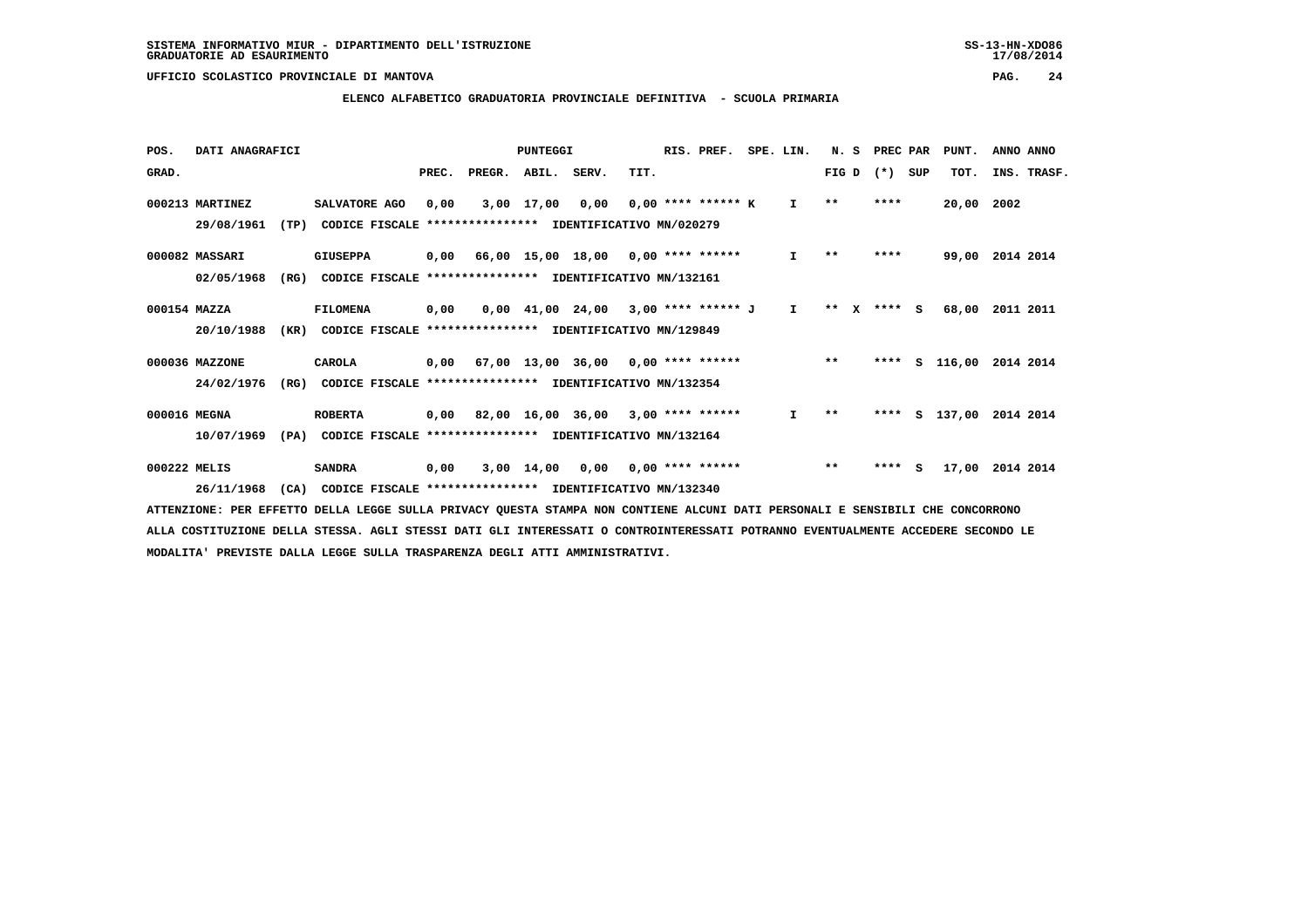SISTEMA INFORMATIVO MIUR - DIPARTIMENTO DELL'ISTRUZIONE
GRADUATORIE AD ESAURIMENTO

UFFICIO SCOLASTICO PROVINCIALE DI MANTOVA

**ELENCO ALFABETICO GRADUATORIA PROVINCIALE DEFINITIVA - SCUOLA PRIMARIA**

| POS. GRAD. | DATI ANAGRAFICI | | PREC. | PREGR. | ABIL. | SERV. | TIT. | RIS. PREF. | SPE. LIN. | N. S FIG D | PREC PAR (*) SUP | PUNT. TOT. | ANNO INS. | ANNO TRASF. |
|---|---|---|---|---|---|---|---|---|---|---|---|---|---|---|
| 000213 | MARTINEZ 29/08/1961 (TP) | SALVATORE AGO CODICE FISCALE **************** IDENTIFICATIVO MN/020279 | 0,00 | 3,00 | 17,00 | 0,00 | 0,00 | **** ****** K | I | ** | **** | 20,00 | 2002 | |
| 000082 | MASSARI 02/05/1968 (RG) | GIUSEPPA CODICE FISCALE **************** IDENTIFICATIVO MN/132161 | 0,00 | 66,00 | 15,00 | 18,00 | 0,00 | **** ****** | I | ** | **** | 99,00 | 2014 | 2014 |
| 000154 | MAZZA 20/10/1988 (KR) | FILOMENA CODICE FISCALE **************** IDENTIFICATIVO MN/129849 | 0,00 | 0,00 | 41,00 | 24,00 | 3,00 | **** ****** J | I | ** X | **** S | 68,00 | 2011 | 2011 |
| 000036 | MAZZONE 24/02/1976 (RG) | CAROLA CODICE FISCALE **************** IDENTIFICATIVO MN/132354 | 0,00 | 67,00 | 13,00 | 36,00 | 0,00 | **** ****** | | ** | **** S | 116,00 | 2014 | 2014 |
| 000016 | MEGNA 10/07/1969 (PA) | ROBERTA CODICE FISCALE **************** IDENTIFICATIVO MN/132164 | 0,00 | 82,00 | 16,00 | 36,00 | 3,00 | **** ****** | I | ** | **** S | 137,00 | 2014 | 2014 |
| 000222 | MELIS 26/11/1968 (CA) | SANDRA CODICE FISCALE **************** IDENTIFICATIVO MN/132340 | 0,00 | 3,00 | 14,00 | 0,00 | 0,00 | **** ****** | | ** | **** S | 17,00 | 2014 | 2014 |

ATTENZIONE: PER EFFETTO DELLA LEGGE SULLA PRIVACY QUESTA STAMPA NON CONTIENE ALCUNI DATI PERSONALI E SENSIBILI CHE CONCORRONO ALLA COSTITUZIONE DELLA STESSA. AGLI STESSI DATI GLI INTERESSATI O CONTROINTERESSATI POTRANNO EVENTUALMENTE ACCEDERE SECONDO LE MODALITA' PREVISTE DALLA LEGGE SULLA TRASPARENZA DEGLI ATTI AMMINISTRATIVI.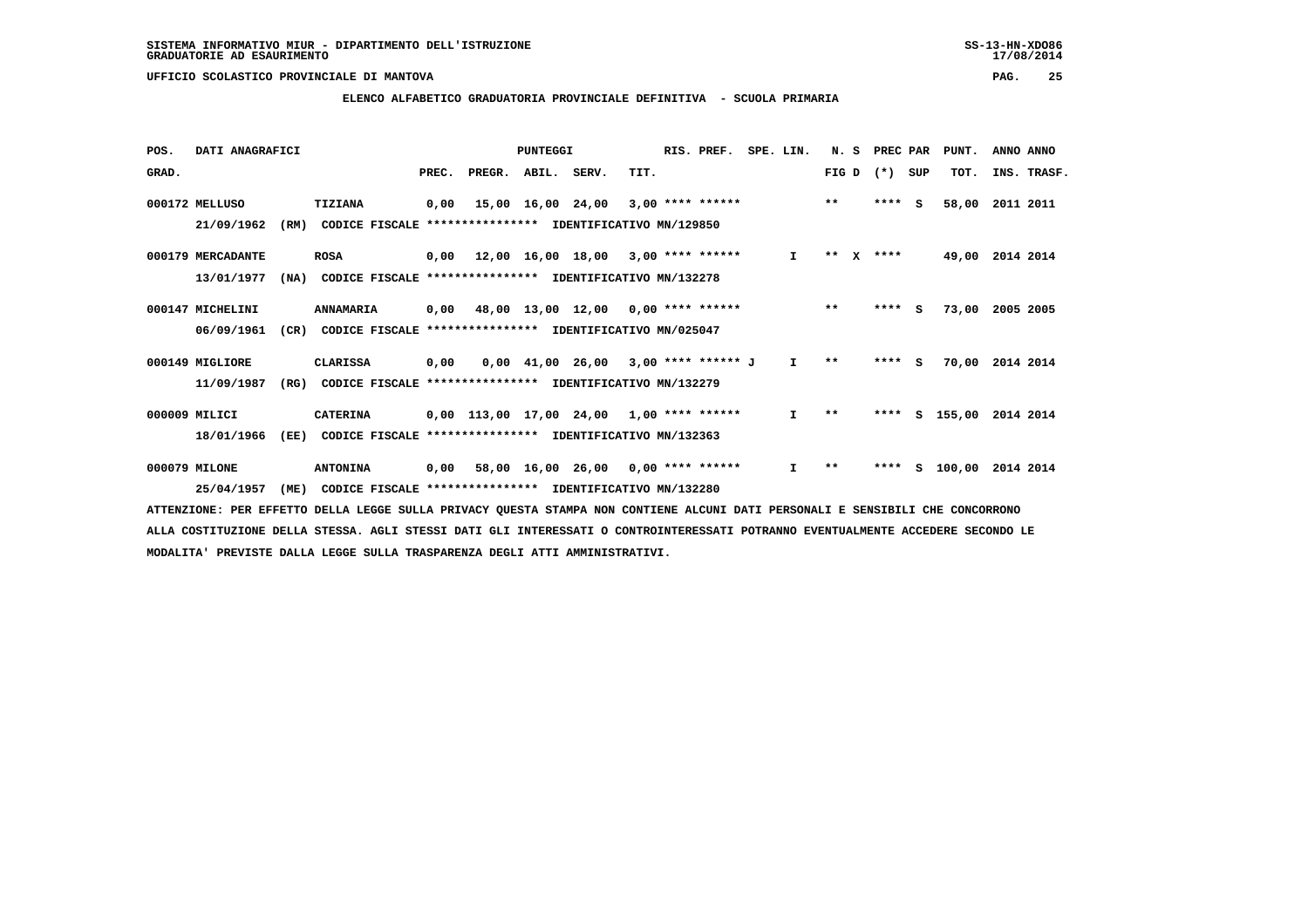SISTEMA INFORMATIVO MIUR - DIPARTIMENTO DELL'ISTRUZIONE
GRADUATORIE AD ESAURIMENTO

UFFICIO SCOLASTICO PROVINCIALE DI MANTOVA

ELENCO ALFABETICO GRADUATORIA PROVINCIALE DEFINITIVA - SCUOLA PRIMARIA

| POS. GRAD. | DATI ANAGRAFICI | | PREC. | PREGR. | ABIL. | SERV. | TIT. | RIS. PREF. | SPE. LIN. | N. S FIG D | PREC PAR (*) SUP | PUNT. TOT. | ANNO INS. | ANNO TRASF. |
|---|---|---|---|---|---|---|---|---|---|---|---|---|---|---|
| 000172 | MELLUSO | TIZIANA | 0,00 | 15,00 | 16,00 | 24,00 | 3,00 | **** ****** | | ** | **** S | 58,00 | 2011 | 2011 |
| | 21/09/1962 (RM) | CODICE FISCALE **************** IDENTIFICATIVO MN/129850 | | | | | | | | | | | | |
| 000179 | MERCADANTE | ROSA | 0,00 | 12,00 | 16,00 | 18,00 | 3,00 | **** ****** | I | ** X | **** | 49,00 | 2014 | 2014 |
| | 13/01/1977 (NA) | CODICE FISCALE **************** IDENTIFICATIVO MN/132278 | | | | | | | | | | | | |
| 000147 | MICHELINI | ANNAMARIA | 0,00 | 48,00 | 13,00 | 12,00 | 0,00 | **** ****** | | ** | **** S | 73,00 | 2005 | 2005 |
| | 06/09/1961 (CR) | CODICE FISCALE **************** IDENTIFICATIVO MN/025047 | | | | | | | | | | | | |
| 000149 | MIGLIORE | CLARISSA | 0,00 | 0,00 | 41,00 | 26,00 | 3,00 | **** ****** J | I | ** | **** S | 70,00 | 2014 | 2014 |
| | 11/09/1987 (RG) | CODICE FISCALE **************** IDENTIFICATIVO MN/132279 | | | | | | | | | | | | |
| 000009 | MILICI | CATERINA | 0,00 | 113,00 | 17,00 | 24,00 | 1,00 | **** ****** | I | ** | **** S | 155,00 | 2014 | 2014 |
| | 18/01/1966 (EE) | CODICE FISCALE **************** IDENTIFICATIVO MN/132363 | | | | | | | | | | | | |
| 000079 | MILONE | ANTONINA | 0,00 | 58,00 | 16,00 | 26,00 | 0,00 | **** ****** | I | ** | **** S | 100,00 | 2014 | 2014 |
| | 25/04/1957 (ME) | CODICE FISCALE **************** IDENTIFICATIVO MN/132280 | | | | | | | | | | | | |

ATTENZIONE: PER EFFETTO DELLA LEGGE SULLA PRIVACY QUESTA STAMPA NON CONTIENE ALCUNI DATI PERSONALI E SENSIBILI CHE CONCORRONO ALLA COSTITUZIONE DELLA STESSA. AGLI STESSI DATI GLI INTERESSATI O CONTROINTERESSATI POTRANNO EVENTUALMENTE ACCEDERE SECONDO LE MODALITA' PREVISTE DALLA LEGGE SULLA TRASPARENZA DEGLI ATTI AMMINISTRATIVI.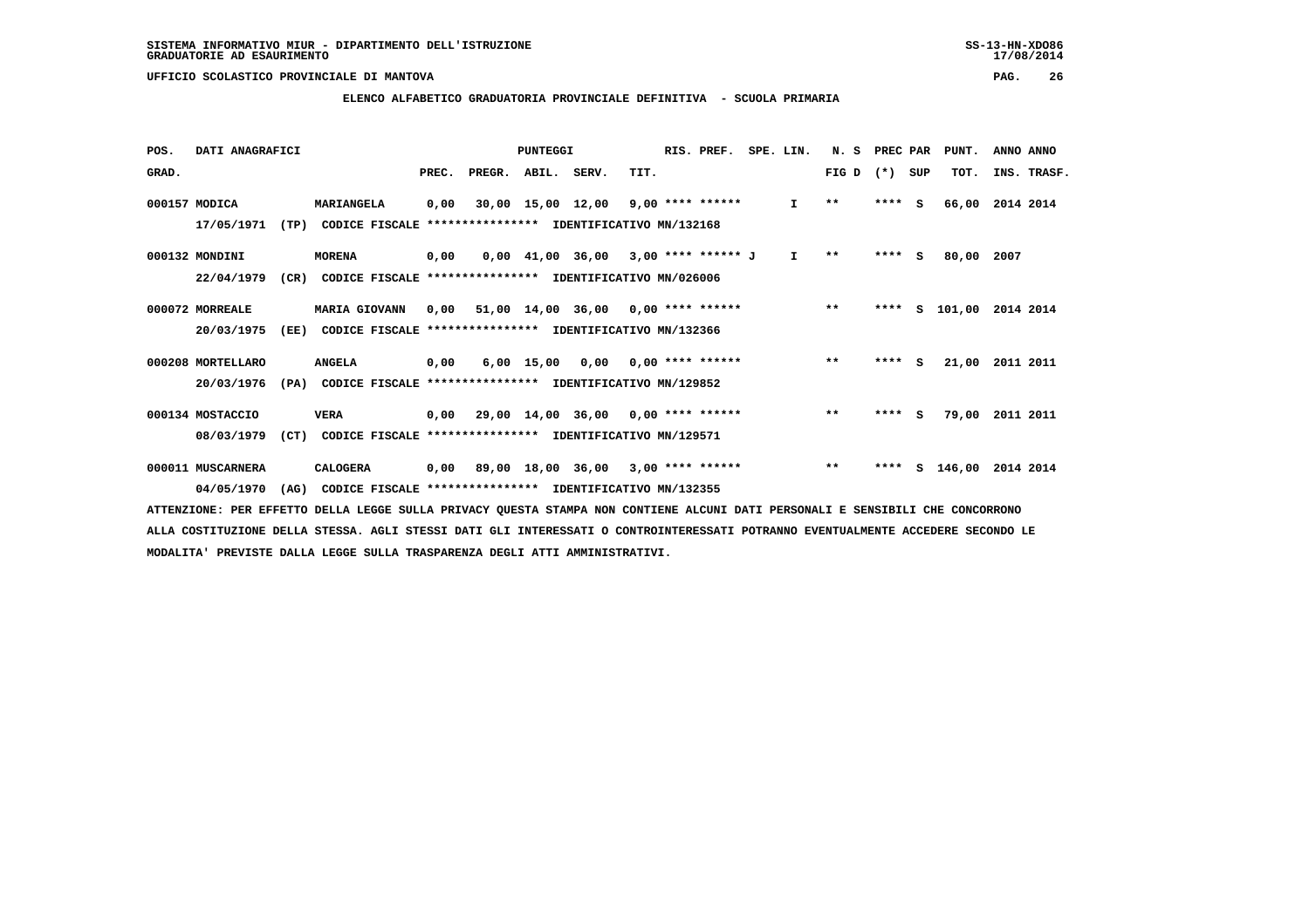SISTEMA INFORMATIVO MIUR - DIPARTIMENTO DELL'ISTRUZIONE
GRADUATORIE AD ESAURIMENTO

UFFICIO SCOLASTICO PROVINCIALE DI MANTOVA

**ELENCO ALFABETICO GRADUATORIA PROVINCIALE DEFINITIVA - SCUOLA PRIMARIA**

| POS. GRAD. | DATI ANAGRAFICI | | PREC. | PREGR. | ABIL. | SERV. | TIT. | RIS. PREF. | SPE. LIN. | N. S FIG D | PREC PAR (*) | SUP | PUNT. TOT. | ANNO INS. | ANNO TRASF. |
|---|---|---|---|---|---|---|---|---|---|---|---|---|---|---|---|
| 000157 | MODICA 17/05/1971 (TP) | MARIANGELA CODICE FISCALE **************** IDENTIFICATIVO MN/132168 | 0,00 | 30,00 | 15,00 | 12,00 | 9,00 | **** ****** | I | ** | **** | S | 66,00 | 2014 | 2014 |
| 000132 | MONDINI 22/04/1979 (CR) | MORENA CODICE FISCALE **************** IDENTIFICATIVO MN/026006 | 0,00 | 0,00 | 41,00 | 36,00 | 3,00 | **** ****** J | I | ** | **** | S | 80,00 | 2007 | |
| 000072 | MORREALE 20/03/1975 (EE) | MARIA GIOVANN CODICE FISCALE **************** IDENTIFICATIVO MN/132366 | 0,00 | 51,00 | 14,00 | 36,00 | 0,00 | **** ****** | | ** | **** | S | 101,00 | 2014 | 2014 |
| 000208 | MORTELLARO 20/03/1976 (PA) | ANGELA CODICE FISCALE **************** IDENTIFICATIVO MN/129852 | 0,00 | 6,00 | 15,00 | 0,00 | 0,00 | **** ****** | | ** | **** | S | 21,00 | 2011 | 2011 |
| 000134 | MOSTACCIO 08/03/1979 (CT) | VERA CODICE FISCALE **************** IDENTIFICATIVO MN/129571 | 0,00 | 29,00 | 14,00 | 36,00 | 0,00 | **** ****** | | ** | **** | S | 79,00 | 2011 | 2011 |
| 000011 | MUSCARNERA 04/05/1970 (AG) | CALOGERA CODICE FISCALE **************** IDENTIFICATIVO MN/132355 | 0,00 | 89,00 | 18,00 | 36,00 | 3,00 | **** ****** | | ** | **** | S | 146,00 | 2014 | 2014 |

ATTENZIONE: PER EFFETTO DELLA LEGGE SULLA PRIVACY QUESTA STAMPA NON CONTIENE ALCUNI DATI PERSONALI E SENSIBILI CHE CONCORRONO ALLA COSTITUZIONE DELLA STESSA. AGLI STESSI DATI GLI INTERESSATI O CONTROINTERESSATI POTRANNO EVENTUALMENTE ACCEDERE SECONDO LE MODALITA' PREVISTE DALLA LEGGE SULLA TRASPARENZA DEGLI ATTI AMMINISTRATIVI.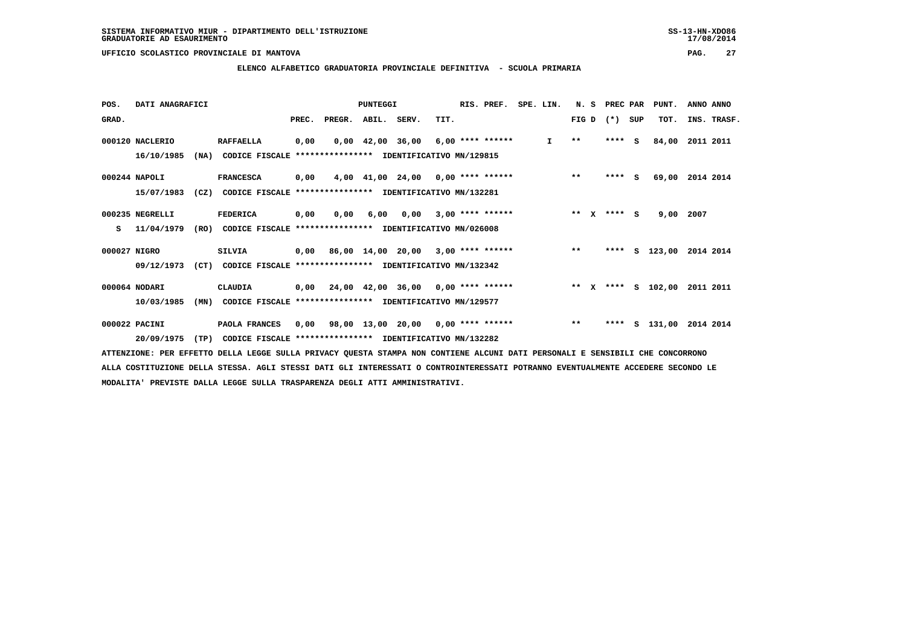SISTEMA INFORMATIVO MIUR - DIPARTIMENTO DELL'ISTRUZIONE
GRADUATORIE AD ESAURIMENTO

UFFICIO SCOLASTICO PROVINCIALE DI MANTOVA

## ELENCO ALFABETICO GRADUATORIA PROVINCIALE DEFINITIVA - SCUOLA PRIMARIA

| POS. GRAD. | DATI ANAGRAFICI | | PREC. | PREGR. | ABIL. | SERV. | TIT. | RIS. PREF. | SPE. LIN. | N. S FIG D | PREC PAR (*) SUP | PUNT. TOT. | ANNO ANNO INS. TRASF. |
|---|---|---|---|---|---|---|---|---|---|---|---|---|---|
| 000120 | NACLERIO 16/10/1985 (NA) CODICE FISCALE **************** IDENTIFICATIVO MN/129815 | RAFFAELLA | 0,00 | 0,00 | 42,00 | 36,00 | 6,00 | **** ****** | I | ** | **** S | 84,00 | 2011 2011 |
| 000244 | NAPOLI 15/07/1983 (CZ) CODICE FISCALE **************** IDENTIFICATIVO MN/132281 | FRANCESCA | 0,00 | 4,00 | 41,00 | 24,00 | 0,00 | **** ****** | | ** | **** S | 69,00 | 2014 2014 |
| 000235 | NEGRELLI S 11/04/1979 (RO) CODICE FISCALE **************** IDENTIFICATIVO MN/026008 | FEDERICA | 0,00 | 0,00 | 6,00 | 0,00 | 3,00 | **** ****** | | ** X | **** S | 9,00 | 2007 |
| 000027 | NIGRO 09/12/1973 (CT) CODICE FISCALE **************** IDENTIFICATIVO MN/132342 | SILVIA | 0,00 | 86,00 | 14,00 | 20,00 | 3,00 | **** ****** | | ** | **** S | 123,00 | 2014 2014 |
| 000064 | NODARI 10/03/1985 (MN) CODICE FISCALE **************** IDENTIFICATIVO MN/129577 | CLAUDIA | 0,00 | 24,00 | 42,00 | 36,00 | 0,00 | **** ****** | | ** X | **** S | 102,00 | 2011 2011 |
| 000022 | PACINI 20/09/1975 (TP) CODICE FISCALE **************** IDENTIFICATIVO MN/132282 | PAOLA FRANCES | 0,00 | 98,00 | 13,00 | 20,00 | 0,00 | **** ****** | | ** | **** S | 131,00 | 2014 2014 |

ATTENZIONE: PER EFFETTO DELLA LEGGE SULLA PRIVACY QUESTA STAMPA NON CONTIENE ALCUNI DATI PERSONALI E SENSIBILI CHE CONCORRONO ALLA COSTITUZIONE DELLA STESSA. AGLI STESSI DATI GLI INTERESSATI O CONTROINTERESSATI POTRANNO EVENTUALMENTE ACCEDERE SECONDO LE MODALITA' PREVISTE DALLA LEGGE SULLA TRASPARENZA DEGLI ATTI AMMINISTRATIVI.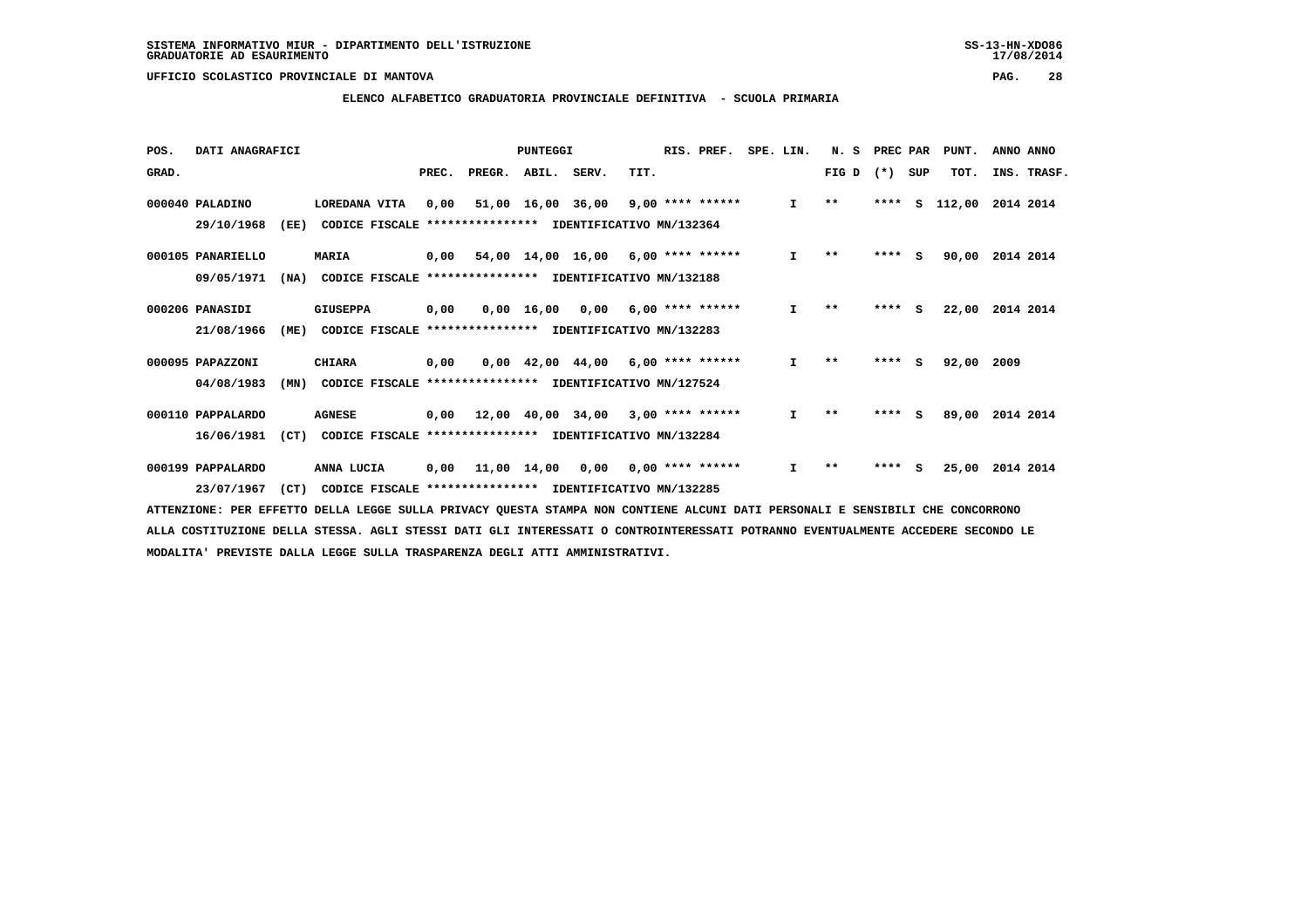SISTEMA INFORMATIVO MIUR - DIPARTIMENTO DELL'ISTRUZIONE
GRADUATORIE AD ESAURIMENTO

UFFICIO SCOLASTICO PROVINCIALE DI MANTOVA

**ELENCO ALFABETICO GRADUATORIA PROVINCIALE DEFINITIVA - SCUOLA PRIMARIA**

| POS. GRAD. | DATI ANAGRAFICI | | PREC. | PREGR. | ABIL. | SERV. | TIT. | RIS. PREF. | SPE. LIN. | N. S FIG D | PREC PAR (*) | SUP | PUNT. TOT. | ANNO INS. | ANNO TRASF. |
|---|---|---|---|---|---|---|---|---|---|---|---|---|---|---|---|
| 000040 | PALADINO 29/10/1968 (EE) | LOREDANA VITA CODICE FISCALE **************** IDENTIFICATIVO MN/132364 | 0,00 | 51,00 | 16,00 | 36,00 | 9,00 | **** ****** | I | ** | **** | S | 112,00 | 2014 | 2014 |
| 000105 | PANARIELLO 09/05/1971 (NA) | MARIA CODICE FISCALE **************** IDENTIFICATIVO MN/132188 | 0,00 | 54,00 | 14,00 | 16,00 | 6,00 | **** ****** | I | ** | **** | S | 90,00 | 2014 | 2014 |
| 000206 | PANASIDI 21/08/1966 (ME) | GIUSEPPA CODICE FISCALE **************** IDENTIFICATIVO MN/132283 | 0,00 | 0,00 | 16,00 | 0,00 | 6,00 | **** ****** | I | ** | **** | S | 22,00 | 2014 | 2014 |
| 000095 | PAPAZZONI 04/08/1983 (MN) | CHIARA CODICE FISCALE **************** IDENTIFICATIVO MN/127524 | 0,00 | 0,00 | 42,00 | 44,00 | 6,00 | **** ****** | I | ** | **** | S | 92,00 | 2009 | |
| 000110 | PAPPALARDO 16/06/1981 (CT) | AGNESE CODICE FISCALE **************** IDENTIFICATIVO MN/132284 | 0,00 | 12,00 | 40,00 | 34,00 | 3,00 | **** ****** | I | ** | **** | S | 89,00 | 2014 | 2014 |
| 000199 | PAPPALARDO 23/07/1967 (CT) | ANNA LUCIA CODICE FISCALE **************** IDENTIFICATIVO MN/132285 | 0,00 | 11,00 | 14,00 | 0,00 | 0,00 | **** ****** | I | ** | **** | S | 25,00 | 2014 | 2014 |

ATTENZIONE: PER EFFETTO DELLA LEGGE SULLA PRIVACY QUESTA STAMPA NON CONTIENE ALCUNI DATI PERSONALI E SENSIBILI CHE CONCORRONO ALLA COSTITUZIONE DELLA STESSA. AGLI STESSI DATI GLI INTERESSATI O CONTROINTERESSATI POTRANNO EVENTUALMENTE ACCEDERE SECONDO LE MODALITA' PREVISTE DALLA LEGGE SULLA TRASPARENZA DEGLI ATTI AMMINISTRATIVI.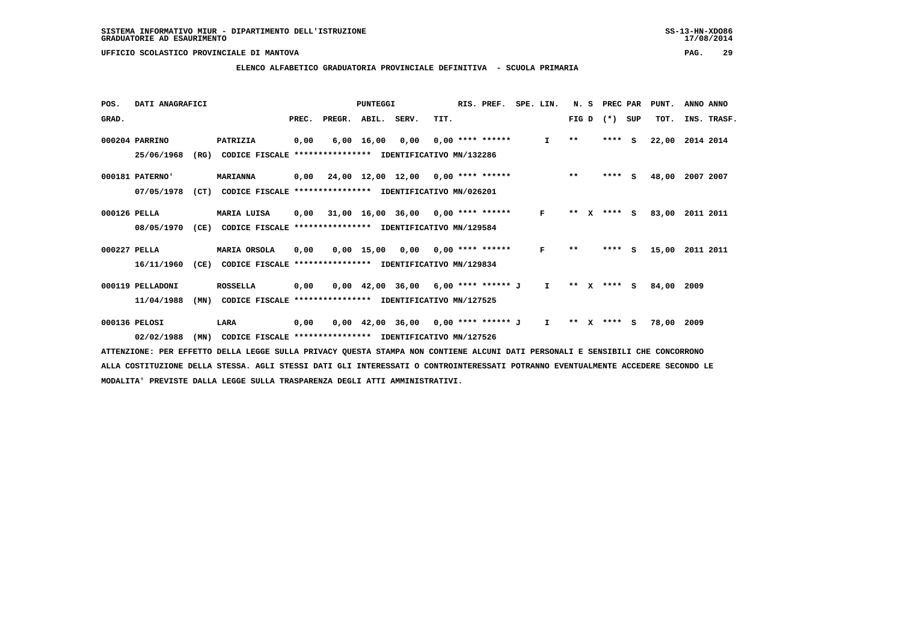SISTEMA INFORMATIVO MIUR - DIPARTIMENTO DELL'ISTRUZIONE
GRADUATORIE AD ESAURIMENTO

UFFICIO SCOLASTICO PROVINCIALE DI MANTOVA

**ELENCO ALFABETICO GRADUATORIA PROVINCIALE DEFINITIVA - SCUOLA PRIMARIA**

| POS. GRAD. | DATI ANAGRAFICI | | PREC. | PREGR. | ABIL. | SERV. | TIT. | RIS. PREF. | SPE. LIN. | N. S FIG D | PREC PAR (*) SUP | PUNT. TOT. | ANNO INS. | ANNO TRASF. |
|---|---|---|---|---|---|---|---|---|---|---|---|---|---|---|
| 000204 | PARRINO | PATRIZIA | 0,00 | 6,00 | 16,00 | 0,00 | 0,00 | **** ****** | I | ** | **** S | 22,00 | 2014 | 2014 |
| | 25/06/1968 (RG) | CODICE FISCALE **************** IDENTIFICATIVO MN/132286 | | | | | | | | | | | | |
| 000181 | PATERNO' | MARIANNA | 0,00 | 24,00 | 12,00 | 12,00 | 0,00 | **** ****** | | ** | **** S | 48,00 | 2007 | 2007 |
| | 07/05/1978 (CT) | CODICE FISCALE **************** IDENTIFICATIVO MN/026201 | | | | | | | | | | | | |
| 000126 | PELLA | MARIA LUISA | 0,00 | 31,00 | 16,00 | 36,00 | 0,00 | **** ****** | F | ** X | **** S | 83,00 | 2011 | 2011 |
| | 08/05/1970 (CE) | CODICE FISCALE **************** IDENTIFICATIVO MN/129584 | | | | | | | | | | | | |
| 000227 | PELLA | MARIA ORSOLA | 0,00 | 0,00 | 15,00 | 0,00 | 0,00 | **** ****** | F | ** | **** S | 15,00 | 2011 | 2011 |
| | 16/11/1960 (CE) | CODICE FISCALE **************** IDENTIFICATIVO MN/129834 | | | | | | | | | | | | |
| 000119 | PELLADONI | ROSSELLA | 0,00 | 0,00 | 42,00 | 36,00 | 6,00 | **** ****** J | I | ** X | **** S | 84,00 | 2009 | |
| | 11/04/1988 (MN) | CODICE FISCALE **************** IDENTIFICATIVO MN/127525 | | | | | | | | | | | | |
| 000136 | PELOSI | LARA | 0,00 | 0,00 | 42,00 | 36,00 | 0,00 | **** ****** J | I | ** X | **** S | 78,00 | 2009 | |
| | 02/02/1988 (MN) | CODICE FISCALE **************** IDENTIFICATIVO MN/127526 | | | | | | | | | | | | |

ATTENZIONE: PER EFFETTO DELLA LEGGE SULLA PRIVACY QUESTA STAMPA NON CONTIENE ALCUNI DATI PERSONALI E SENSIBILI CHE CONCORRONO ALLA COSTITUZIONE DELLA STESSA. AGLI STESSI DATI GLI INTERESSATI O CONTROINTERESSATI POTRANNO EVENTUALMENTE ACCEDERE SECONDO LE MODALITA' PREVISTE DALLA LEGGE SULLA TRASPARENZA DEGLI ATTI AMMINISTRATIVI.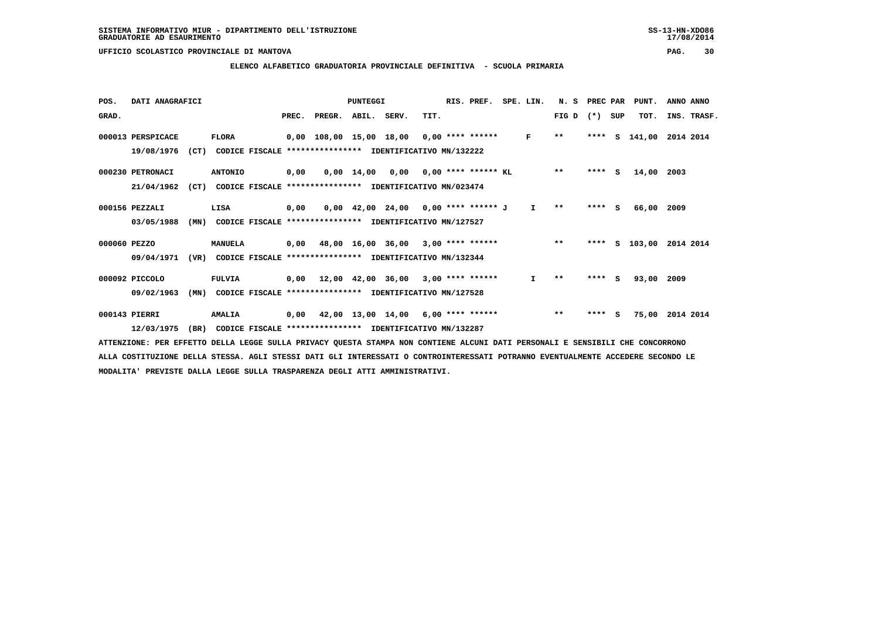SISTEMA INFORMATIVO MIUR - DIPARTIMENTO DELL'ISTRUZIONE
GRADUATORIE AD ESAURIMENTO

UFFICIO SCOLASTICO PROVINCIALE DI MANTOVA

## ELENCO ALFABETICO GRADUATORIA PROVINCIALE DEFINITIVA - SCUOLA PRIMARIA

| POS. GRAD. | DATI ANAGRAFICI | | PREC. | PREGR. | ABIL. | SERV. | TIT. | RIS. PREF. | SPE. LIN. | N. S FIG D | PREC PAR (*) | SUP | PUNT. TOT. | ANNO INS. | ANNO TRASF. |
|---|---|---|---|---|---|---|---|---|---|---|---|---|---|---|---|
| 000013 | PERSPICACE | FLORA | 0,00 | 108,00 | 15,00 | 18,00 | 0,00 | **** ****** | F | ** | **** | S | 141,00 | 2014 | 2014 |
| | 19/08/1976 (CT) | CODICE FISCALE **************** IDENTIFICATIVO MN/132222 | | | | | | | | | | | | | |
| 000230 | PETRONACI | ANTONIO | 0,00 | 0,00 | 14,00 | 0,00 | 0,00 | **** ****** KL | | ** | **** | S | 14,00 | 2003 | |
| | 21/04/1962 (CT) | CODICE FISCALE **************** IDENTIFICATIVO MN/023474 | | | | | | | | | | | | | |
| 000156 | PEZZALI | LISA | 0,00 | 0,00 | 42,00 | 24,00 | 0,00 | **** ****** J | I | ** | **** | S | 66,00 | 2009 | |
| | 03/05/1988 (MN) | CODICE FISCALE **************** IDENTIFICATIVO MN/127527 | | | | | | | | | | | | | |
| 000060 | PEZZO | MANUELA | 0,00 | 48,00 | 16,00 | 36,00 | 3,00 | **** ****** | | ** | **** | S | 103,00 | 2014 | 2014 |
| | 09/04/1971 (VR) | CODICE FISCALE **************** IDENTIFICATIVO MN/132344 | | | | | | | | | | | | | |
| 000092 | PICCOLO | FULVIA | 0,00 | 12,00 | 42,00 | 36,00 | 3,00 | **** ****** | I | ** | **** | S | 93,00 | 2009 | |
| | 09/02/1963 (MN) | CODICE FISCALE **************** IDENTIFICATIVO MN/127528 | | | | | | | | | | | | | |
| 000143 | PIERRI | AMALIA | 0,00 | 42,00 | 13,00 | 14,00 | 6,00 | **** ****** | | ** | **** | S | 75,00 | 2014 | 2014 |
| | 12/03/1975 (BR) | CODICE FISCALE **************** IDENTIFICATIVO MN/132287 | | | | | | | | | | | | | |

ATTENZIONE: PER EFFETTO DELLA LEGGE SULLA PRIVACY QUESTA STAMPA NON CONTIENE ALCUNI DATI PERSONALI E SENSIBILI CHE CONCORRONO ALLA COSTITUZIONE DELLA STESSA. AGLI STESSI DATI GLI INTERESSATI O CONTROINTERESSATI POTRANNO EVENTUALMENTE ACCEDERE SECONDO LE MODALITA' PREVISTE DALLA LEGGE SULLA TRASPARENZA DEGLI ATTI AMMINISTRATIVI.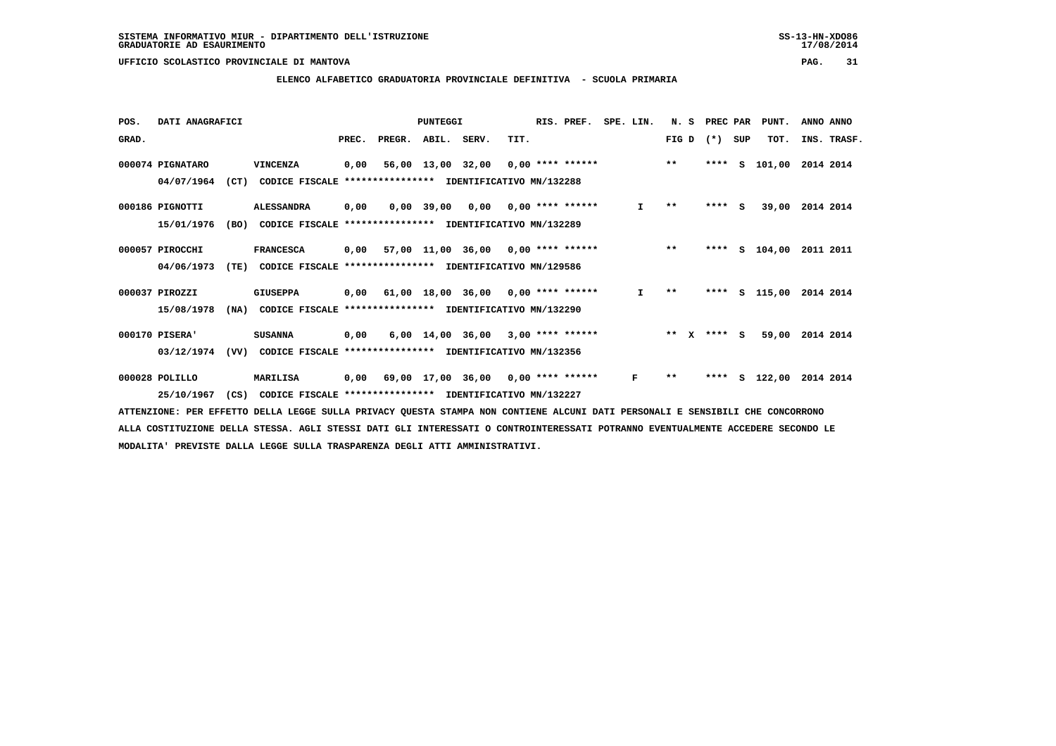SISTEMA INFORMATIVO MIUR - DIPARTIMENTO DELL'ISTRUZIONE
GRADUATORIE AD ESAURIMENTO

UFFICIO SCOLASTICO PROVINCIALE DI MANTOVA

**ELENCO ALFABETICO GRADUATORIA PROVINCIALE DEFINITIVA - SCUOLA PRIMARIA**

| POS. GRAD. | DATI ANAGRAFICI | | | PREC. | PREGR. | ABIL. | SERV. | TIT. | RIS. PREF. | SPE. LIN. | N. S FIG D | PREC PAR (*) SUP | PUNT. TOT. | ANNO ANNO INS. TRASF. |
|---|---|---|---|---|---|---|---|---|---|---|---|---|---|---|
| 000074 | PIGNATARO | VINCENZA | 04/07/1964 (CT) CODICE FISCALE **************** IDENTIFICATIVO MN/132288 | 0,00 | 56,00 | 13,00 | 32,00 | 0,00 | **** ****** | | ** | **** S | 101,00 | 2014 2014 |
| 000186 | PIGNOTTI | ALESSANDRA | 15/01/1976 (BO) CODICE FISCALE **************** IDENTIFICATIVO MN/132289 | 0,00 | 0,00 | 39,00 | 0,00 | 0,00 | **** ****** | I | ** | **** S | 39,00 | 2014 2014 |
| 000057 | PIROCCHI | FRANCESCA | 04/06/1973 (TE) CODICE FISCALE **************** IDENTIFICATIVO MN/129586 | 0,00 | 57,00 | 11,00 | 36,00 | 0,00 | **** ****** | | ** | **** S | 104,00 | 2011 2011 |
| 000037 | PIROZZI | GIUSEPPA | 15/08/1978 (NA) CODICE FISCALE **************** IDENTIFICATIVO MN/132290 | 0,00 | 61,00 | 18,00 | 36,00 | 0,00 | **** ****** | I | ** | **** S | 115,00 | 2014 2014 |
| 000170 | PISERA' | SUSANNA | 03/12/1974 (VV) CODICE FISCALE **************** IDENTIFICATIVO MN/132356 | 0,00 | 6,00 | 14,00 | 36,00 | 3,00 | **** ****** | | ** X | **** S | 59,00 | 2014 2014 |
| 000028 | POLILLO | MARILISA | 25/10/1967 (CS) CODICE FISCALE **************** IDENTIFICATIVO MN/132227 | 0,00 | 69,00 | 17,00 | 36,00 | 0,00 | **** ****** | F | ** | **** S | 122,00 | 2014 2014 |

ATTENZIONE: PER EFFETTO DELLA LEGGE SULLA PRIVACY QUESTA STAMPA NON CONTIENE ALCUNI DATI PERSONALI E SENSIBILI CHE CONCORRONO ALLA COSTITUZIONE DELLA STESSA. AGLI STESSI DATI GLI INTERESSATI O CONTROINTERESSATI POTRANNO EVENTUALMENTE ACCEDERE SECONDO LE MODALITA' PREVISTE DALLA LEGGE SULLA TRASPARENZA DEGLI ATTI AMMINISTRATIVI.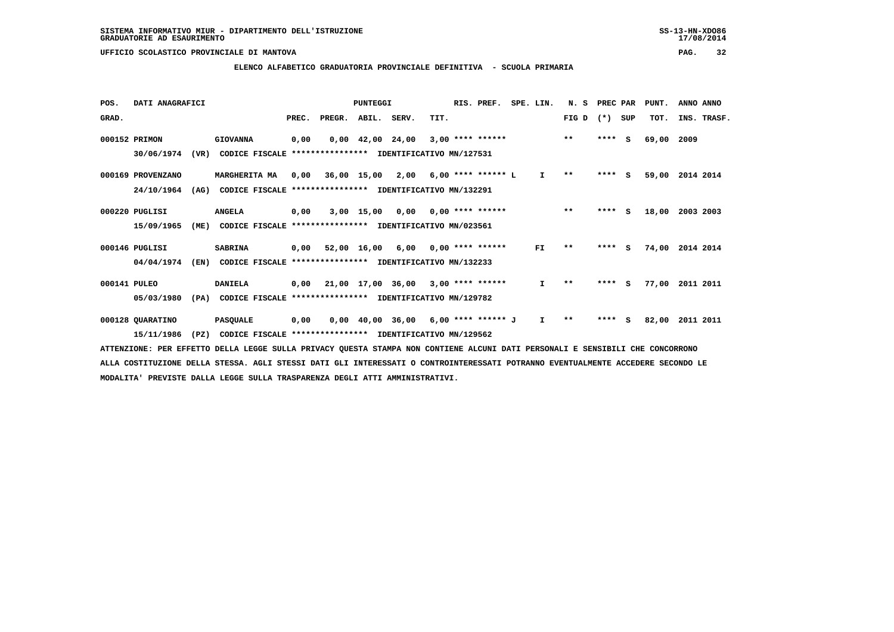SISTEMA INFORMATIVO MIUR - DIPARTIMENTO DELL'ISTRUZIONE
GRADUATORIE AD ESAURIMENTO

UFFICIO SCOLASTICO PROVINCIALE DI MANTOVA

**ELENCO ALFABETICO GRADUATORIA PROVINCIALE DEFINITIVA - SCUOLA PRIMARIA**

| POS. GRAD. | DATI ANAGRAFICI | | | PREC. | PREGR. | ABIL. | SERV. | TIT. | RIS. PREF. | SPE. LIN. | N. S FIG D | PREC PAR (*) SUP | | PUNT. TOT. | ANNO ANNO INS. TRASF. |
|---|---|---|---|---|---|---|---|---|---|---|---|---|---|---|---|
| 000152 | PRIMON | | GIOVANNA | 0,00 | 0,00 | 42,00 | 24,00 | 3,00 | **** ****** | | ** | **** | S | 69,00 | 2009 |
| | 30/06/1974 | (VR) | CODICE FISCALE **************** IDENTIFICATIVO MN/127531 | | | | | | | | | | | | |
| 000169 | PROVENZANO | | MARGHERITA MA | 0,00 | 36,00 | 15,00 | 2,00 | 6,00 | **** ****** L | I | ** | **** | S | 59,00 | 2014 2014 |
| | 24/10/1964 | (AG) | CODICE FISCALE **************** IDENTIFICATIVO MN/132291 | | | | | | | | | | | | |
| 000220 | PUGLISI | | ANGELA | 0,00 | 3,00 | 15,00 | 0,00 | 0,00 | **** ****** | | ** | **** | S | 18,00 | 2003 2003 |
| | 15/09/1965 | (ME) | CODICE FISCALE **************** IDENTIFICATIVO MN/023561 | | | | | | | | | | | | |
| 000146 | PUGLISI | | SABRINA | 0,00 | 52,00 | 16,00 | 6,00 | 0,00 | **** ****** | FI | ** | **** | S | 74,00 | 2014 2014 |
| | 04/04/1974 | (EN) | CODICE FISCALE **************** IDENTIFICATIVO MN/132233 | | | | | | | | | | | | |
| 000141 | PULEO | | DANIELA | 0,00 | 21,00 | 17,00 | 36,00 | 3,00 | **** ****** | I | ** | **** | S | 77,00 | 2011 2011 |
| | 05/03/1980 | (PA) | CODICE FISCALE **************** IDENTIFICATIVO MN/129782 | | | | | | | | | | | | |
| 000128 | QUARATINO | | PASQUALE | 0,00 | 0,00 | 40,00 | 36,00 | 6,00 | **** ****** J | I | ** | **** | S | 82,00 | 2011 2011 |
| | 15/11/1986 | (PZ) | CODICE FISCALE **************** IDENTIFICATIVO MN/129562 | | | | | | | | | | | | |

ATTENZIONE: PER EFFETTO DELLA LEGGE SULLA PRIVACY QUESTA STAMPA NON CONTIENE ALCUNI DATI PERSONALI E SENSIBILI CHE CONCORRONO ALLA COSTITUZIONE DELLA STESSA. AGLI STESSI DATI GLI INTERESSATI O CONTROINTERESSATI POTRANNO EVENTUALMENTE ACCEDERE SECONDO LE MODALITA' PREVISTE DALLA LEGGE SULLA TRASPARENZA DEGLI ATTI AMMINISTRATIVI.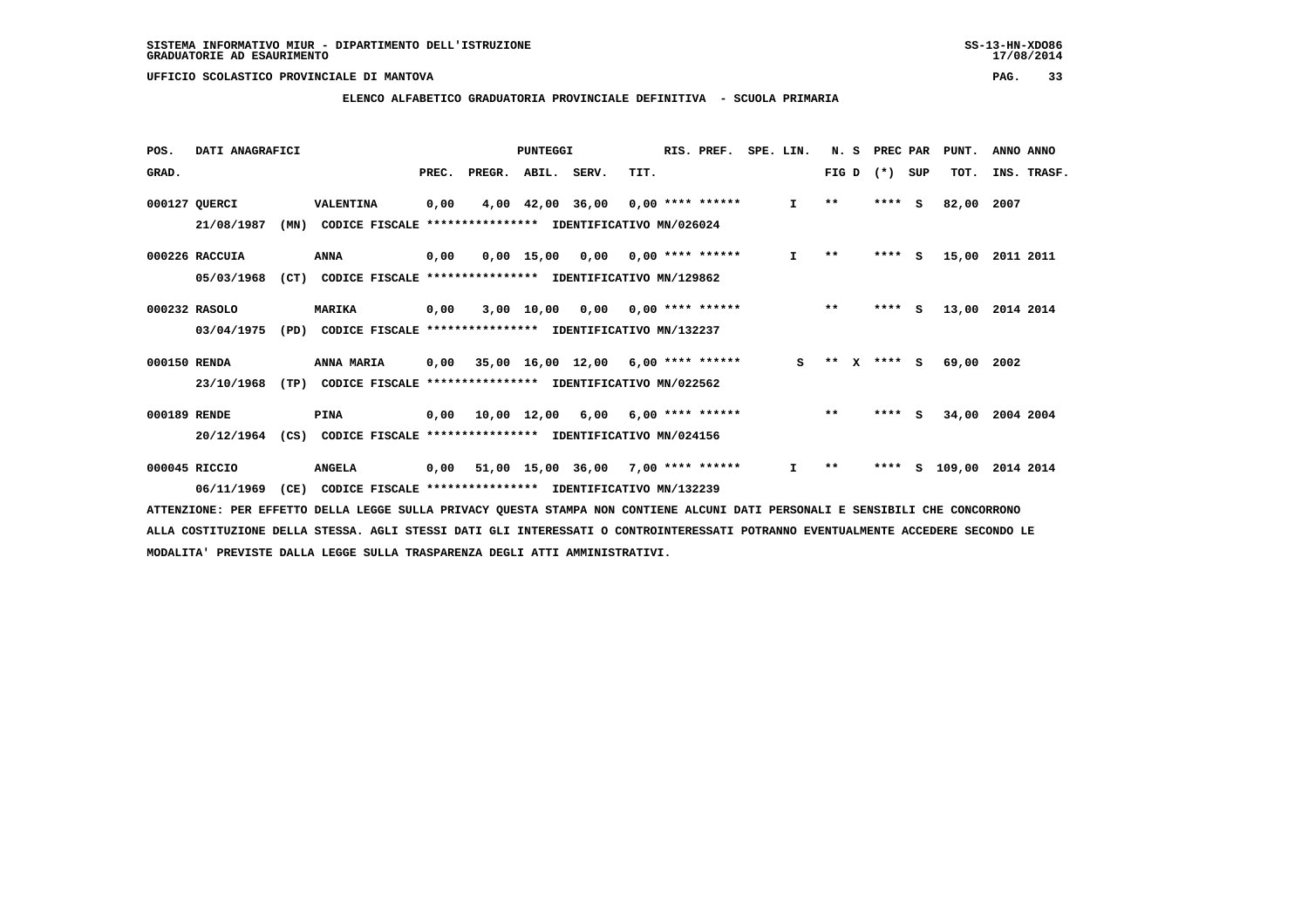SISTEMA INFORMATIVO MIUR - DIPARTIMENTO DELL'ISTRUZIONE
GRADUATORIE AD ESAURIMENTO

UFFICIO SCOLASTICO PROVINCIALE DI MANTOVA

## ELENCO ALFABETICO GRADUATORIA PROVINCIALE DEFINITIVA - SCUOLA PRIMARIA

| POS. GRAD. | DATI ANAGRAFICI | | PREC. | PREGR. | ABIL. | SERV. | TIT. | RIS. PREF. | SPE. LIN. | N. S FIG D | PREC PAR (*) SUP | PUNT. TOT. | ANNO INS. | ANNO TRASF. |
|---|---|---|---|---|---|---|---|---|---|---|---|---|---|---|
| 000127 | QUERCI | VALENTINA | 0,00 | 4,00 | 42,00 | 36,00 | 0,00 | **** ****** | I | ** | **** S | 82,00 | 2007 | |
| | 21/08/1987 (MN) | CODICE FISCALE **************** IDENTIFICATIVO MN/026024 | | | | | | | | | | | | |
| 000226 | RACCUIA | ANNA | 0,00 | 0,00 | 15,00 | 0,00 | 0,00 | **** ****** | I | ** | **** S | 15,00 | 2011 | 2011 |
| | 05/03/1968 (CT) | CODICE FISCALE **************** IDENTIFICATIVO MN/129862 | | | | | | | | | | | | |
| 000232 | RASOLO | MARIKA | 0,00 | 3,00 | 10,00 | 0,00 | 0,00 | **** ****** | | ** | **** S | 13,00 | 2014 | 2014 |
| | 03/04/1975 (PD) | CODICE FISCALE **************** IDENTIFICATIVO MN/132237 | | | | | | | | | | | | |
| 000150 | RENDA | ANNA MARIA | 0,00 | 35,00 | 16,00 | 12,00 | 6,00 | **** ****** | S | ** X | **** S | 69,00 | 2002 | |
| | 23/10/1968 (TP) | CODICE FISCALE **************** IDENTIFICATIVO MN/022562 | | | | | | | | | | | | |
| 000189 | RENDE | PINA | 0,00 | 10,00 | 12,00 | 6,00 | 6,00 | **** ****** | | ** | **** S | 34,00 | 2004 | 2004 |
| | 20/12/1964 (CS) | CODICE FISCALE **************** IDENTIFICATIVO MN/024156 | | | | | | | | | | | | |
| 000045 | RICCIO | ANGELA | 0,00 | 51,00 | 15,00 | 36,00 | 7,00 | **** ****** | I | ** | **** S | 109,00 | 2014 | 2014 |
| | 06/11/1969 (CE) | CODICE FISCALE **************** IDENTIFICATIVO MN/132239 | | | | | | | | | | | | |

ATTENZIONE: PER EFFETTO DELLA LEGGE SULLA PRIVACY QUESTA STAMPA NON CONTIENE ALCUNI DATI PERSONALI E SENSIBILI CHE CONCORRONO ALLA COSTITUZIONE DELLA STESSA. AGLI STESSI DATI GLI INTERESSATI O CONTROINTERESSATI POTRANNO EVENTUALMENTE ACCEDERE SECONDO LE MODALITA' PREVISTE DALLA LEGGE SULLA TRASPARENZA DEGLI ATTI AMMINISTRATIVI.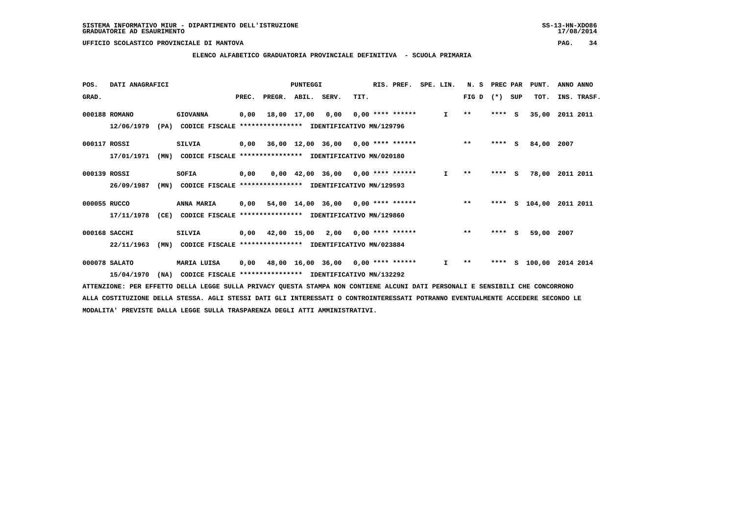SISTEMA INFORMATIVO MIUR - DIPARTIMENTO DELL'ISTRUZIONE
GRADUATORIE AD ESAURIMENTO

UFFICIO SCOLASTICO PROVINCIALE DI MANTOVA

ELENCO ALFABETICO GRADUATORIA PROVINCIALE DEFINITIVA - SCUOLA PRIMARIA

| POS. GRAD. | DATI ANAGRAFICI | | PREC. | PREGR. | ABIL. | SERV. | TIT. | RIS. PREF. | SPE. LIN. | N. S FIG D | PREC PAR (*) | SUP | PUNT. TOT. | ANNO INS. | ANNO TRASF. |
|---|---|---|---|---|---|---|---|---|---|---|---|---|---|---|---|
| 000188 | ROMANO | GIOVANNA | 0,00 | 18,00 | 17,00 | 0,00 | 0,00 | **** ****** | I | ** | **** | S | 35,00 | 2011 | 2011 |
| | 12/06/1979 (PA) | CODICE FISCALE **************** IDENTIFICATIVO MN/129796 | | | | | | | | | | | | | |
| 000117 | ROSSI | SILVIA | 0,00 | 36,00 | 12,00 | 36,00 | 0,00 | **** ****** | | ** | **** | S | 84,00 | 2007 | |
| | 17/01/1971 (MN) | CODICE FISCALE **************** IDENTIFICATIVO MN/020180 | | | | | | | | | | | | | |
| 000139 | ROSSI | SOFIA | 0,00 | 0,00 | 42,00 | 36,00 | 0,00 | **** ****** | I | ** | **** | S | 78,00 | 2011 | 2011 |
| | 26/09/1987 (MN) | CODICE FISCALE **************** IDENTIFICATIVO MN/129593 | | | | | | | | | | | | | |
| 000055 | RUCCO | ANNA MARIA | 0,00 | 54,00 | 14,00 | 36,00 | 0,00 | **** ****** | | ** | **** | S | 104,00 | 2011 | 2011 |
| | 17/11/1978 (CE) | CODICE FISCALE **************** IDENTIFICATIVO MN/129860 | | | | | | | | | | | | | |
| 000168 | SACCHI | SILVIA | 0,00 | 42,00 | 15,00 | 2,00 | 0,00 | **** ****** | | ** | **** | S | 59,00 | 2007 | |
| | 22/11/1963 (MN) | CODICE FISCALE **************** IDENTIFICATIVO MN/023884 | | | | | | | | | | | | | |
| 000078 | SALATO | MARIA LUISA | 0,00 | 48,00 | 16,00 | 36,00 | 0,00 | **** ****** | I | ** | **** | S | 100,00 | 2014 | 2014 |
| | 15/04/1970 (NA) | CODICE FISCALE **************** IDENTIFICATIVO MN/132292 | | | | | | | | | | | | | |

ATTENZIONE: PER EFFETTO DELLA LEGGE SULLA PRIVACY QUESTA STAMPA NON CONTIENE ALCUNI DATI PERSONALI E SENSIBILI CHE CONCORRONO ALLA COSTITUZIONE DELLA STESSA. AGLI STESSI DATI GLI INTERESSATI O CONTROINTERESSATI POTRANNO EVENTUALMENTE ACCEDERE SECONDO LE MODALITA' PREVISTE DALLA LEGGE SULLA TRASPARENZA DEGLI ATTI AMMINISTRATIVI.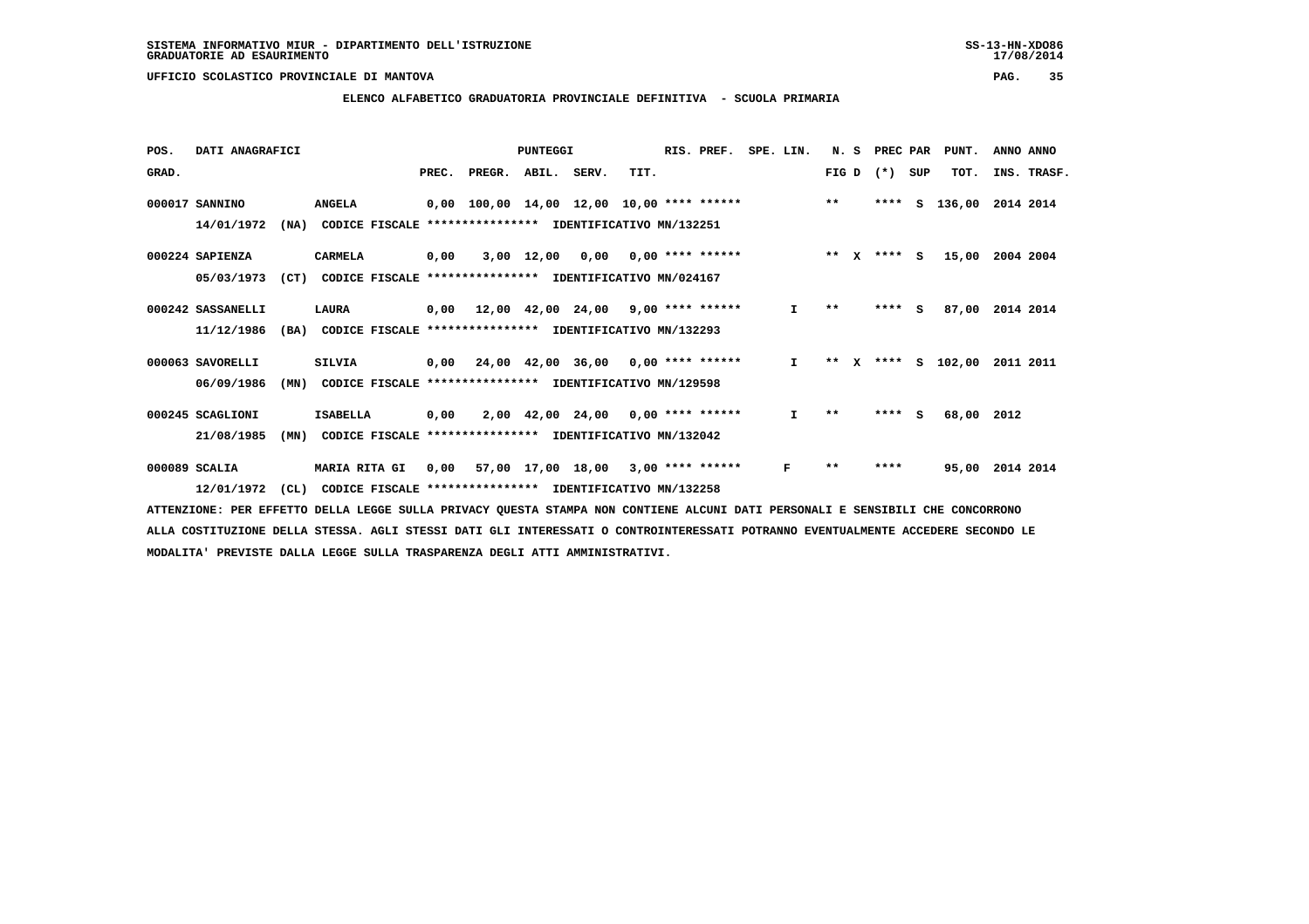SISTEMA INFORMATIVO MIUR - DIPARTIMENTO DELL'ISTRUZIONE
GRADUATORIE AD ESAURIMENTO

UFFICIO SCOLASTICO PROVINCIALE DI MANTOVA

## ELENCO ALFABETICO GRADUATORIA PROVINCIALE DEFINITIVA - SCUOLA PRIMARIA

| POS. GRAD. | DATI ANAGRAFICI | | PREC. | PREGR. | ABIL. | SERV. | TIT. | RIS. PREF. | SPE. LIN. | N. S FIG D | PREC PAR (*) SUP | PUNT. TOT. | ANNO INS. | ANNO TRASF. |
|---|---|---|---|---|---|---|---|---|---|---|---|---|---|---|
| 000017 | SANNINO | ANGELA | 0,00 | 100,00 | 14,00 | 12,00 | 10,00 | **** ****** | | ** | **** S | 136,00 | 2014 | 2014 |
| | 14/01/1972 (NA) | CODICE FISCALE **************** IDENTIFICATIVO MN/132251 | | | | | | | | | | | | |
| 000224 | SAPIENZA | CARMELA | 0,00 | 3,00 | 12,00 | 0,00 | 0,00 | **** ****** | | ** X | **** S | 15,00 | 2004 | 2004 |
| | 05/03/1973 (CT) | CODICE FISCALE **************** IDENTIFICATIVO MN/024167 | | | | | | | | | | | | |
| 000242 | SASSANELLI | LAURA | 0,00 | 12,00 | 42,00 | 24,00 | 9,00 | **** ****** | I | ** | **** S | 87,00 | 2014 | 2014 |
| | 11/12/1986 (BA) | CODICE FISCALE **************** IDENTIFICATIVO MN/132293 | | | | | | | | | | | | |
| 000063 | SAVORELLI | SILVIA | 0,00 | 24,00 | 42,00 | 36,00 | 0,00 | **** ****** | I | ** X | **** S | 102,00 | 2011 | 2011 |
| | 06/09/1986 (MN) | CODICE FISCALE **************** IDENTIFICATIVO MN/129598 | | | | | | | | | | | | |
| 000245 | SCAGLIONI | ISABELLA | 0,00 | 2,00 | 42,00 | 24,00 | 0,00 | **** ****** | I | ** | **** S | 68,00 | 2012 | |
| | 21/08/1985 (MN) | CODICE FISCALE **************** IDENTIFICATIVO MN/132042 | | | | | | | | | | | | |
| 000089 | SCALIA | MARIA RITA GI | 0,00 | 57,00 | 17,00 | 18,00 | 3,00 | **** ****** | F | ** | **** | 95,00 | 2014 | 2014 |
| | 12/01/1972 (CL) | CODICE FISCALE **************** IDENTIFICATIVO MN/132258 | | | | | | | | | | | | |

ATTENZIONE: PER EFFETTO DELLA LEGGE SULLA PRIVACY QUESTA STAMPA NON CONTIENE ALCUNI DATI PERSONALI E SENSIBILI CHE CONCORRONO ALLA COSTITUZIONE DELLA STESSA. AGLI STESSI DATI GLI INTERESSATI O CONTROINTERESSATI POTRANNO EVENTUALMENTE ACCEDERE SECONDO LE MODALITA' PREVISTE DALLA LEGGE SULLA TRASPARENZA DEGLI ATTI AMMINISTRATIVI.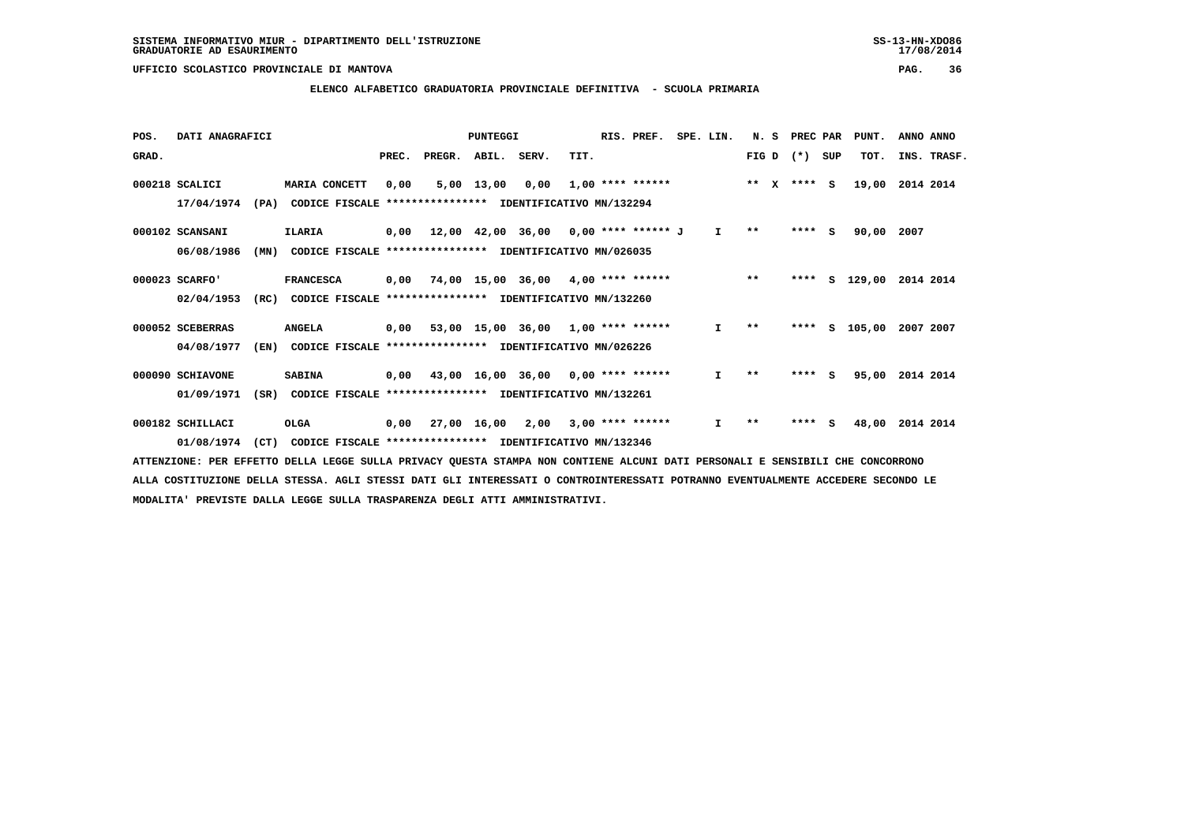SISTEMA INFORMATIVO MIUR - DIPARTIMENTO DELL'ISTRUZIONE
GRADUATORIE AD ESAURIMENTO

UFFICIO SCOLASTICO PROVINCIALE DI MANTOVA

**ELENCO ALFABETICO GRADUATORIA PROVINCIALE DEFINITIVA - SCUOLA PRIMARIA**

| POS. GRAD. | DATI ANAGRAFICI | | PREC. | PREGR. | ABIL. | SERV. | TIT. | RIS. PREF. | SPE. LIN. | N. S FIG D | PREC PAR (*) SUP | PUNT. TOT. | ANNO INS. | ANNO TRASF. |
|---|---|---|---|---|---|---|---|---|---|---|---|---|---|---|
| 000218 | SCALICI 17/04/1974 (PA) | MARIA CONCETT CODICE FISCALE **************** IDENTIFICATIVO MN/132294 | 0,00 | 5,00 | 13,00 | 0,00 | 1,00 | **** ****** | | ** X | **** S | 19,00 | 2014 | 2014 |
| 000102 | SCANSANI 06/08/1986 (MN) | ILARIA CODICE FISCALE **************** IDENTIFICATIVO MN/026035 | 0,00 | 12,00 | 42,00 | 36,00 | 0,00 | **** ****** J | I | ** | **** S | 90,00 | 2007 | |
| 000023 | SCARFO' 02/04/1953 (RC) | FRANCESCA CODICE FISCALE **************** IDENTIFICATIVO MN/132260 | 0,00 | 74,00 | 15,00 | 36,00 | 4,00 | **** ****** | | ** | **** S | 129,00 | 2014 | 2014 |
| 000052 | SCEBERRAS 04/08/1977 (EN) | ANGELA CODICE FISCALE **************** IDENTIFICATIVO MN/026226 | 0,00 | 53,00 | 15,00 | 36,00 | 1,00 | **** ****** | I | ** | **** S | 105,00 | 2007 | 2007 |
| 000090 | SCHIAVONE 01/09/1971 (SR) | SABINA CODICE FISCALE **************** IDENTIFICATIVO MN/132261 | 0,00 | 43,00 | 16,00 | 36,00 | 0,00 | **** ****** | I | ** | **** S | 95,00 | 2014 | 2014 |
| 000182 | SCHILLACI 01/08/1974 (CT) | OLGA CODICE FISCALE **************** IDENTIFICATIVO MN/132346 | 0,00 | 27,00 | 16,00 | 2,00 | 3,00 | **** ****** | I | ** | **** S | 48,00 | 2014 | 2014 |

ATTENZIONE: PER EFFETTO DELLA LEGGE SULLA PRIVACY QUESTA STAMPA NON CONTIENE ALCUNI DATI PERSONALI E SENSIBILI CHE CONCORRONO ALLA COSTITUZIONE DELLA STESSA. AGLI STESSI DATI GLI INTERESSATI O CONTROINTERESSATI POTRANNO EVENTUALMENTE ACCEDERE SECONDO LE MODALITA' PREVISTE DALLA LEGGE SULLA TRASPARENZA DEGLI ATTI AMMINISTRATIVI.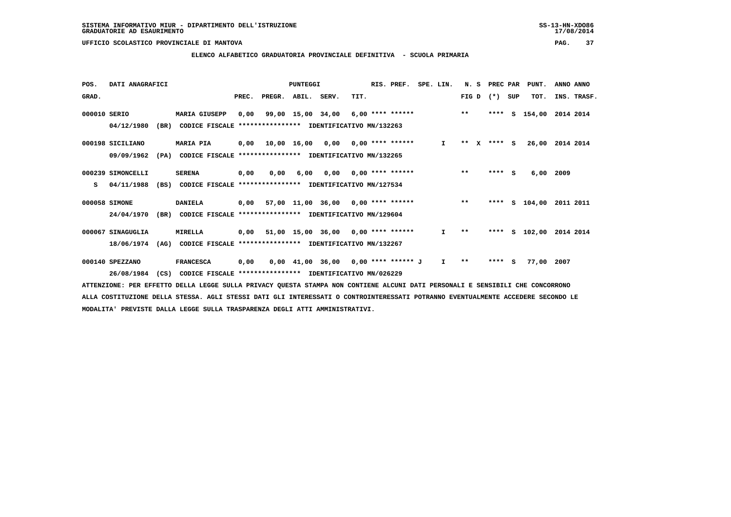SISTEMA INFORMATIVO MIUR - DIPARTIMENTO DELL'ISTRUZIONE
GRADUATORIE AD ESAURIMENTO

UFFICIO SCOLASTICO PROVINCIALE DI MANTOVA

## ELENCO ALFABETICO GRADUATORIA PROVINCIALE DEFINITIVA - SCUOLA PRIMARIA

| POS. GRAD. | DATI ANAGRAFICI | | PREC. | PREGR. | ABIL. | SERV. | TIT. | RIS. PREF. | SPE. LIN. | N. S FIG D | PREC PAR (*) SUP | PUNT. TOT. | ANNO ANNO INS. TRASF. |
|---|---|---|---|---|---|---|---|---|---|---|---|---|---|
| 000010 | SERIO | MARIA GIUSEPP | 0,00 | 99,00 | 15,00 | 34,00 | 6,00 | **** ****** | | ** | **** S | 154,00 | 2014 2014 |
| | 04/12/1980 (BR) | CODICE FISCALE **************** IDENTIFICATIVO MN/132263 | | | | | | | | | | | |
| 000198 | SICILIANO | MARIA PIA | 0,00 | 10,00 | 16,00 | 0,00 | 0,00 | **** ****** | I | ** X | **** S | 26,00 | 2014 2014 |
| | 09/09/1962 (PA) | CODICE FISCALE **************** IDENTIFICATIVO MN/132265 | | | | | | | | | | | |
| 000239 | SIMONCELLI | SERENA | 0,00 | 0,00 | 6,00 | 0,00 | 0,00 | **** ****** | | ** | **** S | 6,00 | 2009 |
| S | 04/11/1988 (BS) | CODICE FISCALE **************** IDENTIFICATIVO MN/127534 | | | | | | | | | | | |
| 000058 | SIMONE | DANIELA | 0,00 | 57,00 | 11,00 | 36,00 | 0,00 | **** ****** | | ** | **** S | 104,00 | 2011 2011 |
| | 24/04/1970 (BR) | CODICE FISCALE **************** IDENTIFICATIVO MN/129604 | | | | | | | | | | | |
| 000067 | SINAGUGLIA | MIRELLA | 0,00 | 51,00 | 15,00 | 36,00 | 0,00 | **** ****** | I | ** | **** S | 102,00 | 2014 2014 |
| | 18/06/1974 (AG) | CODICE FISCALE **************** IDENTIFICATIVO MN/132267 | | | | | | | | | | | |
| 000140 | SPEZZANO | FRANCESCA | 0,00 | 0,00 | 41,00 | 36,00 | 0,00 | **** ****** J | I | ** | **** S | 77,00 | 2007 |
| | 26/08/1984 (CS) | CODICE FISCALE **************** IDENTIFICATIVO MN/026229 | | | | | | | | | | | |

ATTENZIONE: PER EFFETTO DELLA LEGGE SULLA PRIVACY QUESTA STAMPA NON CONTIENE ALCUNI DATI PERSONALI E SENSIBILI CHE CONCORRONO ALLA COSTITUZIONE DELLA STESSA. AGLI STESSI DATI GLI INTERESSATI O CONTROINTERESSATI POTRANNO EVENTUALMENTE ACCEDERE SECONDO LE MODALITA' PREVISTE DALLA LEGGE SULLA TRASPARENZA DEGLI ATTI AMMINISTRATIVI.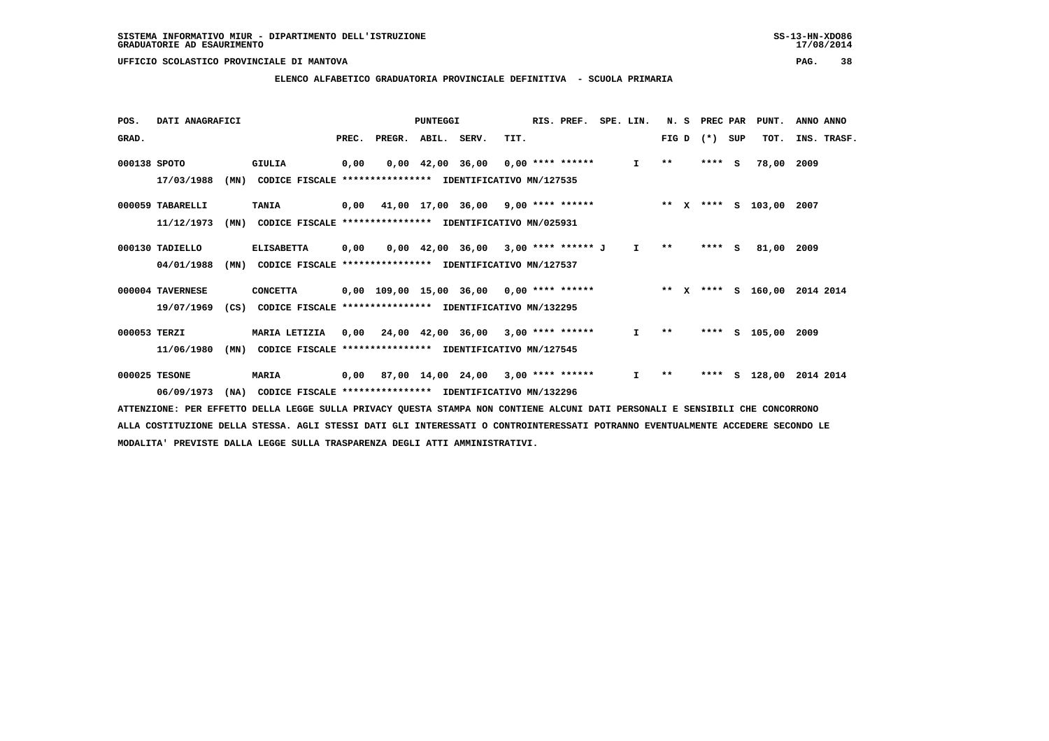SISTEMA INFORMATIVO MIUR - DIPARTIMENTO DELL'ISTRUZIONE
GRADUATORIE AD ESAURIMENTO

UFFICIO SCOLASTICO PROVINCIALE DI MANTOVA

**ELENCO ALFABETICO GRADUATORIA PROVINCIALE DEFINITIVA - SCUOLA PRIMARIA**

| POS. GRAD. | DATI ANAGRAFICI | | PREC. | PREGR. | ABIL. | SERV. | TIT. | RIS. PREF. | SPE. LIN. | N. S FIG D | PREC PAR (*) SUP | PUNT. TOT. | ANNO INS. | ANNO TRASF. |
|---|---|---|---|---|---|---|---|---|---|---|---|---|---|---|
| 000138 | SPOTO | GIULIA | 0,00 | 0,00 | 42,00 | 36,00 | 0,00 | **** ****** | I | ** | **** S | 78,00 | 2009 | |
| | 17/03/1988 (MN) | CODICE FISCALE **************** IDENTIFICATIVO MN/127535 | | | | | | | | | | | | |
| 000059 | TABARELLI | TANIA | 0,00 | 41,00 | 17,00 | 36,00 | 9,00 | **** ****** | | ** X | **** S | 103,00 | 2007 | |
| | 11/12/1973 (MN) | CODICE FISCALE **************** IDENTIFICATIVO MN/025931 | | | | | | | | | | | | |
| 000130 | TADIELLO | ELISABETTA | 0,00 | 0,00 | 42,00 | 36,00 | 3,00 | **** ****** J | I | ** | **** S | 81,00 | 2009 | |
| | 04/01/1988 (MN) | CODICE FISCALE **************** IDENTIFICATIVO MN/127537 | | | | | | | | | | | | |
| 000004 | TAVERNESE | CONCETTA | 0,00 | 109,00 | 15,00 | 36,00 | 0,00 | **** ****** | | ** X | **** S | 160,00 | 2014 | 2014 |
| | 19/07/1969 (CS) | CODICE FISCALE **************** IDENTIFICATIVO MN/132295 | | | | | | | | | | | | |
| 000053 | TERZI | MARIA LETIZIA | 0,00 | 24,00 | 42,00 | 36,00 | 3,00 | **** ****** | I | ** | **** S | 105,00 | 2009 | |
| | 11/06/1980 (MN) | CODICE FISCALE **************** IDENTIFICATIVO MN/127545 | | | | | | | | | | | | |
| 000025 | TESONE | MARIA | 0,00 | 87,00 | 14,00 | 24,00 | 3,00 | **** ****** | I | ** | **** S | 128,00 | 2014 | 2014 |
| | 06/09/1973 (NA) | CODICE FISCALE **************** IDENTIFICATIVO MN/132296 | | | | | | | | | | | | |

ATTENZIONE: PER EFFETTO DELLA LEGGE SULLA PRIVACY QUESTA STAMPA NON CONTIENE ALCUNI DATI PERSONALI E SENSIBILI CHE CONCORRONO ALLA COSTITUZIONE DELLA STESSA. AGLI STESSI DATI GLI INTERESSATI O CONTROINTERESSATI POTRANNO EVENTUALMENTE ACCEDERE SECONDO LE MODALITA' PREVISTE DALLA LEGGE SULLA TRASPARENZA DEGLI ATTI AMMINISTRATIVI.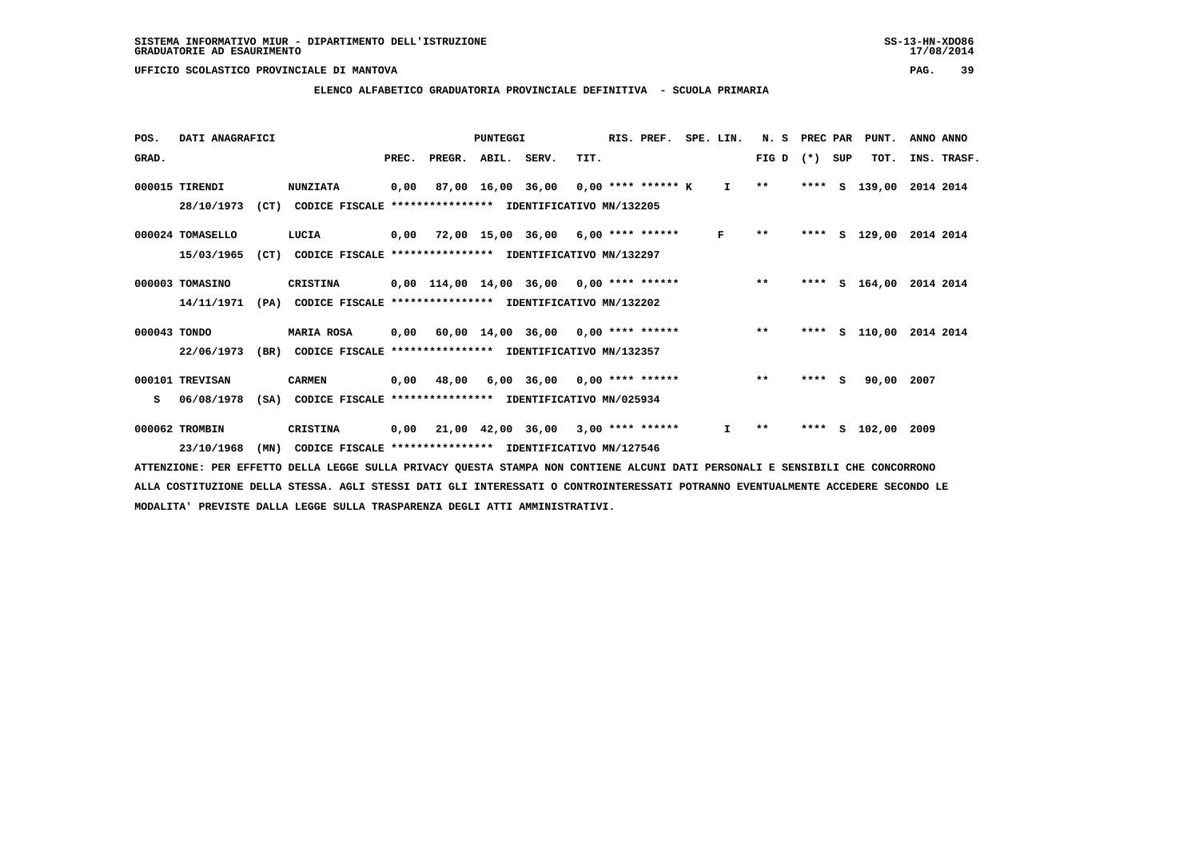SISTEMA INFORMATIVO MIUR - DIPARTIMENTO DELL'ISTRUZIONE
GRADUATORIE AD ESAURIMENTO

UFFICIO SCOLASTICO PROVINCIALE DI MANTOVA

## ELENCO ALFABETICO GRADUATORIA PROVINCIALE DEFINITIVA - SCUOLA PRIMARIA

| POS. GRAD. | DATI ANAGRAFICI | | PREC. | PREGR. | ABIL. | SERV. | TIT. | RIS. PREF. | SPE. LIN. | N. S FIG D | PREC PAR (*) | SUP | PUNT. TOT. | ANNO INS. | ANNO TRASF. |
|---|---|---|---|---|---|---|---|---|---|---|---|---|---|---|---|
| 000015 | TIRENDI | NUNZIATA | 0,00 | 87,00 | 16,00 | 36,00 | 0,00 | **** ****** K | I | ** | **** | S | 139,00 | 2014 | 2014 |
| | 28/10/1973 (CT) | CODICE FISCALE **************** IDENTIFICATIVO MN/132205 | | | | | | | | | | | | | |
| 000024 | TOMASELLO | LUCIA | 0,00 | 72,00 | 15,00 | 36,00 | 6,00 | **** ****** | F | ** | **** | S | 129,00 | 2014 | 2014 |
| | 15/03/1965 (CT) | CODICE FISCALE **************** IDENTIFICATIVO MN/132297 | | | | | | | | | | | | | |
| 000003 | TOMASINO | CRISTINA | 0,00 | 114,00 | 14,00 | 36,00 | 0,00 | **** ****** | | ** | **** | S | 164,00 | 2014 | 2014 |
| | 14/11/1971 (PA) | CODICE FISCALE **************** IDENTIFICATIVO MN/132202 | | | | | | | | | | | | | |
| 000043 | TONDO | MARIA ROSA | 0,00 | 60,00 | 14,00 | 36,00 | 0,00 | **** ****** | | ** | **** | S | 110,00 | 2014 | 2014 |
| | 22/06/1973 (BR) | CODICE FISCALE **************** IDENTIFICATIVO MN/132357 | | | | | | | | | | | | | |
| 000101 | TREVISAN | CARMEN | 0,00 | 48,00 | 6,00 | 36,00 | 0,00 | **** ****** | | ** | **** | S | 90,00 | 2007 | |
| S | 06/08/1978 (SA) | CODICE FISCALE **************** IDENTIFICATIVO MN/025934 | | | | | | | | | | | | | |
| 000062 | TROMBIN | CRISTINA | 0,00 | 21,00 | 42,00 | 36,00 | 3,00 | **** ****** | I | ** | **** | S | 102,00 | 2009 | |
| | 23/10/1968 (MN) | CODICE FISCALE **************** IDENTIFICATIVO MN/127546 | | | | | | | | | | | | | |

ATTENZIONE: PER EFFETTO DELLA LEGGE SULLA PRIVACY QUESTA STAMPA NON CONTIENE ALCUNI DATI PERSONALI E SENSIBILI CHE CONCORRONO ALLA COSTITUZIONE DELLA STESSA. AGLI STESSI DATI GLI INTERESSATI O CONTROINTERESSATI POTRANNO EVENTUALMENTE ACCEDERE SECONDO LE MODALITA' PREVISTE DALLA LEGGE SULLA TRASPARENZA DEGLI ATTI AMMINISTRATIVI.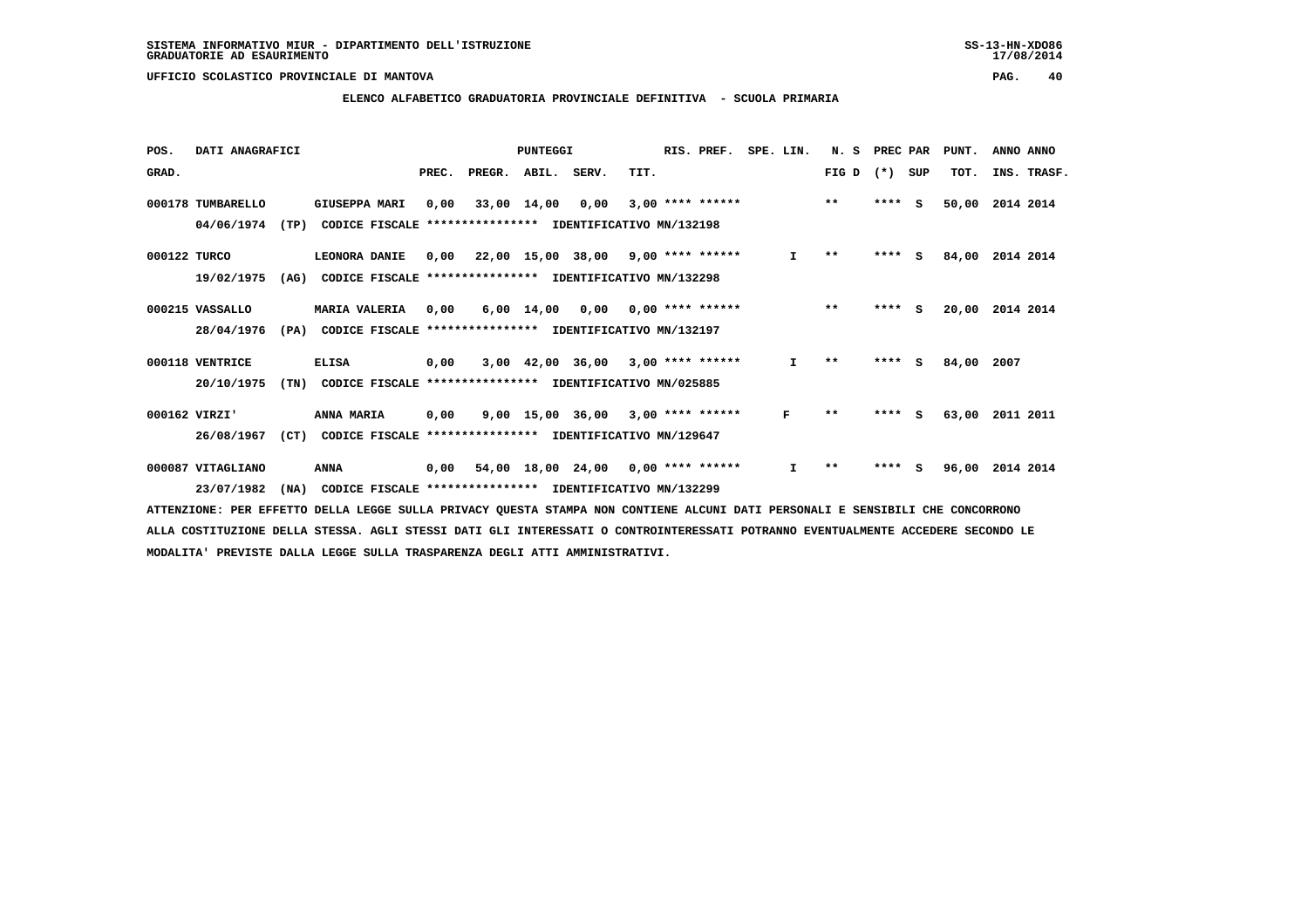SISTEMA INFORMATIVO MIUR - DIPARTIMENTO DELL'ISTRUZIONE
GRADUATORIE AD ESAURIMENTO

UFFICIO SCOLASTICO PROVINCIALE DI MANTOVA

**ELENCO ALFABETICO GRADUATORIA PROVINCIALE DEFINITIVA - SCUOLA PRIMARIA**

| POS. GRAD. | DATI ANAGRAFICI | | PREC. | PREGR. | ABIL. | SERV. | TIT. | RIS. PREF. | SPE. LIN. | N. S FIG D | PREC PAR (*) SUP | PUNT. TOT. | ANNO INS. | ANNO TRASF. |
|---|---|---|---|---|---|---|---|---|---|---|---|---|---|---|
| 000178 | TUMBARELLO | GIUSEPPA MARI | 0,00 | 33,00 | 14,00 | 0,00 | 3,00 | **** ****** | | ** | **** S | 50,00 | 2014 | 2014 |
| | 04/06/1974 (TP) | CODICE FISCALE **************** IDENTIFICATIVO MN/132198 | | | | | | | | | | | | |
| 000122 | TURCO | LEONORA DANIE | 0,00 | 22,00 | 15,00 | 38,00 | 9,00 | **** ****** | I | ** | **** S | 84,00 | 2014 | 2014 |
| | 19/02/1975 (AG) | CODICE FISCALE **************** IDENTIFICATIVO MN/132298 | | | | | | | | | | | | |
| 000215 | VASSALLO | MARIA VALERIA | 0,00 | 6,00 | 14,00 | 0,00 | 0,00 | **** ****** | | ** | **** S | 20,00 | 2014 | 2014 |
| | 28/04/1976 (PA) | CODICE FISCALE **************** IDENTIFICATIVO MN/132197 | | | | | | | | | | | | |
| 000118 | VENTRICE | ELISA | 0,00 | 3,00 | 42,00 | 36,00 | 3,00 | **** ****** | I | ** | **** S | 84,00 | 2007 | |
| | 20/10/1975 (TN) | CODICE FISCALE **************** IDENTIFICATIVO MN/025885 | | | | | | | | | | | | |
| 000162 | VIRZI' | ANNA MARIA | 0,00 | 9,00 | 15,00 | 36,00 | 3,00 | **** ****** | F | ** | **** S | 63,00 | 2011 | 2011 |
| | 26/08/1967 (CT) | CODICE FISCALE **************** IDENTIFICATIVO MN/129647 | | | | | | | | | | | | |
| 000087 | VITAGLIANO | ANNA | 0,00 | 54,00 | 18,00 | 24,00 | 0,00 | **** ****** | I | ** | **** S | 96,00 | 2014 | 2014 |
| | 23/07/1982 (NA) | CODICE FISCALE **************** IDENTIFICATIVO MN/132299 | | | | | | | | | | | | |

ATTENZIONE: PER EFFETTO DELLA LEGGE SULLA PRIVACY QUESTA STAMPA NON CONTIENE ALCUNI DATI PERSONALI E SENSIBILI CHE CONCORRONO ALLA COSTITUZIONE DELLA STESSA. AGLI STESSI DATI GLI INTERESSATI O CONTROINTERESSATI POTRANNO EVENTUALMENTE ACCEDERE SECONDO LE MODALITA' PREVISTE DALLA LEGGE SULLA TRASPARENZA DEGLI ATTI AMMINISTRATIVI.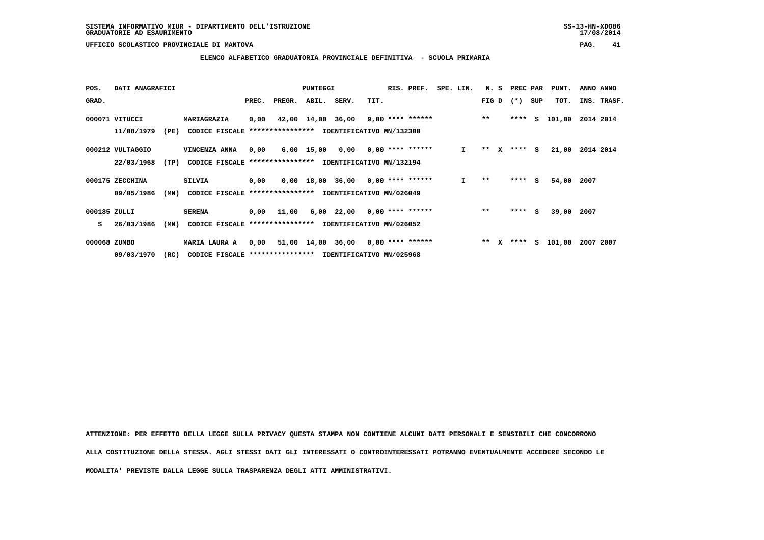SISTEMA INFORMATIVO MIUR - DIPARTIMENTO DELL'ISTRUZIONE
GRADUATORIE AD ESAURIMENTO

UFFICIO SCOLASTICO PROVINCIALE DI MANTOVA

ELENCO ALFABETICO GRADUATORIA PROVINCIALE DEFINITIVA - SCUOLA PRIMARIA

| POS. GRAD. | DATI ANAGRAFICI | | PUNTEGGI PREC. | PREGR. | ABIL. | SERV. | TIT. | RIS. PREF. | SPE. LIN. | N. S FIG D | PREC PAR (*) SUP | PUNT. TOT. | ANNO ANNO INS. TRASF. |
|---|---|---|---|---|---|---|---|---|---|---|---|---|---|
| 000071 | VITUCCI 11/08/1979 (PE) | MARIAGRAZIA CODICE FISCALE **************** IDENTIFICATIVO MN/132300 | 0,00 | 42,00 | 14,00 | 36,00 | 9,00 | **** ****** | | ** | **** S | 101,00 | 2014 2014 |
| 000212 | VULTAGGIO 22/03/1968 (TP) | VINCENZA ANNA CODICE FISCALE **************** IDENTIFICATIVO MN/132194 | 0,00 | 6,00 | 15,00 | 0,00 | 0,00 | **** ****** | I | ** X | **** S | 21,00 | 2014 2014 |
| 000175 | ZECCHINA 09/05/1986 (MN) | SILVIA CODICE FISCALE **************** IDENTIFICATIVO MN/026049 | 0,00 | 0,00 | 18,00 | 36,00 | 0,00 | **** ****** | I | ** | **** S | 54,00 | 2007 |
| 000185 S | ZULLI 26/03/1986 (MN) | SERENA CODICE FISCALE **************** IDENTIFICATIVO MN/026052 | 0,00 | 11,00 | 6,00 | 22,00 | 0,00 | **** ****** | | ** | **** S | 39,00 | 2007 |
| 000068 | ZUMBO 09/03/1970 (RC) | MARIA LAURA A CODICE FISCALE **************** IDENTIFICATIVO MN/025968 | 0,00 | 51,00 | 14,00 | 36,00 | 0,00 | **** ****** | | ** X | **** S | 101,00 | 2007 2007 |

ATTENZIONE: PER EFFETTO DELLA LEGGE SULLA PRIVACY QUESTA STAMPA NON CONTIENE ALCUNI DATI PERSONALI E SENSIBILI CHE CONCORRONO ALLA COSTITUZIONE DELLA STESSA. AGLI STESSI DATI GLI INTERESSATI O CONTROINTERESSATI POTRANNO EVENTUALMENTE ACCEDERE SECONDO LE MODALITA' PREVISTE DALLA LEGGE SULLA TRASPARENZA DEGLI ATTI AMMINISTRATIVI.